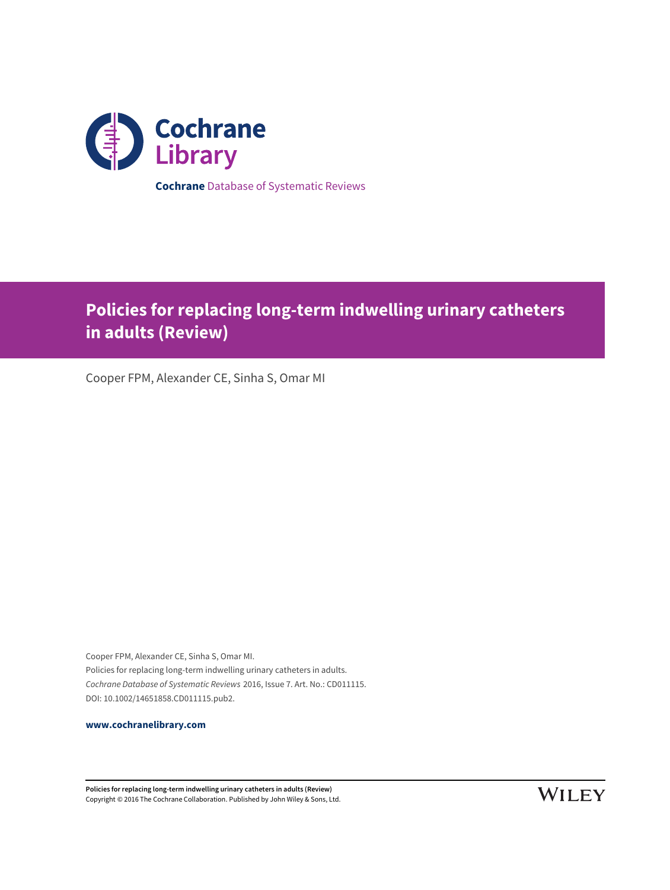Cochrane Library

**Cochrane** Database of Systematic Reviews

# Policies for replacing long-term indwelling urinary catheters in adults (Review)

Cooper FPM, Alexander CE, Sinha S, Omar MI

Cooper FPM, Alexander CE, Sinha S, Omar MI.
Policies for replacing long-term indwelling urinary catheters in adults.
*Cochrane Database of Systematic Reviews* 2016, Issue 7. Art. No.: CD011115.
DOI: 10.1002/14651858.CD011115.pub2.

**www.cochranelibrary.com**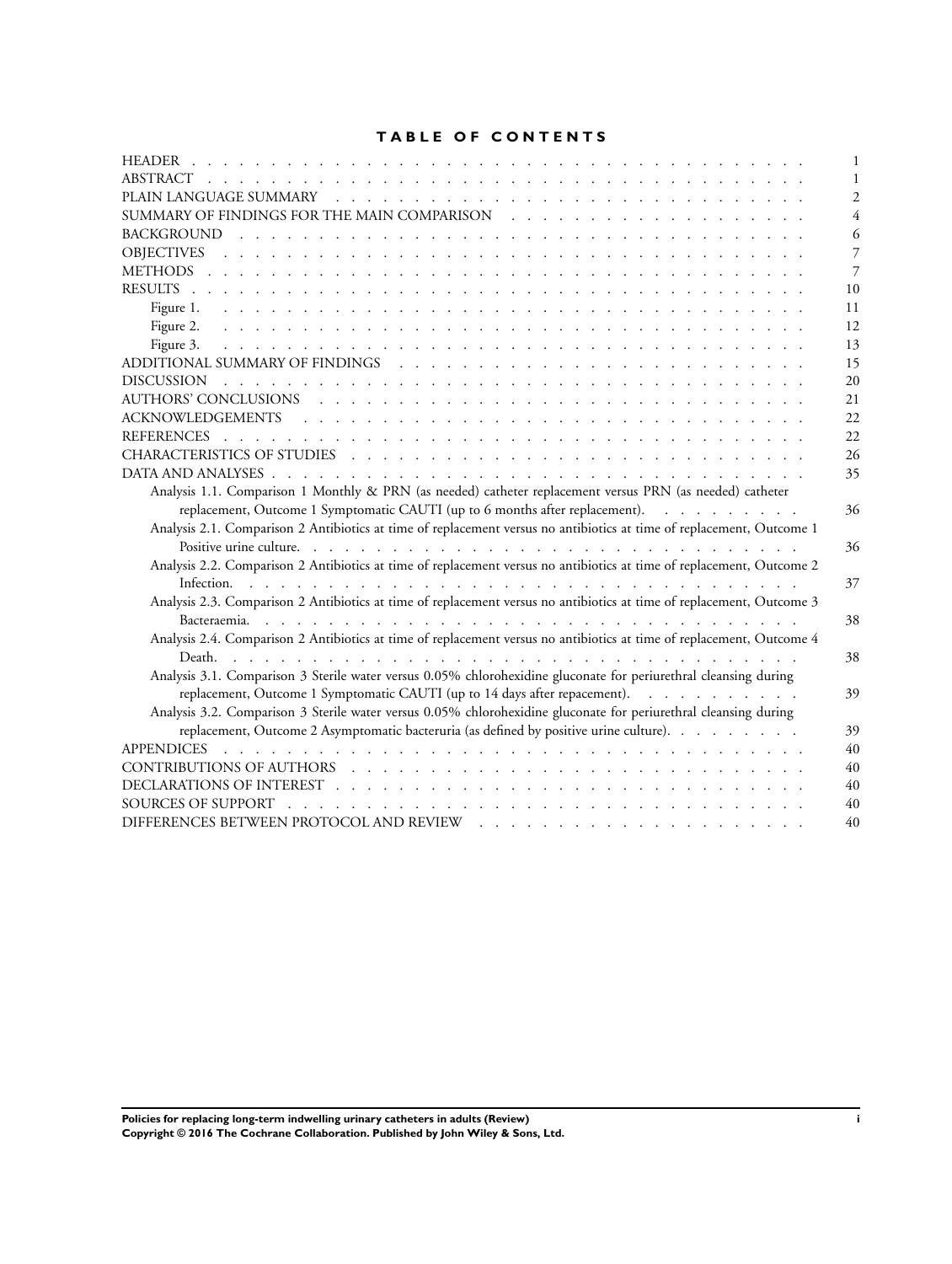# TABLE OF CONTENTS

| | |
|---|---|
| HEADER | 1 |
| ABSTRACT | 1 |
| PLAIN LANGUAGE SUMMARY | 2 |
| SUMMARY OF FINDINGS FOR THE MAIN COMPARISON | 4 |
| BACKGROUND | 6 |
| OBJECTIVES | 7 |
| METHODS | 7 |
| RESULTS | 10 |
| Figure 1. | 11 |
| Figure 2. | 12 |
| Figure 3. | 13 |
| ADDITIONAL SUMMARY OF FINDINGS | 15 |
| DISCUSSION | 20 |
| AUTHORS' CONCLUSIONS | 21 |
| ACKNOWLEDGEMENTS | 22 |
| REFERENCES | 22 |
| CHARACTERISTICS OF STUDIES | 26 |
| DATA AND ANALYSES | 35 |
| Analysis 1.1. Comparison 1 Monthly & PRN (as needed) catheter replacement versus PRN (as needed) catheter replacement, Outcome 1 Symptomatic CAUTI (up to 6 months after replacement). | 36 |
| Analysis 2.1. Comparison 2 Antibiotics at time of replacement versus no antibiotics at time of replacement, Outcome 1 Positive urine culture. | 36 |
| Analysis 2.2. Comparison 2 Antibiotics at time of replacement versus no antibiotics at time of replacement, Outcome 2 Infection. | 37 |
| Analysis 2.3. Comparison 2 Antibiotics at time of replacement versus no antibiotics at time of replacement, Outcome 3 Bacteraemia. | 38 |
| Analysis 2.4. Comparison 2 Antibiotics at time of replacement versus no antibiotics at time of replacement, Outcome 4 Death. | 38 |
| Analysis 3.1. Comparison 3 Sterile water versus 0.05% chlorohexidine gluconate for periurethral cleansing during replacement, Outcome 1 Symptomatic CAUTI (up to 14 days after repacement). | 39 |
| Analysis 3.2. Comparison 3 Sterile water versus 0.05% chlorohexidine gluconate for periurethral cleansing during replacement, Outcome 2 Asymptomatic bacteruria (as defined by positive urine culture). | 39 |
| APPENDICES | 40 |
| CONTRIBUTIONS OF AUTHORS | 40 |
| DECLARATIONS OF INTEREST | 40 |
| SOURCES OF SUPPORT | 40 |
| DIFFERENCES BETWEEN PROTOCOL AND REVIEW | 40 |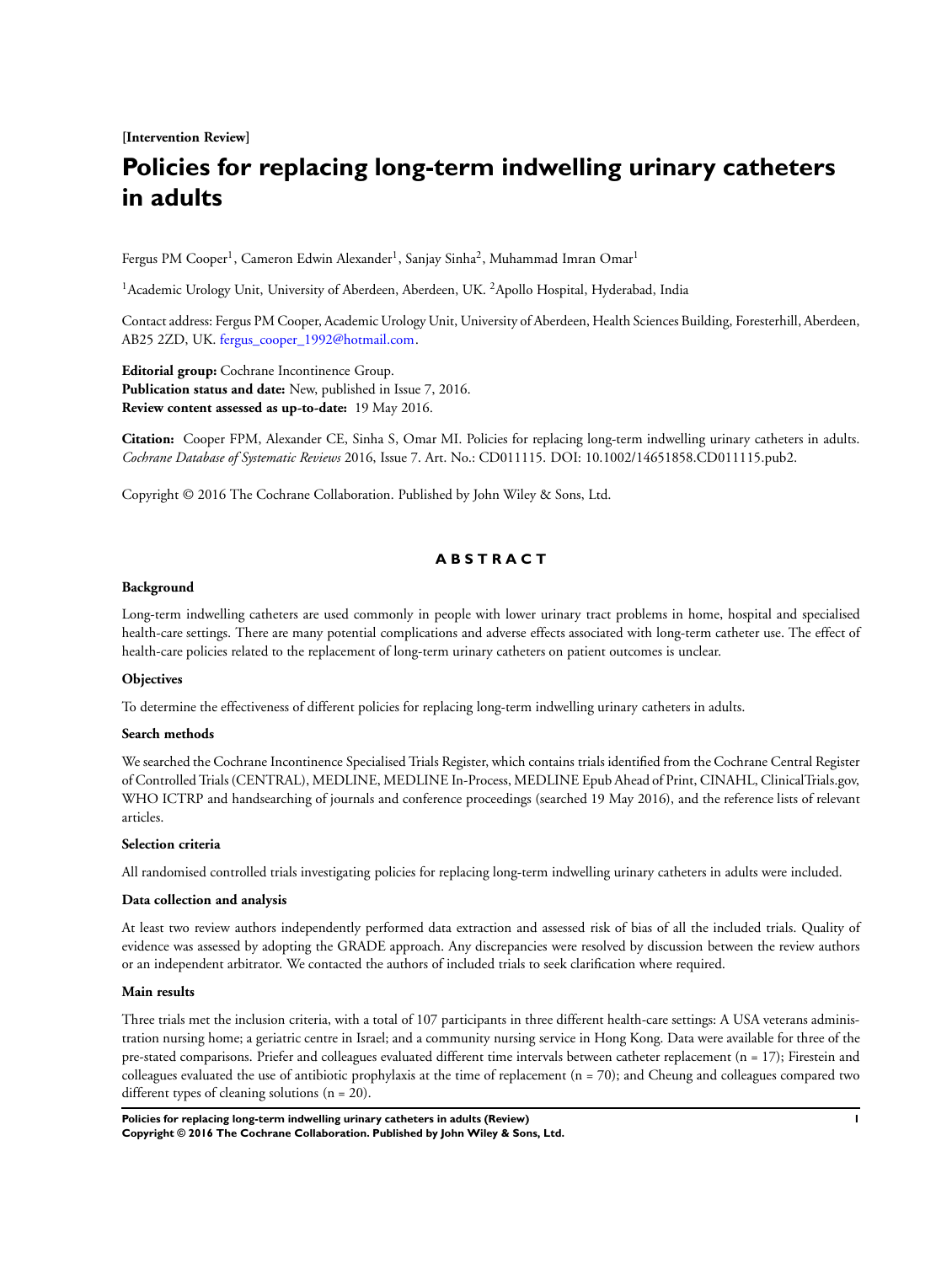**[Intervention Review]**

# Policies for replacing long-term indwelling urinary catheters in adults

Fergus PM Cooper[1], Cameron Edwin Alexander[1], Sanjay Sinha[2], Muhammad Imran Omar[1]

[1]Academic Urology Unit, University of Aberdeen, Aberdeen, UK. [2]Apollo Hospital, Hyderabad, India

Contact address: Fergus PM Cooper, Academic Urology Unit, University of Aberdeen, Health Sciences Building, Foresterhill, Aberdeen, AB25 2ZD, UK. fergus_cooper_1992@hotmail.com.

**Editorial group:** Cochrane Incontinence Group.
**Publication status and date:** New, published in Issue 7, 2016.
**Review content assessed as up-to-date:** 19 May 2016.

**Citation:** Cooper FPM, Alexander CE, Sinha S, Omar MI. Policies for replacing long-term indwelling urinary catheters in adults. *Cochrane Database of Systematic Reviews* 2016, Issue 7. Art. No.: CD011115. DOI: 10.1002/14651858.CD011115.pub2.

Copyright © 2016 The Cochrane Collaboration. Published by John Wiley & Sons, Ltd.

## ABSTRACT

### Background

Long-term indwelling catheters are used commonly in people with lower urinary tract problems in home, hospital and specialised health-care settings. There are many potential complications and adverse effects associated with long-term catheter use. The effect of health-care policies related to the replacement of long-term urinary catheters on patient outcomes is unclear.

### Objectives

To determine the effectiveness of different policies for replacing long-term indwelling urinary catheters in adults.

### Search methods

We searched the Cochrane Incontinence Specialised Trials Register, which contains trials identified from the Cochrane Central Register of Controlled Trials (CENTRAL), MEDLINE, MEDLINE In-Process, MEDLINE Epub Ahead of Print, CINAHL, ClinicalTrials.gov, WHO ICTRP and handsearching of journals and conference proceedings (searched 19 May 2016), and the reference lists of relevant articles.

### Selection criteria

All randomised controlled trials investigating policies for replacing long-term indwelling urinary catheters in adults were included.

### Data collection and analysis

At least two review authors independently performed data extraction and assessed risk of bias of all the included trials. Quality of evidence was assessed by adopting the GRADE approach. Any discrepancies were resolved by discussion between the review authors or an independent arbitrator. We contacted the authors of included trials to seek clarification where required.

### Main results

Three trials met the inclusion criteria, with a total of 107 participants in three different health-care settings: A USA veterans administration nursing home; a geriatric centre in Israel; and a community nursing service in Hong Kong. Data were available for three of the pre-stated comparisons. Priefer and colleagues evaluated different time intervals between catheter replacement (n = 17); Firestein and colleagues evaluated the use of antibiotic prophylaxis at the time of replacement (n = 70); and Cheung and colleagues compared two different types of cleaning solutions (n = 20).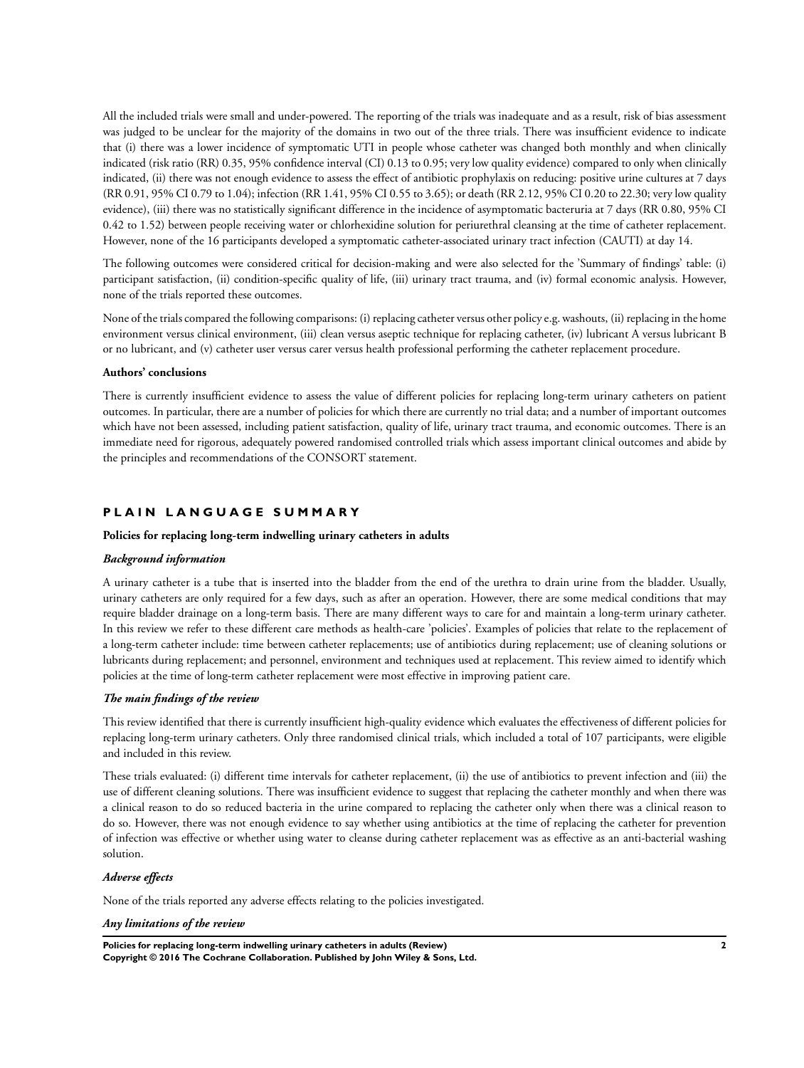All the included trials were small and under-powered. The reporting of the trials was inadequate and as a result, risk of bias assessment was judged to be unclear for the majority of the domains in two out of the three trials. There was insufficient evidence to indicate that (i) there was a lower incidence of symptomatic UTI in people whose catheter was changed both monthly and when clinically indicated (risk ratio (RR) 0.35, 95% confidence interval (CI) 0.13 to 0.95; very low quality evidence) compared to only when clinically indicated, (ii) there was not enough evidence to assess the effect of antibiotic prophylaxis on reducing: positive urine cultures at 7 days (RR 0.91, 95% CI 0.79 to 1.04); infection (RR 1.41, 95% CI 0.55 to 3.65); or death (RR 2.12, 95% CI 0.20 to 22.30; very low quality evidence), (iii) there was no statistically significant difference in the incidence of asymptomatic bacteruria at 7 days (RR 0.80, 95% CI 0.42 to 1.52) between people receiving water or chlorhexidine solution for periurethral cleansing at the time of catheter replacement. However, none of the 16 participants developed a symptomatic catheter-associated urinary tract infection (CAUTI) at day 14.

The following outcomes were considered critical for decision-making and were also selected for the 'Summary of findings' table: (i) participant satisfaction, (ii) condition-specific quality of life, (iii) urinary tract trauma, and (iv) formal economic analysis. However, none of the trials reported these outcomes.

None of the trials compared the following comparisons: (i) replacing catheter versus other policy e.g. washouts, (ii) replacing in the home environment versus clinical environment, (iii) clean versus aseptic technique for replacing catheter, (iv) lubricant A versus lubricant B or no lubricant, and (v) catheter user versus carer versus health professional performing the catheter replacement procedure.

**Authors' conclusions**

There is currently insufficient evidence to assess the value of different policies for replacing long-term urinary catheters on patient outcomes. In particular, there are a number of policies for which there are currently no trial data; and a number of important outcomes which have not been assessed, including patient satisfaction, quality of life, urinary tract trauma, and economic outcomes. There is an immediate need for rigorous, adequately powered randomised controlled trials which assess important clinical outcomes and abide by the principles and recommendations of the CONSORT statement.

## PLAIN LANGUAGE SUMMARY

**Policies for replacing long-term indwelling urinary catheters in adults**

***Background information***

A urinary catheter is a tube that is inserted into the bladder from the end of the urethra to drain urine from the bladder. Usually, urinary catheters are only required for a few days, such as after an operation. However, there are some medical conditions that may require bladder drainage on a long-term basis. There are many different ways to care for and maintain a long-term urinary catheter. In this review we refer to these different care methods as health-care 'policies'. Examples of policies that relate to the replacement of a long-term catheter include: time between catheter replacements; use of antibiotics during replacement; use of cleaning solutions or lubricants during replacement; and personnel, environment and techniques used at replacement. This review aimed to identify which policies at the time of long-term catheter replacement were most effective in improving patient care.

***The main findings of the review***

This review identified that there is currently insufficient high-quality evidence which evaluates the effectiveness of different policies for replacing long-term urinary catheters. Only three randomised clinical trials, which included a total of 107 participants, were eligible and included in this review.

These trials evaluated: (i) different time intervals for catheter replacement, (ii) the use of antibiotics to prevent infection and (iii) the use of different cleaning solutions. There was insufficient evidence to suggest that replacing the catheter monthly and when there was a clinical reason to do so reduced bacteria in the urine compared to replacing the catheter only when there was a clinical reason to do so. However, there was not enough evidence to say whether using antibiotics at the time of replacing the catheter for prevention of infection was effective or whether using water to cleanse during catheter replacement was as effective as an anti-bacterial washing solution.

***Adverse effects***

None of the trials reported any adverse effects relating to the policies investigated.

***Any limitations of the review***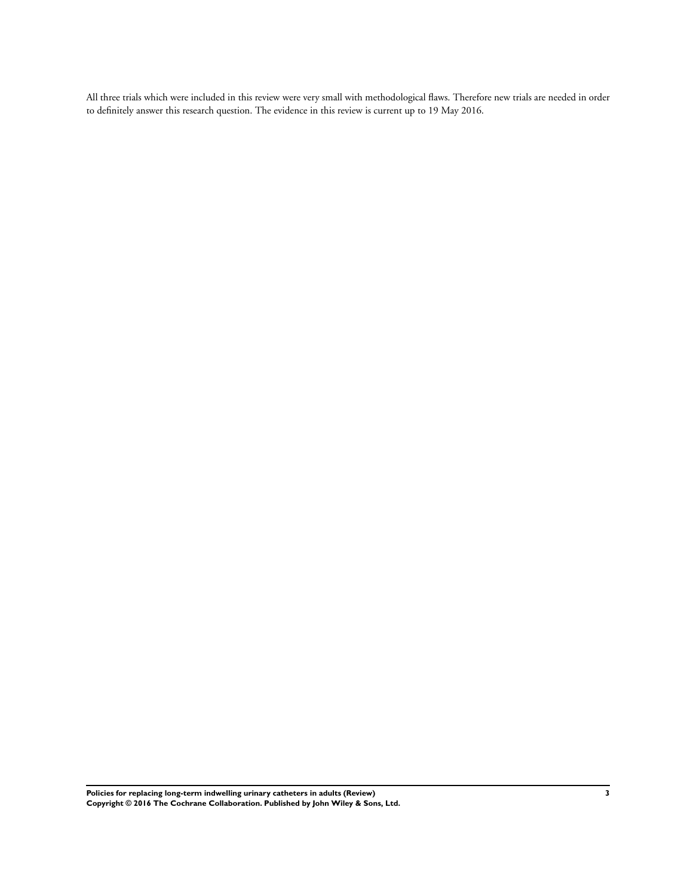All three trials which were included in this review were very small with methodological flaws. Therefore new trials are needed in order to definitely answer this research question. The evidence in this review is current up to 19 May 2016.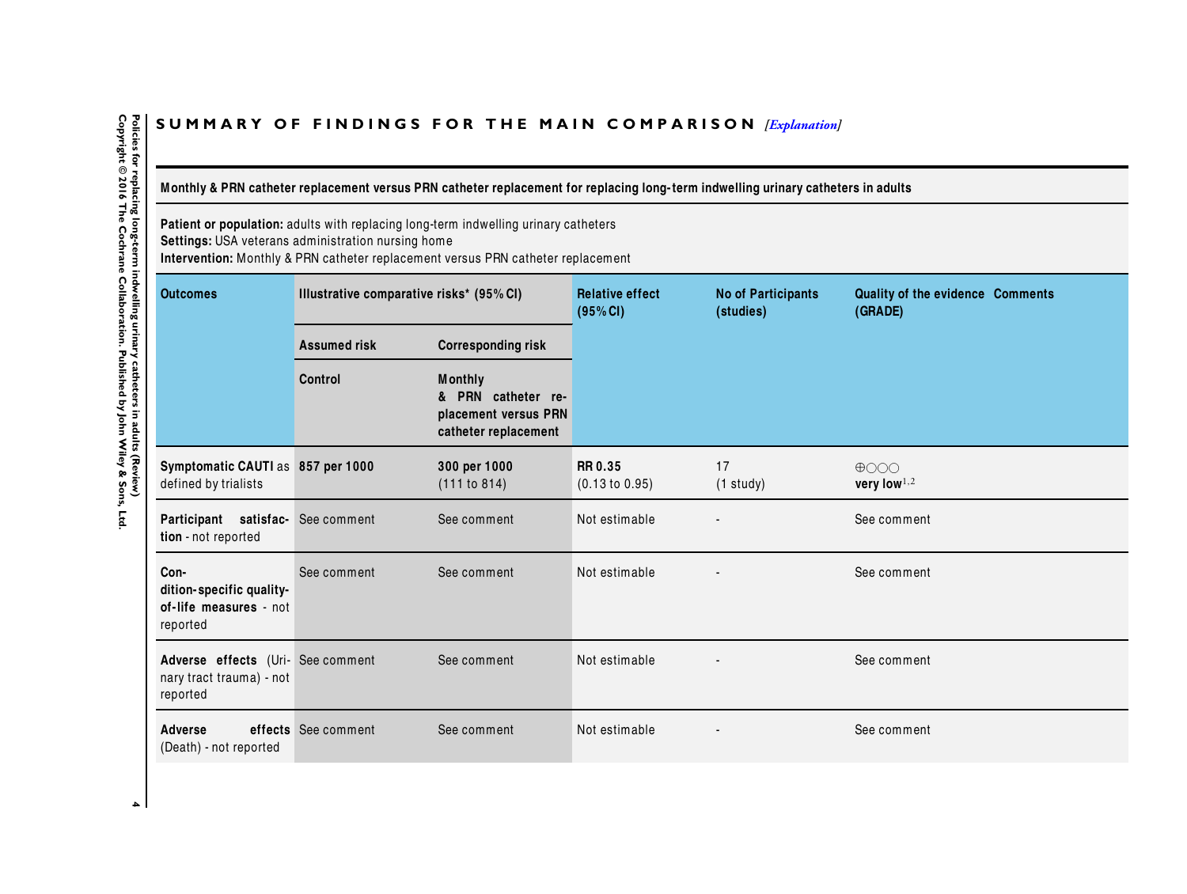## SUMMARY OF FINDINGS FOR THE MAIN COMPARISON *[Explanation]*

**Monthly & PRN catheter replacement versus PRN catheter replacement for replacing long-term indwelling urinary catheters in adults**

**Patient or population:** adults with replacing long-term indwelling urinary catheters
**Settings:** USA veterans administration nursing home
**Intervention:** Monthly & PRN catheter replacement versus PRN catheter replacement

| Outcomes | Illustrative comparative risks* (95% CI) | | Relative effect (95% CI) | No of Participants (studies) | Quality of the evidence (GRADE) | Comments |
|---|---|---|---|---|---|---|
| | Assumed risk | Corresponding risk | | | | |
| | Control | Monthly & PRN catheter replacement versus PRN catheter replacement | | | | |
| **Symptomatic CAUTI** as defined by trialists | **857 per 1000** | **300 per 1000** (111 to 814) | **RR 0.35** (0.13 to 0.95) | 17 (1 study) | ⊕○○○ **very low**[1,2] | |
| **Participant satisfaction** - not reported | See comment | See comment | Not estimable | - | See comment | |
| **Condition-specific quality-of-life measures** - not reported | See comment | See comment | Not estimable | - | See comment | |
| **Adverse effects** (Urinary tract trauma) - not reported | See comment | See comment | Not estimable | - | See comment | |
| **Adverse effects** (Death) - not reported | See comment | See comment | Not estimable | - | See comment | |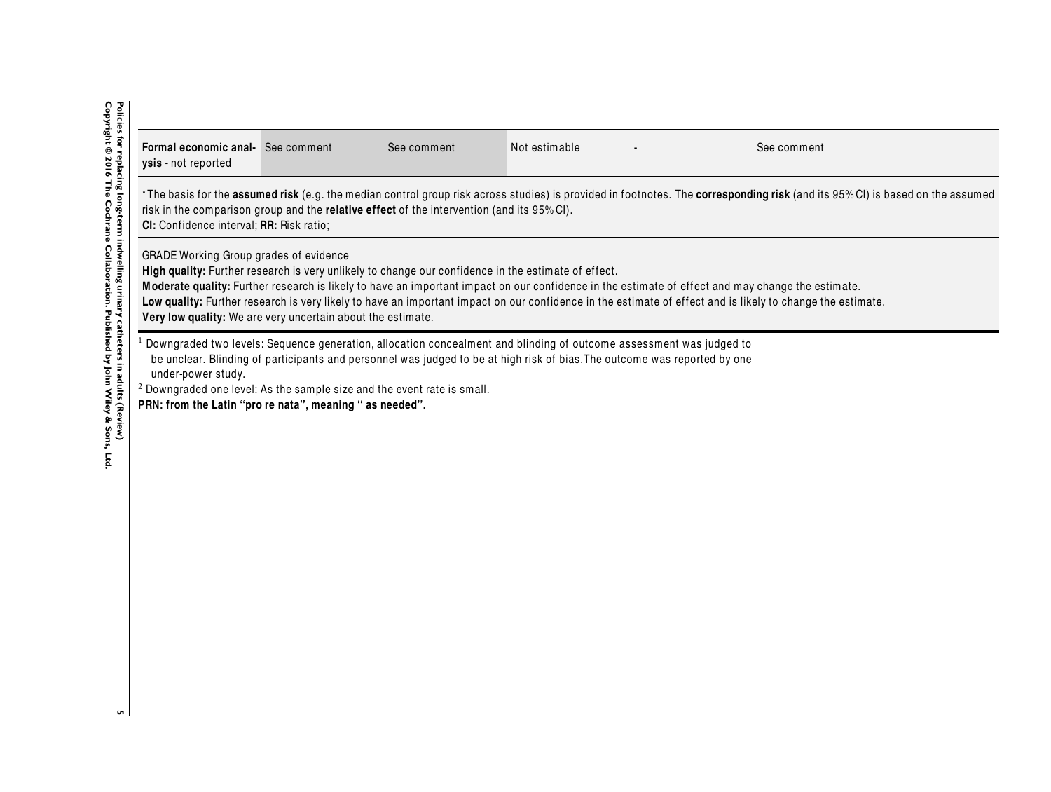| Formal economic analysis - not reported | See comment | See comment | Not estimable | - | See comment |
|---|---|---|---|---|---|

*The basis for the **assumed risk** (e.g. the median control group risk across studies) is provided in footnotes. The **corresponding risk** (and its 95% CI) is based on the assumed risk in the comparison group and the **relative effect** of the intervention (and its 95% CI).
**CI:** Confidence interval; **RR:** Risk ratio;

GRADE Working Group grades of evidence
**High quality:** Further research is very unlikely to change our confidence in the estimate of effect.
**Moderate quality:** Further research is likely to have an important impact on our confidence in the estimate of effect and may change the estimate.
**Low quality:** Further research is very likely to have an important impact on our confidence in the estimate of effect and is likely to change the estimate.
**Very low quality:** We are very uncertain about the estimate.

[1] Downgraded two levels: Sequence generation, allocation concealment and blinding of outcome assessment was judged to be unclear. Blinding of participants and personnel was judged to be at high risk of bias.The outcome was reported by one under-power study.
[2] Downgraded one level: As the sample size and the event rate is small.
**PRN: from the Latin "pro re nata", meaning " as needed".**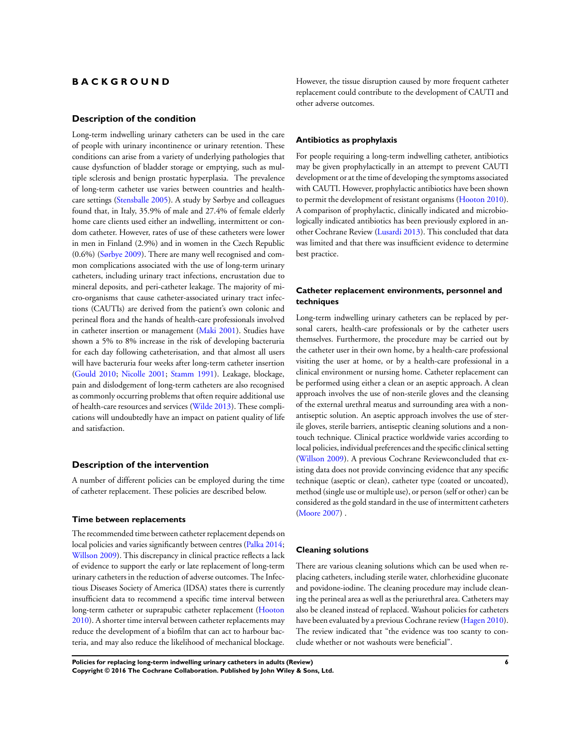# BACKGROUND

## Description of the condition

Long-term indwelling urinary catheters can be used in the care of people with urinary incontinence or urinary retention. These conditions can arise from a variety of underlying pathologies that cause dysfunction of bladder storage or emptying, such as multiple sclerosis and benign prostatic hyperplasia. The prevalence of long-term catheter use varies between countries and health-care settings (Stensballe 2005). A study by Sørbye and colleagues found that, in Italy, 35.9% of male and 27.4% of female elderly home care clients used either an indwelling, intermittent or condom catheter. However, rates of use of these catheters were lower in men in Finland (2.9%) and in women in the Czech Republic (0.6%) (Sørbye 2009). There are many well recognised and common complications associated with the use of long-term urinary catheters, including urinary tract infections, encrustation due to mineral deposits, and peri-catheter leakage. The majority of micro-organisms that cause catheter-associated urinary tract infections (CAUTIs) are derived from the patient's own colonic and perineal flora and the hands of health-care professionals involved in catheter insertion or management (Maki 2001). Studies have shown a 5% to 8% increase in the risk of developing bacteruria for each day following catheterisation, and that almost all users will have bacteruria four weeks after long-term catheter insertion (Gould 2010; Nicolle 2001; Stamm 1991). Leakage, blockage, pain and dislodgement of long-term catheters are also recognised as commonly occurring problems that often require additional use of health-care resources and services (Wilde 2013). These complications will undoubtedly have an impact on patient quality of life and satisfaction.

## Description of the intervention

A number of different policies can be employed during the time of catheter replacement. These policies are described below.

### Time between replacements

The recommended time between catheter replacement depends on local policies and varies significantly between centres (Palka 2014; Willson 2009). This discrepancy in clinical practice reflects a lack of evidence to support the early or late replacement of long-term urinary catheters in the reduction of adverse outcomes. The Infectious Diseases Society of America (IDSA) states there is currently insufficient data to recommend a specific time interval between long-term catheter or suprapubic catheter replacement (Hooton 2010). A shorter time interval between catheter replacements may reduce the development of a biofilm that can act to harbour bacteria, and may also reduce the likelihood of mechanical blockage. However, the tissue disruption caused by more frequent catheter replacement could contribute to the development of CAUTI and other adverse outcomes.

### Antibiotics as prophylaxis

For people requiring a long-term indwelling catheter, antibiotics may be given prophylactically in an attempt to prevent CAUTI development or at the time of developing the symptoms associated with CAUTI. However, prophylactic antibiotics have been shown to permit the development of resistant organisms (Hooton 2010). A comparison of prophylactic, clinically indicated and microbiologically indicated antibiotics has been previously explored in another Cochrane Review (Lusardi 2013). This concluded that data was limited and that there was insufficient evidence to determine best practice.

### Catheter replacement environments, personnel and techniques

Long-term indwelling urinary catheters can be replaced by personal carers, health-care professionals or by the catheter users themselves. Furthermore, the procedure may be carried out by the catheter user in their own home, by a health-care professional visiting the user at home, or by a health-care professional in a clinical environment or nursing home. Catheter replacement can be performed using either a clean or an aseptic approach. A clean approach involves the use of non-sterile gloves and the cleansing of the external urethral meatus and surrounding area with a non-antiseptic solution. An aseptic approach involves the use of sterile gloves, sterile barriers, antiseptic cleaning solutions and a non-touch technique. Clinical practice worldwide varies according to local policies, individual preferences and the specific clinical setting (Willson 2009). A previous Cochrane Reviewconcluded that existing data does not provide convincing evidence that any specific technique (aseptic or clean), catheter type (coated or uncoated), method (single use or multiple use), or person (self or other) can be considered as the gold standard in the use of intermittent catheters (Moore 2007) .

### Cleaning solutions

There are various cleaning solutions which can be used when replacing catheters, including sterile water, chlorhexidine gluconate and povidone-iodine. The cleaning procedure may include cleaning the perineal area as well as the periurethral area. Catheters may also be cleaned instead of replaced. Washout policies for catheters have been evaluated by a previous Cochrane review (Hagen 2010). The review indicated that "the evidence was too scanty to conclude whether or not washouts were beneficial".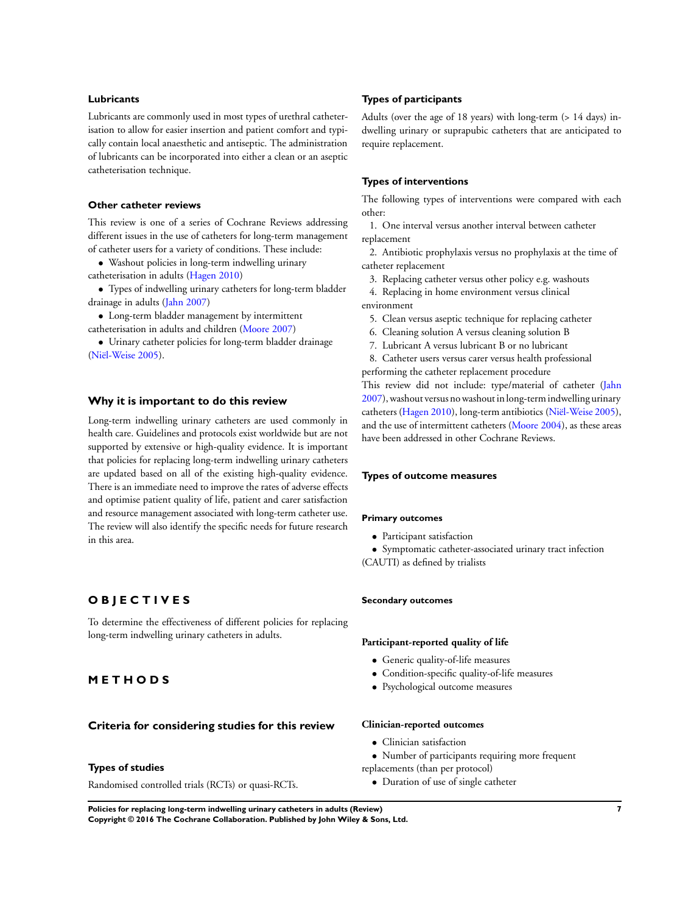### Lubricants

Lubricants are commonly used in most types of urethral catheterisation to allow for easier insertion and patient comfort and typically contain local anaesthetic and antiseptic. The administration of lubricants can be incorporated into either a clean or an aseptic catheterisation technique.

### Other catheter reviews

This review is one of a series of Cochrane Reviews addressing different issues in the use of catheters for long-term management of catheter users for a variety of conditions. These include:

- Washout policies in long-term indwelling urinary catheterisation in adults (Hagen 2010)
- Types of indwelling urinary catheters for long-term bladder drainage in adults (Jahn 2007)
- Long-term bladder management by intermittent catheterisation in adults and children (Moore 2007)
- Urinary catheter policies for long-term bladder drainage (Niël-Weise 2005).

## Why it is important to do this review

Long-term indwelling urinary catheters are used commonly in health care. Guidelines and protocols exist worldwide but are not supported by extensive or high-quality evidence. It is important that policies for replacing long-term indwelling urinary catheters are updated based on all of the existing high-quality evidence. There is an immediate need to improve the rates of adverse effects and optimise patient quality of life, patient and carer satisfaction and resource management associated with long-term catheter use. The review will also identify the specific needs for future research in this area.

# OBJECTIVES

To determine the effectiveness of different policies for replacing long-term indwelling urinary catheters in adults.

# METHODS

## Criteria for considering studies for this review

### Types of studies

Randomised controlled trials (RCTs) or quasi-RCTs.

### Types of participants

Adults (over the age of 18 years) with long-term (> 14 days) indwelling urinary or suprapubic catheters that are anticipated to require replacement.

### Types of interventions

The following types of interventions were compared with each other:

1. One interval versus another interval between catheter replacement
2. Antibiotic prophylaxis versus no prophylaxis at the time of catheter replacement
3. Replacing catheter versus other policy e.g. washouts
4. Replacing in home environment versus clinical environment
5. Clean versus aseptic technique for replacing catheter
6. Cleaning solution A versus cleaning solution B
7. Lubricant A versus lubricant B or no lubricant
8. Catheter users versus carer versus health professional performing the catheter replacement procedure

This review did not include: type/material of catheter (Jahn 2007), washout versus no washout in long-term indwelling urinary catheters (Hagen 2010), long-term antibiotics (Niël-Weise 2005), and the use of intermittent catheters (Moore 2004), as these areas have been addressed in other Cochrane Reviews.

### Types of outcome measures

#### Primary outcomes

- Participant satisfaction
- Symptomatic catheter-associated urinary tract infection (CAUTI) as defined by trialists

#### Secondary outcomes

##### Participant-reported quality of life

- Generic quality-of-life measures
- Condition-specific quality-of-life measures
- Psychological outcome measures

##### Clinician-reported outcomes

- Clinician satisfaction
- Number of participants requiring more frequent replacements (than per protocol)
- Duration of use of single catheter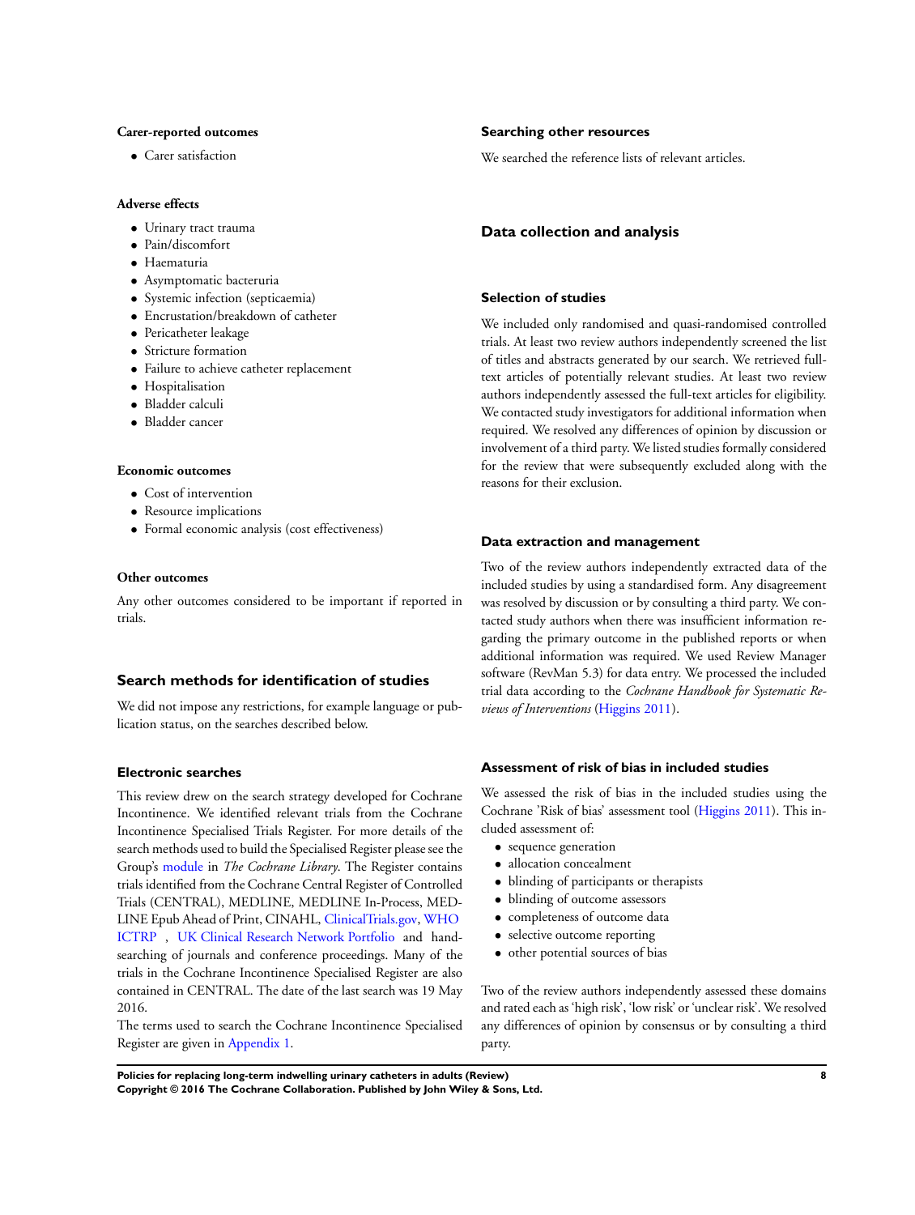**Carer-reported outcomes**

- Carer satisfaction

**Adverse effects**

- Urinary tract trauma
- Pain/discomfort
- Haematuria
- Asymptomatic bacteruria
- Systemic infection (septicaemia)
- Encrustation/breakdown of catheter
- Pericatheter leakage
- Stricture formation
- Failure to achieve catheter replacement
- Hospitalisation
- Bladder calculi
- Bladder cancer

**Economic outcomes**

- Cost of intervention
- Resource implications
- Formal economic analysis (cost effectiveness)

**Other outcomes**

Any other outcomes considered to be important if reported in trials.

## Search methods for identification of studies

We did not impose any restrictions, for example language or publication status, on the searches described below.

### Electronic searches

This review drew on the search strategy developed for Cochrane Incontinence. We identified relevant trials from the Cochrane Incontinence Specialised Trials Register. For more details of the search methods used to build the Specialised Register please see the Group's module in *The Cochrane Library*. The Register contains trials identified from the Cochrane Central Register of Controlled Trials (CENTRAL), MEDLINE, MEDLINE In-Process, MEDLINE Epub Ahead of Print, CINAHL, ClinicalTrials.gov, WHO ICTRP , UK Clinical Research Network Portfolio and handsearching of journals and conference proceedings. Many of the trials in the Cochrane Incontinence Specialised Register are also contained in CENTRAL. The date of the last search was 19 May 2016.

The terms used to search the Cochrane Incontinence Specialised Register are given in Appendix 1.

### Searching other resources

We searched the reference lists of relevant articles.

## Data collection and analysis

### Selection of studies

We included only randomised and quasi-randomised controlled trials. At least two review authors independently screened the list of titles and abstracts generated by our search. We retrieved full-text articles of potentially relevant studies. At least two review authors independently assessed the full-text articles for eligibility. We contacted study investigators for additional information when required. We resolved any differences of opinion by discussion or involvement of a third party. We listed studies formally considered for the review that were subsequently excluded along with the reasons for their exclusion.

### Data extraction and management

Two of the review authors independently extracted data of the included studies by using a standardised form. Any disagreement was resolved by discussion or by consulting a third party. We contacted study authors when there was insufficient information regarding the primary outcome in the published reports or when additional information was required. We used Review Manager software (RevMan 5.3) for data entry. We processed the included trial data according to the *Cochrane Handbook for Systematic Reviews of Interventions* (Higgins 2011).

### Assessment of risk of bias in included studies

We assessed the risk of bias in the included studies using the Cochrane 'Risk of bias' assessment tool (Higgins 2011). This included assessment of:

- sequence generation
- allocation concealment
- blinding of participants or therapists
- blinding of outcome assessors
- completeness of outcome data
- selective outcome reporting
- other potential sources of bias

Two of the review authors independently assessed these domains and rated each as 'high risk', 'low risk' or 'unclear risk'. We resolved any differences of opinion by consensus or by consulting a third party.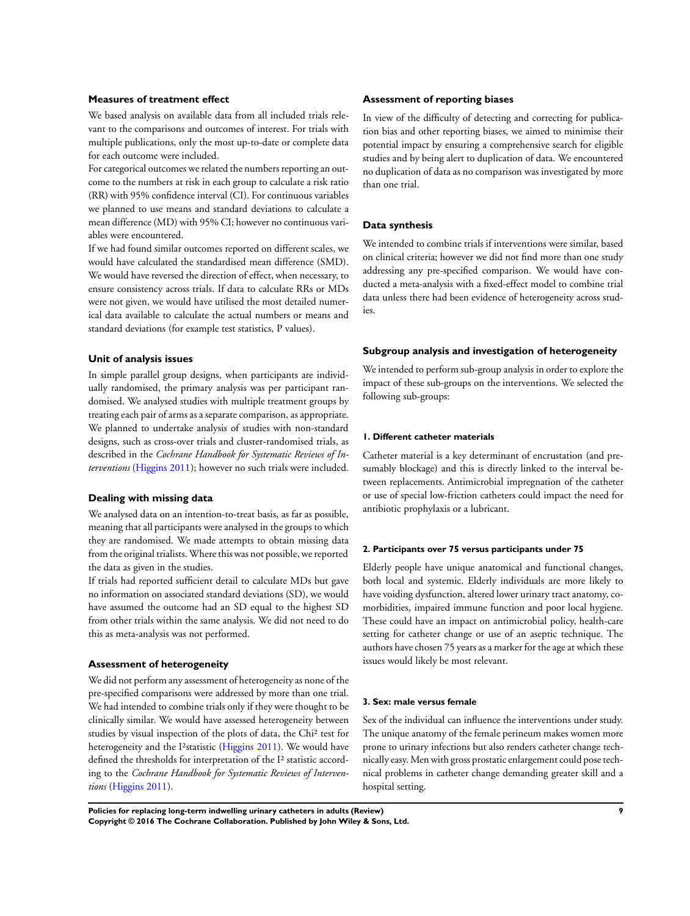### Measures of treatment effect

We based analysis on available data from all included trials relevant to the comparisons and outcomes of interest. For trials with multiple publications, only the most up-to-date or complete data for each outcome were included.

For categorical outcomes we related the numbers reporting an outcome to the numbers at risk in each group to calculate a risk ratio (RR) with 95% confidence interval (CI). For continuous variables we planned to use means and standard deviations to calculate a mean difference (MD) with 95% CI; however no continuous variables were encountered.

If we had found similar outcomes reported on different scales, we would have calculated the standardised mean difference (SMD). We would have reversed the direction of effect, when necessary, to ensure consistency across trials. If data to calculate RRs or MDs were not given, we would have utilised the most detailed numerical data available to calculate the actual numbers or means and standard deviations (for example test statistics, P values).

### Unit of analysis issues

In simple parallel group designs, when participants are individually randomised, the primary analysis was per participant randomised. We analysed studies with multiple treatment groups by treating each pair of arms as a separate comparison, as appropriate. We planned to undertake analysis of studies with non-standard designs, such as cross-over trials and cluster-randomised trials, as described in the *Cochrane Handbook for Systematic Reviews of Interventions* (Higgins 2011); however no such trials were included.

### Dealing with missing data

We analysed data on an intention-to-treat basis, as far as possible, meaning that all participants were analysed in the groups to which they are randomised. We made attempts to obtain missing data from the original trialists. Where this was not possible, we reported the data as given in the studies.

If trials had reported sufficient detail to calculate MDs but gave no information on associated standard deviations (SD), we would have assumed the outcome had an SD equal to the highest SD from other trials within the same analysis. We did not need to do this as meta-analysis was not performed.

### Assessment of heterogeneity

We did not perform any assessment of heterogeneity as none of the pre-specified comparisons were addressed by more than one trial. We had intended to combine trials only if they were thought to be clinically similar. We would have assessed heterogeneity between studies by visual inspection of the plots of data, the $Chi^2$ test for heterogeneity and the $I^2$ statistic (Higgins 2011). We would have defined the thresholds for interpretation of the $I^2$ statistic according to the *Cochrane Handbook for Systematic Reviews of Interventions* (Higgins 2011).

### Assessment of reporting biases

In view of the difficulty of detecting and correcting for publication bias and other reporting biases, we aimed to minimise their potential impact by ensuring a comprehensive search for eligible studies and by being alert to duplication of data. We encountered no duplication of data as no comparison was investigated by more than one trial.

### Data synthesis

We intended to combine trials if interventions were similar, based on clinical criteria; however we did not find more than one study addressing any pre-specified comparison. We would have conducted a meta-analysis with a fixed-effect model to combine trial data unless there had been evidence of heterogeneity across studies.

### Subgroup analysis and investigation of heterogeneity

We intended to perform sub-group analysis in order to explore the impact of these sub-groups on the interventions. We selected the following sub-groups:

#### 1. Different catheter materials

Catheter material is a key determinant of encrustation (and presumably blockage) and this is directly linked to the interval between replacements. Antimicrobial impregnation of the catheter or use of special low-friction catheters could impact the need for antibiotic prophylaxis or a lubricant.

#### 2. Participants over 75 versus participants under 75

Elderly people have unique anatomical and functional changes, both local and systemic. Elderly individuals are more likely to have voiding dysfunction, altered lower urinary tract anatomy, co-morbidities, impaired immune function and poor local hygiene. These could have an impact on antimicrobial policy, health-care setting for catheter change or use of an aseptic technique. The authors have chosen 75 years as a marker for the age at which these issues would likely be most relevant.

#### 3. Sex: male versus female

Sex of the individual can influence the interventions under study. The unique anatomy of the female perineum makes women more prone to urinary infections but also renders catheter change technically easy. Men with gross prostatic enlargement could pose technical problems in catheter change demanding greater skill and a hospital setting.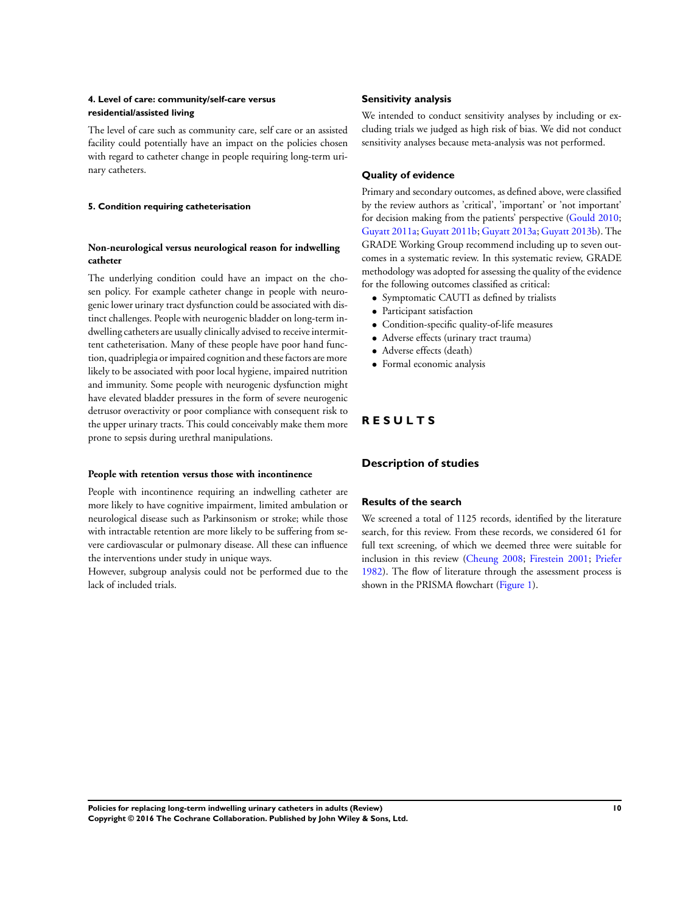#### 4. Level of care: community/self-care versus residential/assisted living

The level of care such as community care, self care or an assisted facility could potentially have an impact on the policies chosen with regard to catheter change in people requiring long-term urinary catheters.

#### 5. Condition requiring catheterisation

##### Non-neurological versus neurological reason for indwelling catheter

The underlying condition could have an impact on the chosen policy. For example catheter change in people with neurogenic lower urinary tract dysfunction could be associated with distinct challenges. People with neurogenic bladder on long-term indwelling catheters are usually clinically advised to receive intermittent catheterisation. Many of these people have poor hand function, quadriplegia or impaired cognition and these factors are more likely to be associated with poor local hygiene, impaired nutrition and immunity. Some people with neurogenic dysfunction might have elevated bladder pressures in the form of severe neurogenic detrusor overactivity or poor compliance with consequent risk to the upper urinary tracts. This could conceivably make them more prone to sepsis during urethral manipulations.

##### People with retention versus those with incontinence

People with incontinence requiring an indwelling catheter are more likely to have cognitive impairment, limited ambulation or neurological disease such as Parkinsonism or stroke; while those with intractable retention are more likely to be suffering from severe cardiovascular or pulmonary disease. All these can influence the interventions under study in unique ways.

However, subgroup analysis could not be performed due to the lack of included trials.

### Sensitivity analysis

We intended to conduct sensitivity analyses by including or excluding trials we judged as high risk of bias. We did not conduct sensitivity analyses because meta-analysis was not performed.

### Quality of evidence

Primary and secondary outcomes, as defined above, were classified by the review authors as 'critical', 'important' or 'not important' for decision making from the patients' perspective (Gould 2010; Guyatt 2011a; Guyatt 2011b; Guyatt 2013a; Guyatt 2013b). The GRADE Working Group recommend including up to seven outcomes in a systematic review. In this systematic review, GRADE methodology was adopted for assessing the quality of the evidence for the following outcomes classified as critical:

- Symptomatic CAUTI as defined by trialists
- Participant satisfaction
- Condition-specific quality-of-life measures
- Adverse effects (urinary tract trauma)
- Adverse effects (death)
- Formal economic analysis

# RESULTS

## Description of studies

### Results of the search

We screened a total of 1125 records, identified by the literature search, for this review. From these records, we considered 61 for full text screening, of which we deemed three were suitable for inclusion in this review (Cheung 2008; Firestein 2001; Priefer 1982). The flow of literature through the assessment process is shown in the PRISMA flowchart (Figure 1).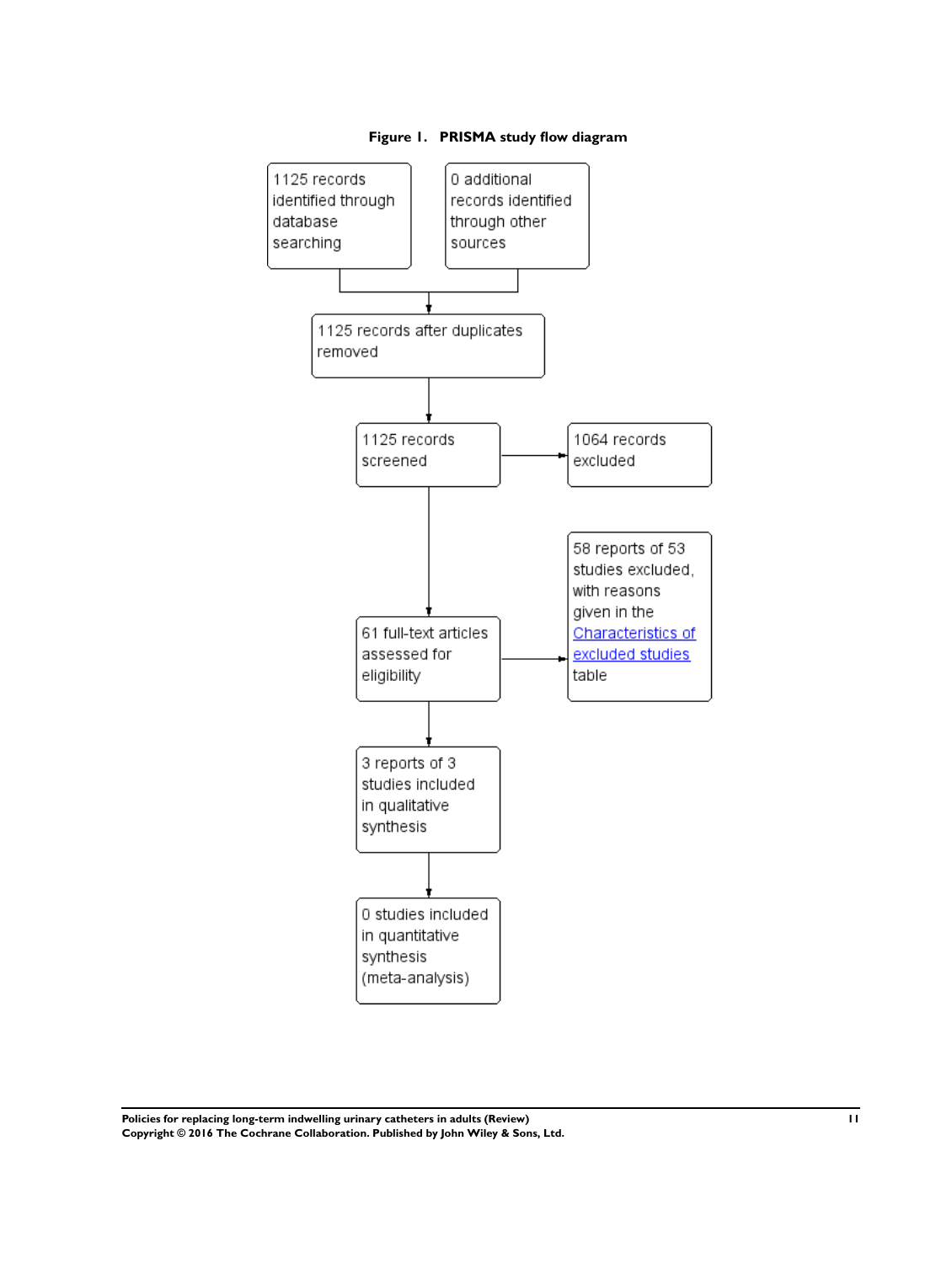**Figure 1. PRISMA study flow diagram**

1125 records identified through database searching

0 additional records identified through other sources

1125 records after duplicates removed

1125 records screened

1064 records excluded

61 full-text articles assessed for eligibility

58 reports of 53 studies excluded, with reasons given in the Characteristics of excluded studies table

3 reports of 3 studies included in qualitative synthesis

0 studies included in quantitative synthesis (meta-analysis)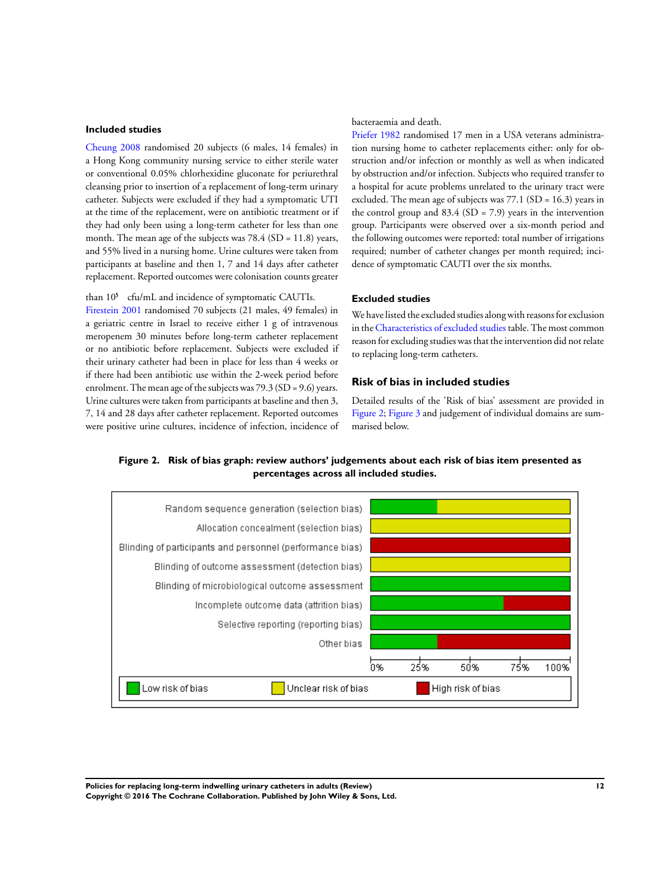### Included studies

Cheung 2008 randomised 20 subjects (6 males, 14 females) in a Hong Kong community nursing service to either sterile water or conventional 0.05% chlorhexidine gluconate for periurethral cleansing prior to insertion of a replacement of long-term urinary catheter. Subjects were excluded if they had a symptomatic UTI at the time of the replacement, were on antibiotic treatment or if they had only been using a long-term catheter for less than one month. The mean age of the subjects was 78.4 (SD = 11.8) years, and 55% lived in a nursing home. Urine cultures were taken from participants at baseline and then 1, 7 and 14 days after catheter replacement. Reported outcomes were colonisation counts greater than $10^5$ cfu/mL and incidence of symptomatic CAUTIs.

Firestein 2001 randomised 70 subjects (21 males, 49 females) in a geriatric centre in Israel to receive either 1 g of intravenous meropenem 30 minutes before long-term catheter replacement or no antibiotic before replacement. Subjects were excluded if their urinary catheter had been in place for less than 4 weeks or if there had been antibiotic use within the 2-week period before enrolment. The mean age of the subjects was 79.3 (SD = 9.6) years. Urine cultures were taken from participants at baseline and then 3, 7, 14 and 28 days after catheter replacement. Reported outcomes were positive urine cultures, incidence of infection, incidence of bacteraemia and death.

Priefer 1982 randomised 17 men in a USA veterans administration nursing home to catheter replacements either: only for obstruction and/or infection or monthly as well as when indicated by obstruction and/or infection. Subjects who required transfer to a hospital for acute problems unrelated to the urinary tract were excluded. The mean age of subjects was 77.1 (SD = 16.3) years in the control group and 83.4 (SD = 7.9) years in the intervention group. Participants were observed over a six-month period and the following outcomes were reported: total number of irrigations required; number of catheter changes per month required; incidence of symptomatic CAUTI over the six months.

### Excluded studies

We have listed the excluded studies along with reasons for exclusion in the Characteristics of excluded studies table. The most common reason for excluding studies was that the intervention did not relate to replacing long-term catheters.

## Risk of bias in included studies

Detailed results of the 'Risk of bias' assessment are provided in Figure 2; Figure 3 and judgement of individual domains are summarised below.

**Figure 2. Risk of bias graph: review authors' judgements about each risk of bias item presented as percentages across all included studies.**

| Risk of bias item | Low risk of bias | Unclear risk of bias | High risk of bias |
|---|---|---|---|
| Random sequence generation (selection bias) | ~33% | ~67% | |
| Allocation concealment (selection bias) | | 100% | |
| Blinding of participants and personnel (performance bias) | | | 100% |
| Blinding of outcome assessment (detection bias) | | 100% | |
| Blinding of microbiological outcome assessment | 100% | | |
| Incomplete outcome data (attrition bias) | ~67% | | ~33% |
| Selective reporting (reporting bias) | 100% | | |
| Other bias | ~33% | | ~67% |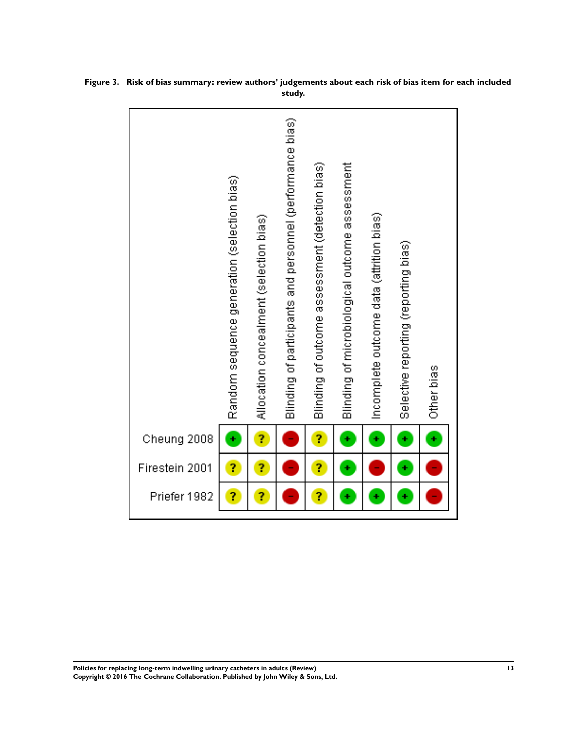**Figure 3. Risk of bias summary: review authors' judgements about each risk of bias item for each included study.**

| | Random sequence generation (selection bias) | Allocation concealment (selection bias) | Blinding of participants and personnel (performance bias) | Blinding of outcome assessment (detection bias) | Blinding of microbiological outcome assessment | Incomplete outcome data (attrition bias) | Selective reporting (reporting bias) | Other bias |
|---|---|---|---|---|---|---|---|---|
| Cheung 2008 | + | ? | - | ? | + | + | + | + |
| Firestein 2001 | ? | ? | - | ? | + | - | + | - |
| Priefer 1982 | ? | ? | - | ? | + | + | + | - |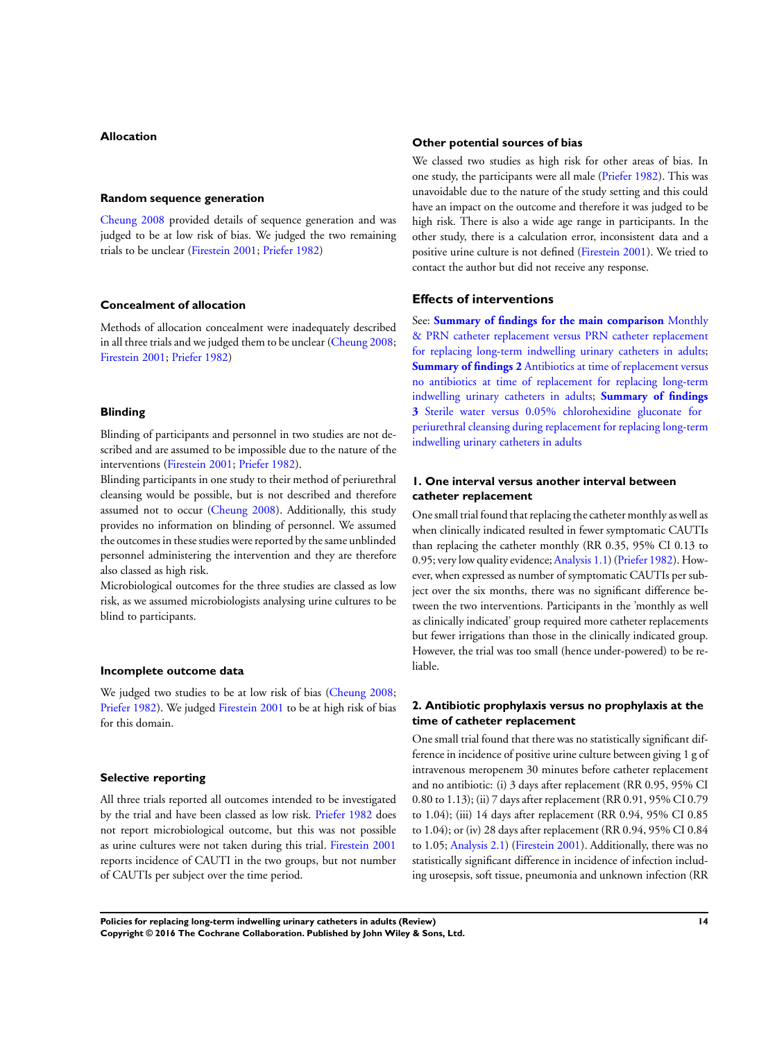### Allocation

#### Random sequence generation

Cheung 2008 provided details of sequence generation and was judged to be at low risk of bias. We judged the two remaining trials to be unclear (Firestein 2001; Priefer 1982)

#### Concealment of allocation

Methods of allocation concealment were inadequately described in all three trials and we judged them to be unclear (Cheung 2008; Firestein 2001; Priefer 1982)

### Blinding

Blinding of participants and personnel in two studies are not described and are assumed to be impossible due to the nature of the interventions (Firestein 2001; Priefer 1982).

Blinding participants in one study to their method of periurethral cleansing would be possible, but is not described and therefore assumed not to occur (Cheung 2008). Additionally, this study provides no information on blinding of personnel. We assumed the outcomes in these studies were reported by the same unblinded personnel administering the intervention and they are therefore also classed as high risk.

Microbiological outcomes for the three studies are classed as low risk, as we assumed microbiologists analysing urine cultures to be blind to participants.

### Incomplete outcome data

We judged two studies to be at low risk of bias (Cheung 2008; Priefer 1982). We judged Firestein 2001 to be at high risk of bias for this domain.

### Selective reporting

All three trials reported all outcomes intended to be investigated by the trial and have been classed as low risk. Priefer 1982 does not report microbiological outcome, but this was not possible as urine cultures were not taken during this trial. Firestein 2001 reports incidence of CAUTI in the two groups, but not number of CAUTIs per subject over the time period.

### Other potential sources of bias

We classed two studies as high risk for other areas of bias. In one study, the participants were all male (Priefer 1982). This was unavoidable due to the nature of the study setting and this could have an impact on the outcome and therefore it was judged to be high risk. There is also a wide age range in participants. In the other study, there is a calculation error, inconsistent data and a positive urine culture is not defined (Firestein 2001). We tried to contact the author but did not receive any response.

## Effects of interventions

See: **Summary of findings for the main comparison** Monthly & PRN catheter replacement versus PRN catheter replacement for replacing long-term indwelling urinary catheters in adults; **Summary of findings 2** Antibiotics at time of replacement versus no antibiotics at time of replacement for replacing long-term indwelling urinary catheters in adults; **Summary of findings 3** Sterile water versus 0.05% chlorohexidine gluconate for periurethral cleansing during replacement for replacing long-term indwelling urinary catheters in adults

### 1. One interval versus another interval between catheter replacement

One small trial found that replacing the catheter monthly as well as when clinically indicated resulted in fewer symptomatic CAUTIs than replacing the catheter monthly (RR 0.35, 95% CI 0.13 to 0.95; very low quality evidence; Analysis 1.1) (Priefer 1982). However, when expressed as number of symptomatic CAUTIs per subject over the six months, there was no significant difference between the two interventions. Participants in the 'monthly as well as clinically indicated' group required more catheter replacements but fewer irrigations than those in the clinically indicated group. However, the trial was too small (hence under-powered) to be reliable.

### 2. Antibiotic prophylaxis versus no prophylaxis at the time of catheter replacement

One small trial found that there was no statistically significant difference in incidence of positive urine culture between giving 1 g of intravenous meropenem 30 minutes before catheter replacement and no antibiotic: (i) 3 days after replacement (RR 0.95, 95% CI 0.80 to 1.13); (ii) 7 days after replacement (RR 0.91, 95% CI 0.79 to 1.04); (iii) 14 days after replacement (RR 0.94, 95% CI 0.85 to 1.04); or (iv) 28 days after replacement (RR 0.94, 95% CI 0.84 to 1.05; Analysis 2.1) (Firestein 2001). Additionally, there was no statistically significant difference in incidence of infection including urosepsis, soft tissue, pneumonia and unknown infection (RR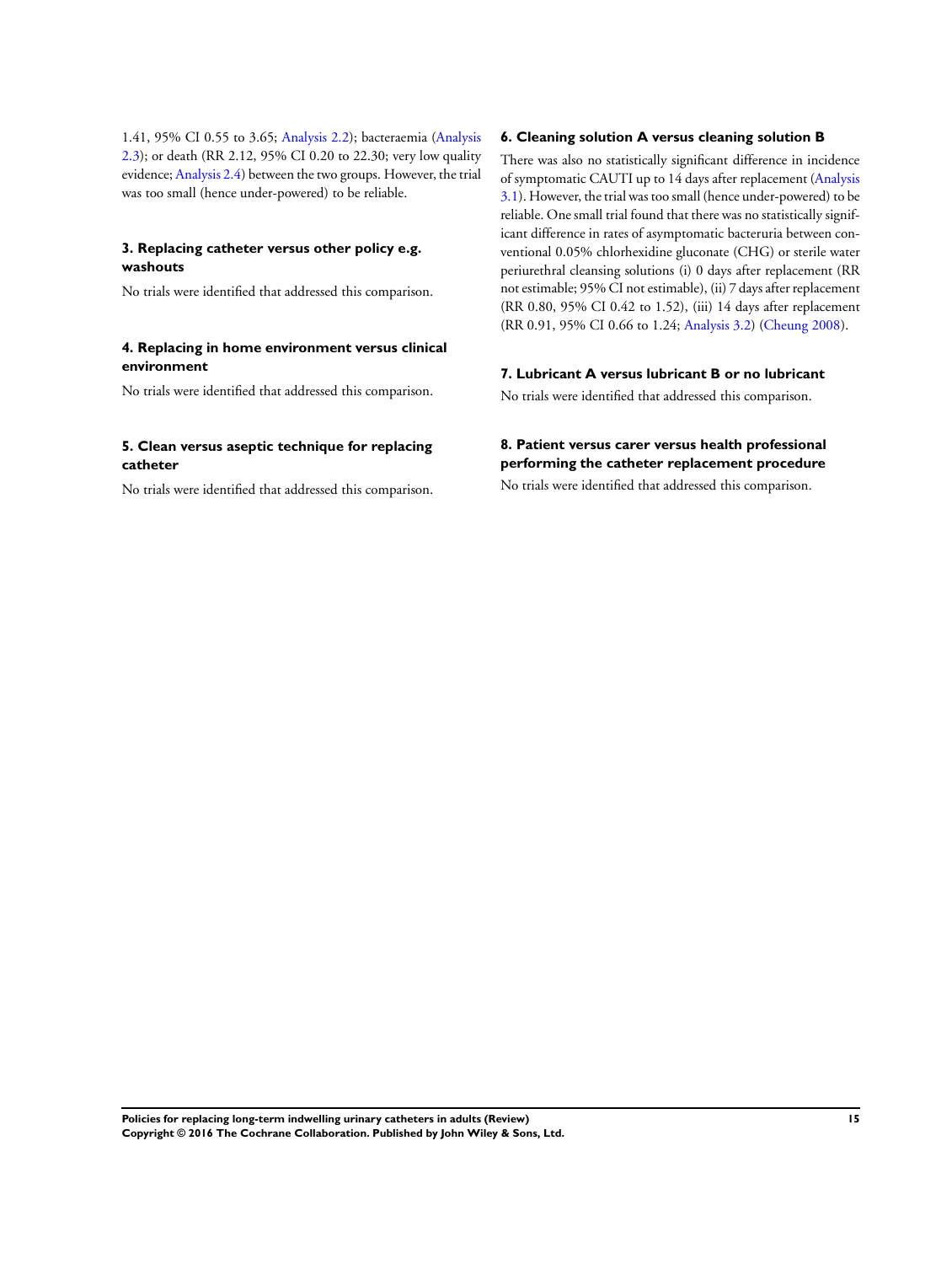1.41, 95% CI 0.55 to 3.65; Analysis 2.2); bacteraemia (Analysis 2.3); or death (RR 2.12, 95% CI 0.20 to 22.30; very low quality evidence; Analysis 2.4) between the two groups. However, the trial was too small (hence under-powered) to be reliable.

### 3. Replacing catheter versus other policy e.g. washouts

No trials were identified that addressed this comparison.

### 4. Replacing in home environment versus clinical environment

No trials were identified that addressed this comparison.

### 5. Clean versus aseptic technique for replacing catheter

No trials were identified that addressed this comparison.

### 6. Cleaning solution A versus cleaning solution B

There was also no statistically significant difference in incidence of symptomatic CAUTI up to 14 days after replacement (Analysis 3.1). However, the trial was too small (hence under-powered) to be reliable. One small trial found that there was no statistically significant difference in rates of asymptomatic bacteruria between conventional 0.05% chlorhexidine gluconate (CHG) or sterile water periurethral cleansing solutions (i) 0 days after replacement (RR not estimable; 95% CI not estimable), (ii) 7 days after replacement (RR 0.80, 95% CI 0.42 to 1.52), (iii) 14 days after replacement (RR 0.91, 95% CI 0.66 to 1.24; Analysis 3.2) (Cheung 2008).

### 7. Lubricant A versus lubricant B or no lubricant

No trials were identified that addressed this comparison.

### 8. Patient versus carer versus health professional performing the catheter replacement procedure

No trials were identified that addressed this comparison.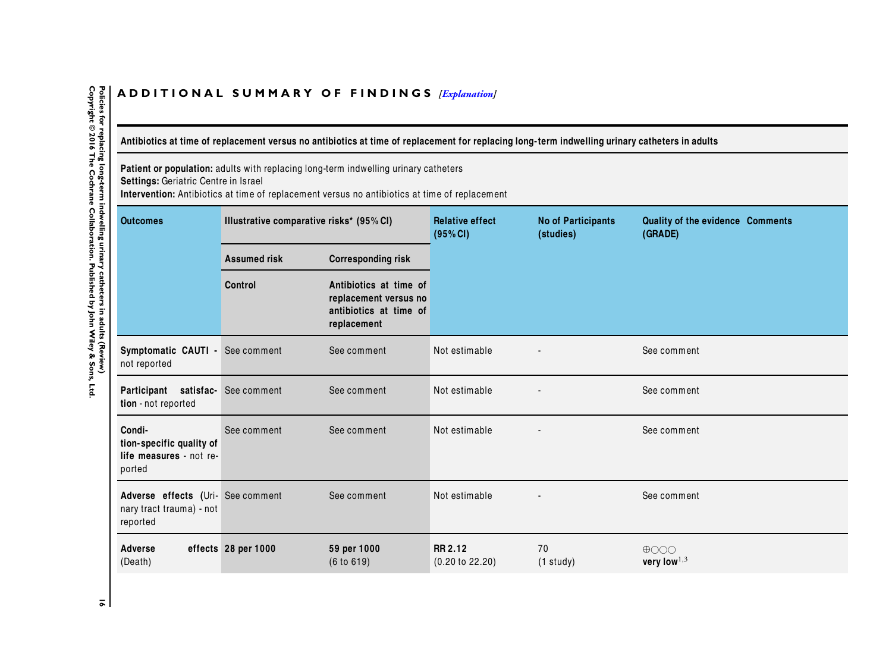# ADDITIONAL SUMMARY OF FINDINGS *[Explanation]*

**Antibiotics at time of replacement versus no antibiotics at time of replacement for replacing long-term indwelling urinary catheters in adults**

**Patient or population:** adults with replacing long-term indwelling urinary catheters
**Settings:** Geriatric Centre in Israel
**Intervention:** Antibiotics at time of replacement versus no antibiotics at time of replacement

| Outcomes | Illustrative comparative risks* (95% CI) | | Relative effect (95% CI) | No of Participants (studies) | Quality of the evidence (GRADE) | Comments |
|---|---|---|---|---|---|---|
| | Assumed risk | Corresponding risk | | | | |
| | Control | Antibiotics at time of replacement versus no antibiotics at time of replacement | | | | |
| **Symptomatic CAUTI** - not reported | See comment | See comment | Not estimable | - | See comment | |
| **Participant satisfaction** - not reported | See comment | See comment | Not estimable | - | See comment | |
| **Condition-specific quality of life measures** - not reported | See comment | See comment | Not estimable | - | See comment | |
| **Adverse effects** (Urinary tract trauma) - not reported | See comment | See comment | Not estimable | - | See comment | |
| **Adverse effects** (Death) | **28 per 1000** | **59 per 1000** (6 to 619) | **RR 2.12** (0.20 to 22.20) | 70 (1 study) | ⊕○○○ **very low**[1,3] | |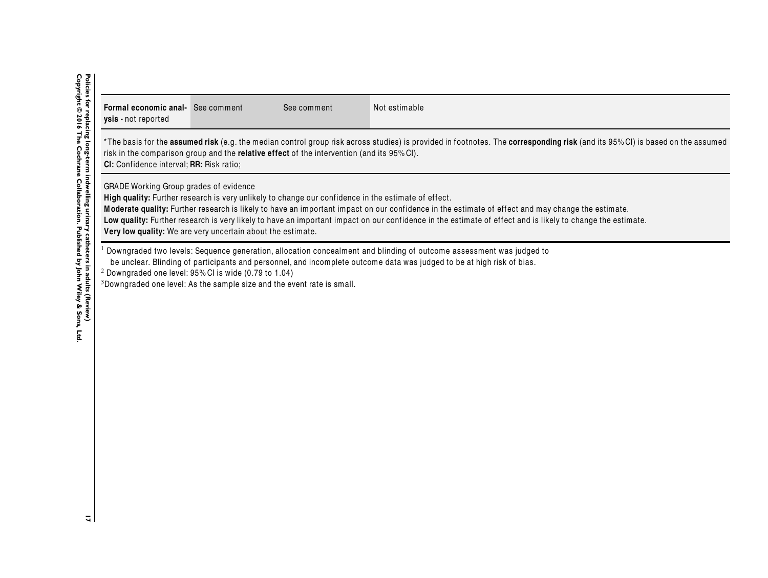| | | | |
|---|---|---|---|
| **Formal economic analysis** - not reported | See comment | See comment | Not estimable |

*The basis for the **assumed risk** (e.g. the median control group risk across studies) is provided in footnotes. The **corresponding risk** (and its 95% CI) is based on the assumed risk in the comparison group and the **relative effect** of the intervention (and its 95% CI).
**CI:** Confidence interval; **RR:** Risk ratio;

GRADE Working Group grades of evidence
**High quality:** Further research is very unlikely to change our confidence in the estimate of effect.
**Moderate quality:** Further research is likely to have an important impact on our confidence in the estimate of effect and may change the estimate.
**Low quality:** Further research is very likely to have an important impact on our confidence in the estimate of effect and is likely to change the estimate.
**Very low quality:** We are very uncertain about the estimate.

[1] Downgraded two levels: Sequence generation, allocation concealment and blinding of outcome assessment was judged to be unclear. Blinding of participants and personnel, and incomplete outcome data was judged to be at high risk of bias.
[2] Downgraded one level: 95% CI is wide (0.79 to 1.04)
[3] Downgraded one level: As the sample size and the event rate is small.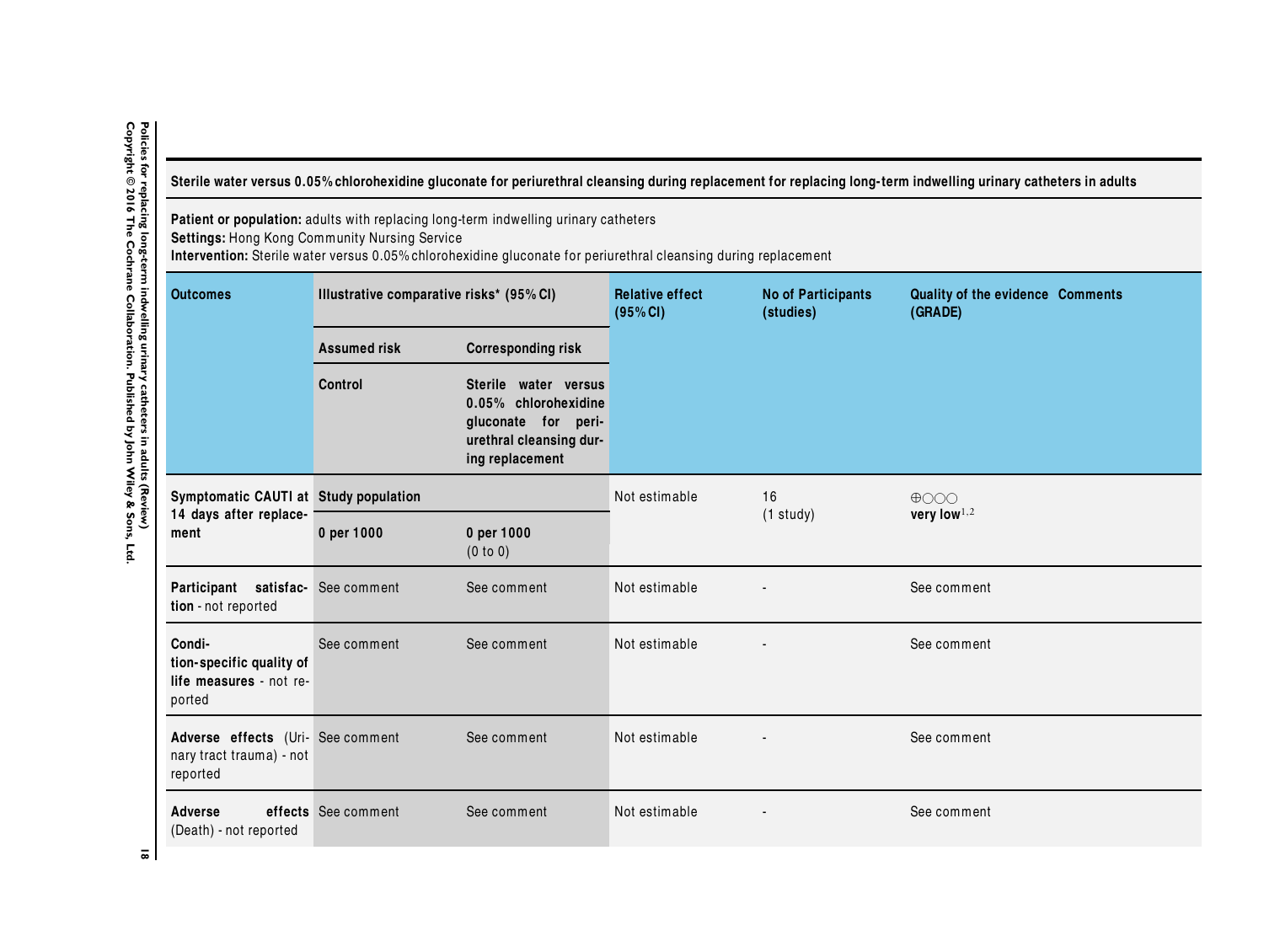**Sterile water versus 0.05% chlorohexidine gluconate for periurethral cleansing during replacement for replacing long-term indwelling urinary catheters in adults**

**Patient or population:** adults with replacing long-term indwelling urinary catheters
**Settings:** Hong Kong Community Nursing Service
**Intervention:** Sterile water versus 0.05% chlorohexidine gluconate for periurethral cleansing during replacement

| Outcomes | Illustrative comparative risks* (95% CI) | | Relative effect (95% CI) | No of Participants (studies) | Quality of the evidence (GRADE) | Comments |
|---|---|---|---|---|---|---|
| | Assumed risk | Corresponding risk | | | | |
| | Control | Sterile water versus 0.05% chlorohexidine gluconate for periurethral cleansing during replacement | | | | |
| **Symptomatic CAUTI at 14 days after replacement** | **Study population** | | Not estimable | 16 (1 study) | ⊕○○○ **very low**[1,2] | |
| | **0 per 1000** | **0 per 1000** (0 to 0) | | | | |
| **Participant satisfaction** - not reported | See comment | See comment | Not estimable | - | See comment | |
| **Condition-specific quality of life measures** - not reported | See comment | See comment | Not estimable | - | See comment | |
| **Adverse effects** (Urinary tract trauma) - not reported | See comment | See comment | Not estimable | - | See comment | |
| **Adverse effects** (Death) - not reported | See comment | See comment | Not estimable | - | See comment | |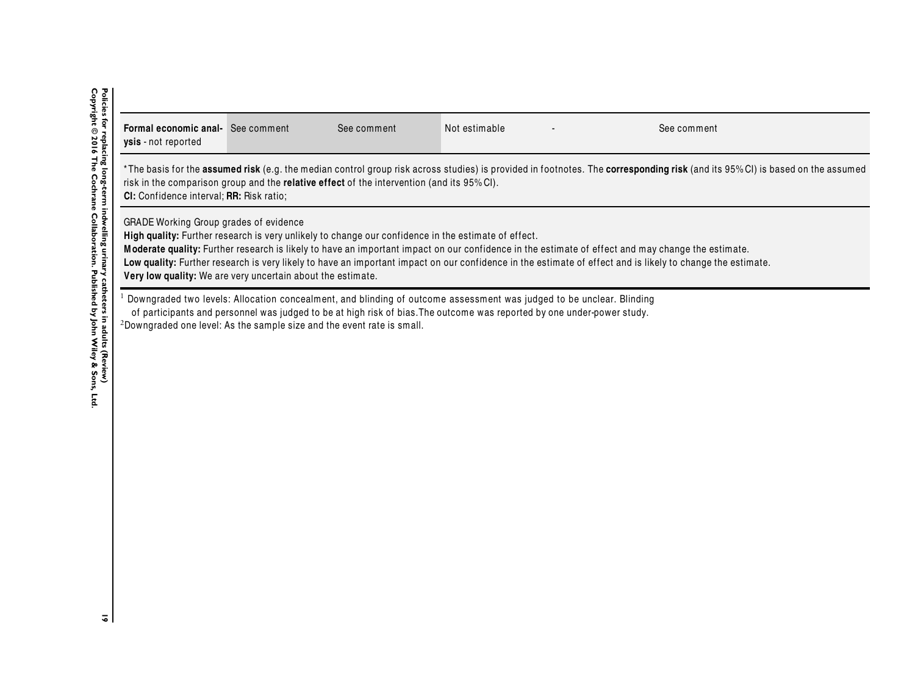| | | | | | |
|---|---|---|---|---|---|
| **Formal economic analysis** - not reported | See comment | See comment | Not estimable | - | See comment |

*The basis for the **assumed risk** (e.g. the median control group risk across studies) is provided in footnotes. The **corresponding risk** (and its 95% CI) is based on the assumed risk in the comparison group and the **relative effect** of the intervention (and its 95% CI).
**CI:** Confidence interval; **RR:** Risk ratio;

GRADE Working Group grades of evidence
**High quality:** Further research is very unlikely to change our confidence in the estimate of effect.
**Moderate quality:** Further research is likely to have an important impact on our confidence in the estimate of effect and may change the estimate.
**Low quality:** Further research is very likely to have an important impact on our confidence in the estimate of effect and is likely to change the estimate.
**Very low quality:** We are very uncertain about the estimate.

[1] Downgraded two levels: Allocation concealment, and blinding of outcome assessment was judged to be unclear. Blinding of participants and personnel was judged to be at high risk of bias.The outcome was reported by one under-power study.
[2]Downgraded one level: As the sample size and the event rate is small.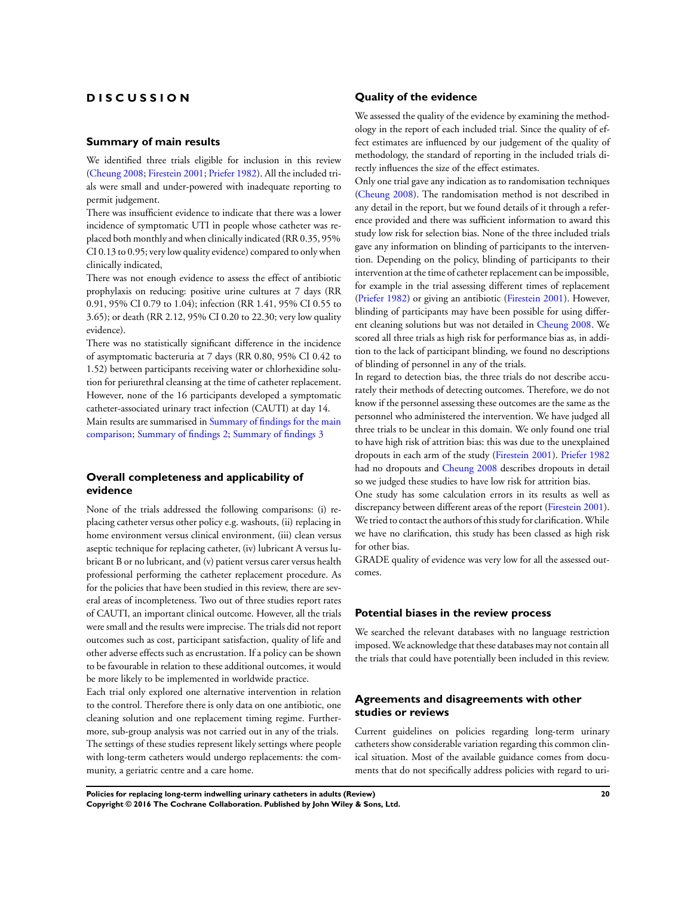# DISCUSSION

## Summary of main results

We identified three trials eligible for inclusion in this review (Cheung 2008; Firestein 2001; Priefer 1982). All the included trials were small and under-powered with inadequate reporting to permit judgement.

There was insufficient evidence to indicate that there was a lower incidence of symptomatic UTI in people whose catheter was replaced both monthly and when clinically indicated (RR 0.35, 95% CI 0.13 to 0.95; very low quality evidence) compared to only when clinically indicated,

There was not enough evidence to assess the effect of antibiotic prophylaxis on reducing: positive urine cultures at 7 days (RR 0.91, 95% CI 0.79 to 1.04); infection (RR 1.41, 95% CI 0.55 to 3.65); or death (RR 2.12, 95% CI 0.20 to 22.30; very low quality evidence).

There was no statistically significant difference in the incidence of asymptomatic bacteruria at 7 days (RR 0.80, 95% CI 0.42 to 1.52) between participants receiving water or chlorhexidine solution for periurethral cleansing at the time of catheter replacement. However, none of the 16 participants developed a symptomatic catheter-associated urinary tract infection (CAUTI) at day 14.

Main results are summarised in Summary of findings for the main comparison; Summary of findings 2; Summary of findings 3

## Overall completeness and applicability of evidence

None of the trials addressed the following comparisons: (i) replacing catheter versus other policy e.g. washouts, (ii) replacing in home environment versus clinical environment, (iii) clean versus aseptic technique for replacing catheter, (iv) lubricant A versus lubricant B or no lubricant, and (v) patient versus carer versus health professional performing the catheter replacement procedure. As for the policies that have been studied in this review, there are several areas of incompleteness. Two out of three studies report rates of CAUTI, an important clinical outcome. However, all the trials were small and the results were imprecise. The trials did not report outcomes such as cost, participant satisfaction, quality of life and other adverse effects such as encrustation. If a policy can be shown to be favourable in relation to these additional outcomes, it would be more likely to be implemented in worldwide practice.

Each trial only explored one alternative intervention in relation to the control. Therefore there is only data on one antibiotic, one cleaning solution and one replacement timing regime. Furthermore, sub-group analysis was not carried out in any of the trials.

The settings of these studies represent likely settings where people with long-term catheters would undergo replacements: the community, a geriatric centre and a care home.

## Quality of the evidence

We assessed the quality of the evidence by examining the methodology in the report of each included trial. Since the quality of effect estimates are influenced by our judgement of the quality of methodology, the standard of reporting in the included trials directly influences the size of the effect estimates.

Only one trial gave any indication as to randomisation techniques (Cheung 2008). The randomisation method is not described in any detail in the report, but we found details of it through a reference provided and there was sufficient information to award this study low risk for selection bias. None of the three included trials gave any information on blinding of participants to the intervention. Depending on the policy, blinding of participants to their intervention at the time of catheter replacement can be impossible, for example in the trial assessing different times of replacement (Priefer 1982) or giving an antibiotic (Firestein 2001). However, blinding of participants may have been possible for using different cleaning solutions but was not detailed in Cheung 2008. We scored all three trials as high risk for performance bias as, in addition to the lack of participant blinding, we found no descriptions of blinding of personnel in any of the trials.

In regard to detection bias, the three trials do not describe accurately their methods of detecting outcomes. Therefore, we do not know if the personnel assessing these outcomes are the same as the personnel who administered the intervention. We have judged all three trials to be unclear in this domain. We only found one trial to have high risk of attrition bias: this was due to the unexplained dropouts in each arm of the study (Firestein 2001). Priefer 1982 had no dropouts and Cheung 2008 describes dropouts in detail so we judged these studies to have low risk for attrition bias.

One study has some calculation errors in its results as well as discrepancy between different areas of the report (Firestein 2001). We tried to contact the authors of this study for clarification. While we have no clarification, this study has been classed as high risk for other bias.

GRADE quality of evidence was very low for all the assessed outcomes.

## Potential biases in the review process

We searched the relevant databases with no language restriction imposed. We acknowledge that these databases may not contain all the trials that could have potentially been included in this review.

## Agreements and disagreements with other studies or reviews

Current guidelines on policies regarding long-term urinary catheters show considerable variation regarding this common clinical situation. Most of the available guidance comes from documents that do not specifically address policies with regard to uri-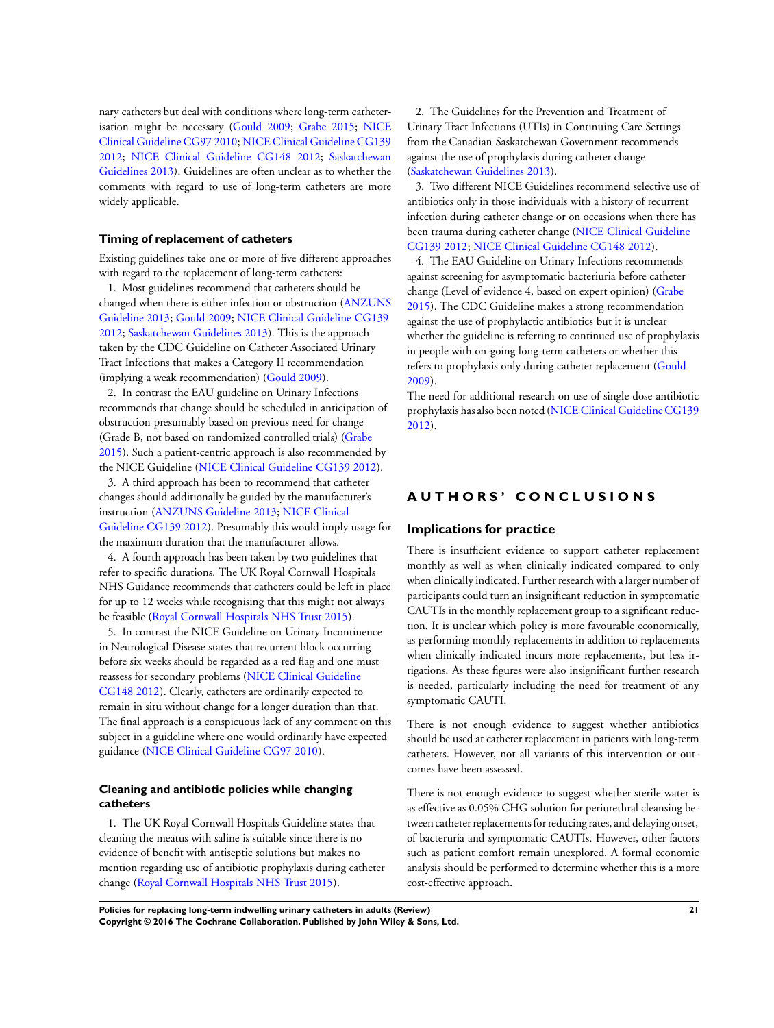nary catheters but deal with conditions where long-term catheterisation might be necessary (Gould 2009; Grabe 2015; NICE Clinical Guideline CG97 2010; NICE Clinical Guideline CG139 2012; NICE Clinical Guideline CG148 2012; Saskatchewan Guidelines 2013). Guidelines are often unclear as to whether the comments with regard to use of long-term catheters are more widely applicable.

### Timing of replacement of catheters

Existing guidelines take one or more of five different approaches with regard to the replacement of long-term catheters:

1. Most guidelines recommend that catheters should be changed when there is either infection or obstruction (ANZUNS Guideline 2013; Gould 2009; NICE Clinical Guideline CG139 2012; Saskatchewan Guidelines 2013). This is the approach taken by the CDC Guideline on Catheter Associated Urinary Tract Infections that makes a Category II recommendation (implying a weak recommendation) (Gould 2009).

2. In contrast the EAU guideline on Urinary Infections recommends that change should be scheduled in anticipation of obstruction presumably based on previous need for change (Grade B, not based on randomized controlled trials) (Grabe 2015). Such a patient-centric approach is also recommended by the NICE Guideline (NICE Clinical Guideline CG139 2012).

3. A third approach has been to recommend that catheter changes should additionally be guided by the manufacturer's instruction (ANZUNS Guideline 2013; NICE Clinical Guideline CG139 2012). Presumably this would imply usage for the maximum duration that the manufacturer allows.

4. A fourth approach has been taken by two guidelines that refer to specific durations. The UK Royal Cornwall Hospitals NHS Guidance recommends that catheters could be left in place for up to 12 weeks while recognising that this might not always be feasible (Royal Cornwall Hospitals NHS Trust 2015).

5. In contrast the NICE Guideline on Urinary Incontinence in Neurological Disease states that recurrent block occurring before six weeks should be regarded as a red flag and one must reassess for secondary problems (NICE Clinical Guideline CG148 2012). Clearly, catheters are ordinarily expected to remain in situ without change for a longer duration than that.

The final approach is a conspicuous lack of any comment on this subject in a guideline where one would ordinarily have expected guidance (NICE Clinical Guideline CG97 2010).

### Cleaning and antibiotic policies while changing catheters

1. The UK Royal Cornwall Hospitals Guideline states that cleaning the meatus with saline is suitable since there is no evidence of benefit with antiseptic solutions but makes no mention regarding use of antibiotic prophylaxis during catheter change (Royal Cornwall Hospitals NHS Trust 2015).

2. The Guidelines for the Prevention and Treatment of Urinary Tract Infections (UTIs) in Continuing Care Settings from the Canadian Saskatchewan Government recommends against the use of prophylaxis during catheter change (Saskatchewan Guidelines 2013).

3. Two different NICE Guidelines recommend selective use of antibiotics only in those individuals with a history of recurrent infection during catheter change or on occasions when there has been trauma during catheter change (NICE Clinical Guideline CG139 2012; NICE Clinical Guideline CG148 2012).

4. The EAU Guideline on Urinary Infections recommends against screening for asymptomatic bacteriuria before catheter change (Level of evidence 4, based on expert opinion) (Grabe 2015). The CDC Guideline makes a strong recommendation against the use of prophylactic antibiotics but it is unclear whether the guideline is referring to continued use of prophylaxis in people with on-going long-term catheters or whether this refers to prophylaxis only during catheter replacement (Gould 2009).

The need for additional research on use of single dose antibiotic prophylaxis has also been noted (NICE Clinical Guideline CG139 2012).

# AUTHORS' CONCLUSIONS

## Implications for practice

There is insufficient evidence to support catheter replacement monthly as well as when clinically indicated compared to only when clinically indicated. Further research with a larger number of participants could turn an insignificant reduction in symptomatic CAUTIs in the monthly replacement group to a significant reduction. It is unclear which policy is more favourable economically, as performing monthly replacements in addition to replacements when clinically indicated incurs more replacements, but less irrigations. As these figures were also insignificant further research is needed, particularly including the need for treatment of any symptomatic CAUTI.

There is not enough evidence to suggest whether antibiotics should be used at catheter replacement in patients with long-term catheters. However, not all variants of this intervention or outcomes have been assessed.

There is not enough evidence to suggest whether sterile water is as effective as 0.05% CHG solution for periurethral cleansing between catheter replacements for reducing rates, and delaying onset, of bacteruria and symptomatic CAUTIs. However, other factors such as patient comfort remain unexplored. A formal economic analysis should be performed to determine whether this is a more cost-effective approach.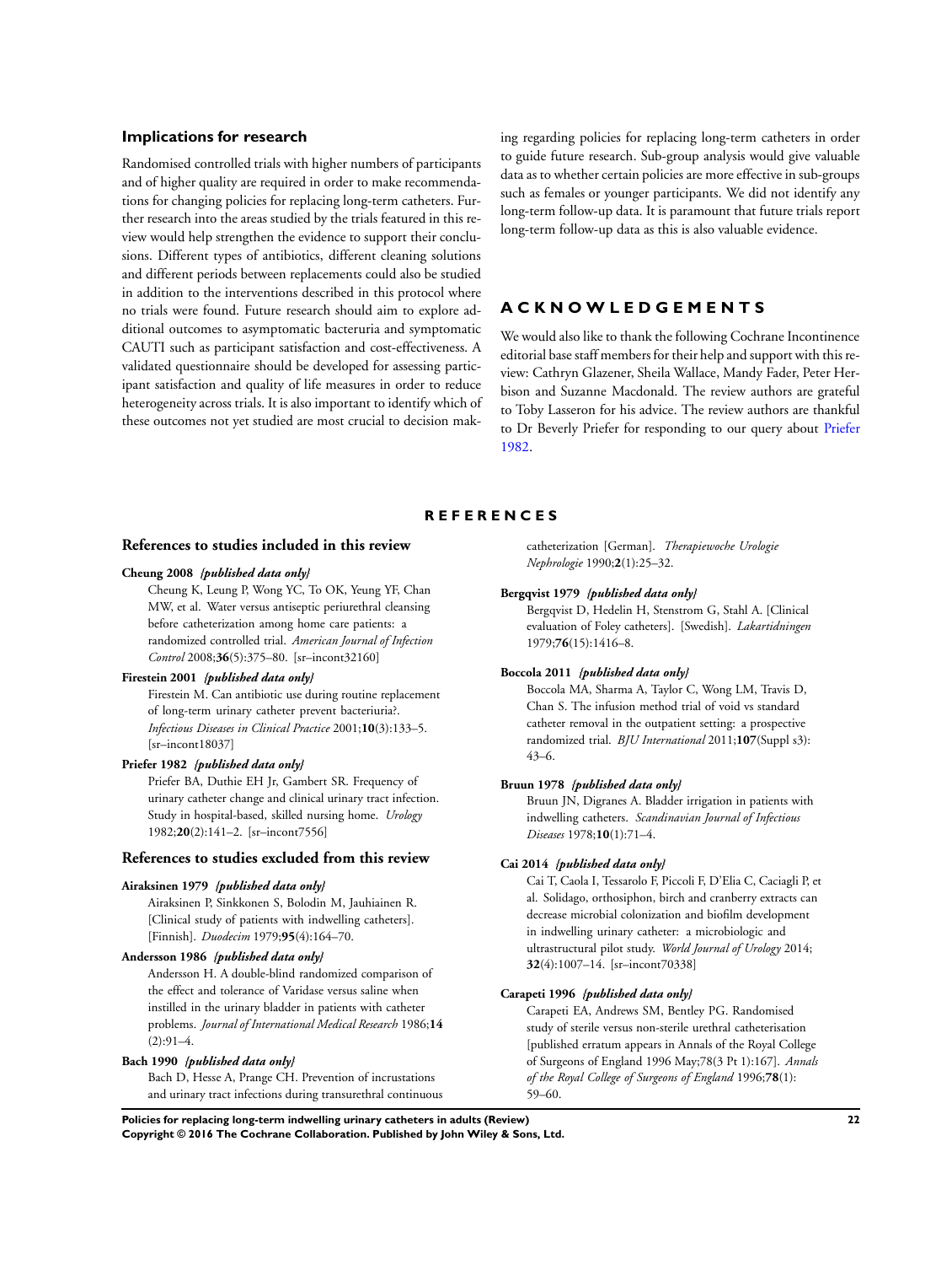## Implications for research

Randomised controlled trials with higher numbers of participants and of higher quality are required in order to make recommendations for changing policies for replacing long-term catheters. Further research into the areas studied by the trials featured in this review would help strengthen the evidence to support their conclusions. Different types of antibiotics, different cleaning solutions and different periods between replacements could also be studied in addition to the interventions described in this protocol where no trials were found. Future research should aim to explore additional outcomes to asymptomatic bacteruria and symptomatic CAUTI such as participant satisfaction and cost-effectiveness. A validated questionnaire should be developed for assessing participant satisfaction and quality of life measures in order to reduce heterogeneity across trials. It is also important to identify which of these outcomes not yet studied are most crucial to decision making regarding policies for replacing long-term catheters in order to guide future research. Sub-group analysis would give valuable data as to whether certain policies are more effective in sub-groups such as females or younger participants. We did not identify any long-term follow-up data. It is paramount that future trials report long-term follow-up data as this is also valuable evidence.

# ACKNOWLEDGEMENTS

We would also like to thank the following Cochrane Incontinence editorial base staff members for their help and support with this review: Cathryn Glazener, Sheila Wallace, Mandy Fader, Peter Herbison and Suzanne Macdonald. The review authors are grateful to Toby Lasseron for his advice. The review authors are thankful to Dr Beverly Priefer for responding to our query about Priefer 1982.

# REFERENCES

## References to studies included in this review

**Cheung 2008** *{published data only}*
Cheung K, Leung P, Wong YC, To OK, Yeung YF, Chan MW, et al. Water versus antiseptic periurethral cleansing before catheterization among home care patients: a randomized controlled trial. *American Journal of Infection Control* 2008;**36**(5):375–80. [sr–incont32160]

**Firestein 2001** *{published data only}*
Firestein M. Can antibiotic use during routine replacement of long-term urinary catheter prevent bacteriuria?. *Infectious Diseases in Clinical Practice* 2001;**10**(3):133–5. [sr–incont18037]

**Priefer 1982** *{published data only}*
Priefer BA, Duthie EH Jr, Gambert SR. Frequency of urinary catheter change and clinical urinary tract infection. Study in hospital-based, skilled nursing home. *Urology* 1982;**20**(2):141–2. [sr–incont7556]

## References to studies excluded from this review

**Airaksinen 1979** *{published data only}*
Airaksinen P, Sinkkonen S, Bolodin M, Jauhiainen R. [Clinical study of patients with indwelling catheters]. [Finnish]. *Duodecim* 1979;**95**(4):164–70.

**Andersson 1986** *{published data only}*
Andersson H. A double-blind randomized comparison of the effect and tolerance of Varidase versus saline when instilled in the urinary bladder in patients with catheter problems. *Journal of International Medical Research* 1986;**14**(2):91–4.

**Bach 1990** *{published data only}*
Bach D, Hesse A, Prange CH. Prevention of incrustations and urinary tract infections during transurethral continuous catheterization [German]. *Therapiewoche Urologie Nephrologie* 1990;**2**(1):25–32.

**Bergqvist 1979** *{published data only}*
Bergqvist D, Hedelin H, Stenstrom G, Stahl A. [Clinical evaluation of Foley catheters]. [Swedish]. *Lakartidningen* 1979;**76**(15):1416–8.

**Boccola 2011** *{published data only}*
Boccola MA, Sharma A, Taylor C, Wong LM, Travis D, Chan S. The infusion method trial of void vs standard catheter removal in the outpatient setting: a prospective randomized trial. *BJU International* 2011;**107**(Suppl s3): 43–6.

**Bruun 1978** *{published data only}*
Bruun JN, Digranes A. Bladder irrigation in patients with indwelling catheters. *Scandinavian Journal of Infectious Diseases* 1978;**10**(1):71–4.

**Cai 2014** *{published data only}*
Cai T, Caola I, Tessarolo F, Piccoli F, D'Elia C, Caciagli P, et al. Solidago, orthosiphon, birch and cranberry extracts can decrease microbial colonization and biofilm development in indwelling urinary catheter: a microbiologic and ultrastructural pilot study. *World Journal of Urology* 2014; **32**(4):1007–14. [sr–incont70338]

**Carapeti 1996** *{published data only}*
Carapeti EA, Andrews SM, Bentley PG. Randomised study of sterile versus non-sterile urethral catheterisation [published erratum appears in Annals of the Royal College of Surgeons of England 1996 May;78(3 Pt 1):167]. *Annals of the Royal College of Surgeons of England* 1996;**78**(1): 59–60.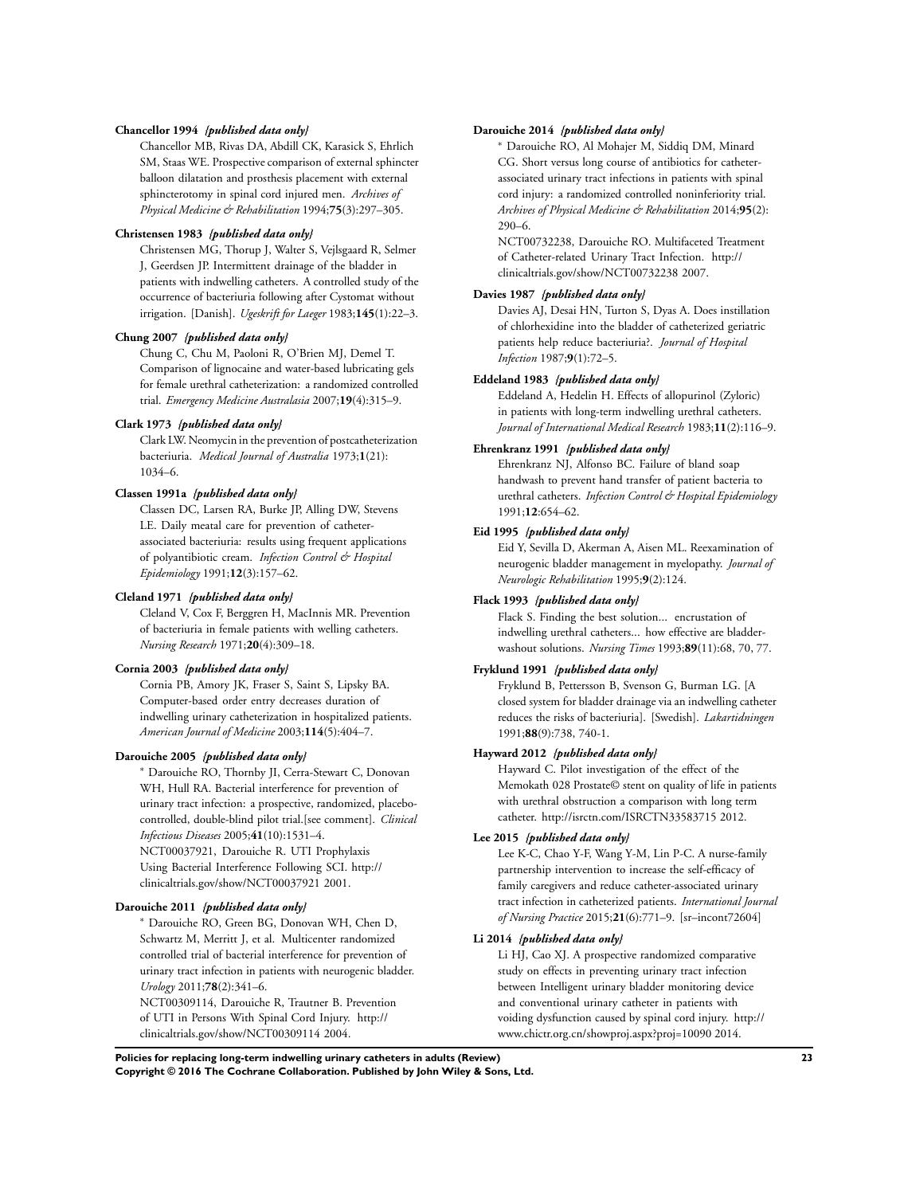**Chancellor 1994** *{published data only}*

Chancellor MB, Rivas DA, Abdill CK, Karasick S, Ehrlich SM, Staas WE. Prospective comparison of external sphincter balloon dilatation and prosthesis placement with external sphincterotomy in spinal cord injured men. *Archives of Physical Medicine & Rehabilitation* 1994;**75**(3):297–305.

**Christensen 1983** *{published data only}*

Christensen MG, Thorup J, Walter S, Vejlsgaard R, Selmer J, Geerdsen JP. Intermittent drainage of the bladder in patients with indwelling cattheters. A controlled study of the occurrence of bacteriuria following after Cystomat without irrigation. [Danish]. *Ugeskrift for Laeger* 1983;**145**(1):22–3.

**Chung 2007** *{published data only}*

Chung C, Chu M, Paoloni R, O'Brien MJ, Demel T. Comparison of lignocaine and water-based lubricating gels for female urethral catheterization: a randomized controlled trial. *Emergency Medicine Australasia* 2007;**19**(4):315–9.

**Clark 1973** *{published data only}*

Clark LW. Neomycin in the prevention of postcatheterization bacteriuria. *Medical Journal of Australia* 1973;**1**(21): 1034–6.

**Classen 1991a** *{published data only}*

Classen DC, Larsen RA, Burke JP, Alling DW, Stevens LE. Daily meatal care for prevention of catheter-associated bacteriuria: results using frequent applications of polyantibiotic cream. *Infection Control & Hospital Epidemiology* 1991;**12**(3):157–62.

**Cleland 1971** *{published data only}*

Cleland V, Cox F, Berggren H, MacInnis MR. Prevention of bacteriuria in female patients with welling catheters. *Nursing Research* 1971;**20**(4):309–18.

**Cornia 2003** *{published data only}*

Cornia PB, Amory JK, Fraser S, Saint S, Lipsky BA. Computer-based order entry decreases duration of indwelling urinary catheterization in hospitalized patients. *American Journal of Medicine* 2003;**114**(5):404–7.

**Darouiche 2005** *{published data only}*

* Darouiche RO, Thornby JI, Cerra-Stewart C, Donovan WH, Hull RA. Bacterial interference for prevention of urinary tract infection: a prospective, randomized, placebo-controlled, double-blind pilot trial.[see comment]. *Clinical Infectious Diseases* 2005;**41**(10):1531–4.

NCT00037921, Darouiche R. UTI Prophylaxis Using Bacterial Interference Following SCI. http://clinicaltrials.gov/show/NCT00037921 2001.

**Darouiche 2011** *{published data only}*

* Darouiche RO, Green BG, Donovan WH, Chen D, Schwartz M, Merritt J, et al. Multicenter randomized controlled trial of bacterial interference for prevention of urinary tract infection in patients with neurogenic bladder. *Urology* 2011;**78**(2):341–6.

NCT00309114, Darouiche R, Trautner B. Prevention of UTI in Persons With Spinal Cord Injury. http://clinicaltrials.gov/show/NCT00309114 2004.

**Darouiche 2014** *{published data only}*

* Darouiche RO, Al Mohajer M, Siddiq DM, Minard CG. Short versus long course of antibiotics for catheter-associated urinary tract infections in patients with spinal cord injury: a randomized controlled noninferiority trial. *Archives of Physical Medicine & Rehabilitation* 2014;**95**(2): 290–6.

NCT00732238, Darouiche RO. Multifaceted Treatment of Catheter-related Urinary Tract Infection. http://clinicaltrials.gov/show/NCT00732238 2007.

**Davies 1987** *{published data only}*

Davies AJ, Desai HN, Turton S, Dyas A. Does instillation of chlorhexidine into the bladder of catheterized geriatric patients help reduce bacteriuria?. *Journal of Hospital Infection* 1987;**9**(1):72–5.

**Eddeland 1983** *{published data only}*

Eddeland A, Hedelin H. Effects of allopurinol (Zyloric) in patients with long-term indwelling urethral catheters. *Journal of International Medical Research* 1983;**11**(2):116–9.

**Ehrenkranz 1991** *{published data only}*

Ehrenkranz NJ, Alfonso BC. Failure of bland soap handwash to prevent hand transfer of patient bacteria to urethral catheters. *Infection Control & Hospital Epidemiology* 1991;**12**:654–62.

**Eid 1995** *{published data only}*

Eid Y, Sevilla D, Akerman A, Aisen ML. Reexamination of neurogenic bladder management in myelopathy. *Journal of Neurologic Rehabilitation* 1995;**9**(2):124.

**Flack 1993** *{published data only}*

Flack S. Finding the best solution... encrustation of indwelling urethral catheters... how effective are bladder-washout solutions. *Nursing Times* 1993;**89**(11):68, 70, 77.

**Fryklund 1991** *{published data only}*

Fryklund B, Pettersson B, Svenson G, Burman LG. [A closed system for bladder drainage via an indwelling catheter reduces the risks of bacteriuria]. [Swedish]. *Lakartidningen* 1991;**88**(9):738, 740-1.

**Hayward 2012** *{published data only}*

Hayward C. Pilot investigation of the effect of the Memokath 028 Prostate© stent on quality of life in patients with urethral obstruction a comparison with long term catheter. http://isrctn.com/ISRCTN33583715 2012.

**Lee 2015** *{published data only}*

Lee K-C, Chao Y-F, Wang Y-M, Lin P-C. A nurse-family partnership intervention to increase the self-efficacy of family caregivers and reduce catheter-associated urinary tract infection in catheterized patients. *International Journal of Nursing Practice* 2015;**21**(6):771–9. [sr–incont72604]

**Li 2014** *{published data only}*

Li HJ, Cao XJ. A prospective randomized comparative study on effects in preventing urinary tract infection between Intelligent urinary bladder monitoring device and conventional urinary catheter in patients with voiding dysfunction caused by spinal cord injury. http://www.chictr.org.cn/showproj.aspx?proj=10090 2014.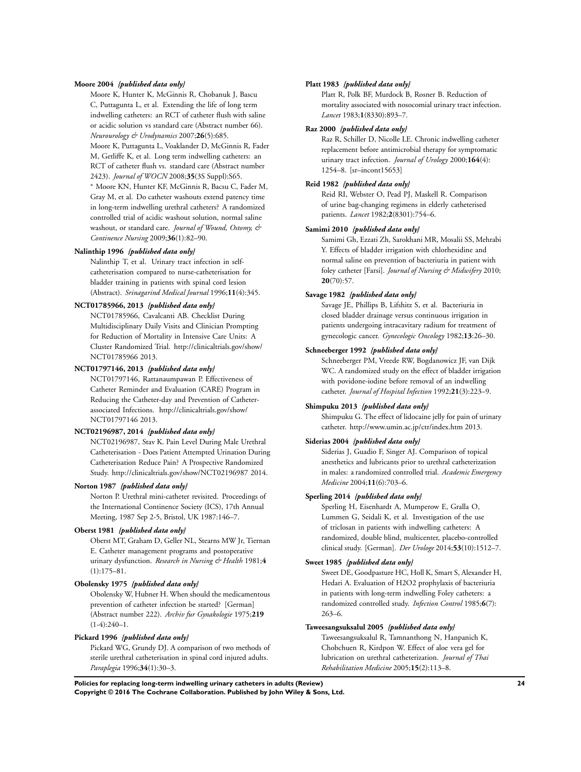**Moore 2004** *{published data only}*

Moore K, Hunter K, McGinnis R, Chobanuk J, Bascu C, Puttagunta L, et al. Extending the life of long term indwelling catheters: an RCT of catheter flush with saline or acidic solution vs standard care (Abstract number 66). *Neurourology & Urodynamics* 2007;**26**(5):685.

Moore K, Puttagunta L, Voaklander D, McGinnis R, Fader M, Getliffe K, et al. Long term indwelling catheters: an RCT of catheter flush vs. standard care (Abstract number 2423). *Journal of WOCN* 2008;**35**(3S Suppl):S65.

* Moore KN, Hunter KF, McGinnis R, Bacsu C, Fader M, Gray M, et al. Do catheter washouts extend patency time in long-term indwelling urethral catheters? A randomized controlled trial of acidic washout solution, normal saline washout, or standard care. *Journal of Wound, Ostomy, & Continence Nursing* 2009;**36**(1):82–90.

**Nalinthip 1996** *{published data only}*

Nalinthip T, et al. Urinary tract infection in self-catheterisation compared to nurse-catheterisation for bladder training in patients with spinal cord lesion (Abstract). *Srinagarind Medical Journal* 1996;**11**(4):345.

**NCT01785966, 2013** *{published data only}*

NCT01785966, Cavalcanti AB. Checklist During Multidisciplinary Daily Visits and Clinician Prompting for Reduction of Mortality in Intensive Care Units: A Cluster Randomized Trial. http://clinicaltrials.gov/show/NCT01785966 2013.

**NCT01797146, 2013** *{published data only}*

NCT01797146, Rattanaumpawan P. Effectiveness of Catheter Reminder and Evaluation (CARE) Program in Reducing the Catheter-day and Prevention of Catheter-associated Infections. http://clinicaltrials.gov/show/NCT01797146 2013.

**NCT02196987, 2014** *{published data only}*

NCT02196987, Stav K. Pain Level During Male Urethral Catheterisation - Does Patient Attempted Urination During Catheterisation Reduce Pain? A Prospective Randomized Study. http://clinicaltrials.gov/show/NCT02196987 2014.

**Norton 1987** *{published data only}*

Norton P. Urethral mini-catheter revisited. Proceedings of the International Continence Society (ICS), 17th Annual Meeting, 1987 Sep 2-5, Bristol, UK 1987:146–7.

**Oberst 1981** *{published data only}*

Oberst MT, Graham D, Geller NL, Stearns MW Jr, Tiernan E. Catheter management programs and postoperative urinary dysfunction. *Research in Nursing & Health* 1981;**4**(1):175–81.

**Obolensky 1975** *{published data only}*

Obolensky W, Hubner H. When should the medicamentous prevention of catheter infection be started? [German] (Abstract number 222). *Archiv fur Gynakologie* 1975;**219**(1-4):240–1.

**Pickard 1996** *{published data only}*

Pickard WG, Grundy DJ. A comparison of two methods of sterile urethral catheterisation in spinal cord injured adults. *Paraplegia* 1996;**34**(1):30–3.

**Platt 1983** *{published data only}*

Platt R, Polk BF, Murdock B, Rosner B. Reduction of mortality associated with nosocomial urinary tract infection. *Lancet* 1983;**1**(8330):893–7.

**Raz 2000** *{published data only}*

Raz R, Schiller D, Nicolle LE. Chronic indwelling catheter replacement before antimicrobial therapy for symptomatic urinary tract infection. *Journal of Urology* 2000;**164**(4):1254–8. [sr–incont15653]

**Reid 1982** *{published data only}*

Reid RI, Webster O, Pead PJ, Maskell R. Comparison of urine bag-changing regimens in elderly catheterised patients. *Lancet* 1982;**2**(8301):754–6.

**Samimi 2010** *{published data only}*

Samimi Gh, Ezzati Zh, Sarokhani MR, Mosalii SS, Mehrabi Y. Effects of bladder irrigation with chlorhexidine and normal saline on prevention of bacteriuria in patient with foley catheter [Farsi]. *Journal of Nursing & Midwifery* 2010;**20**(70):57.

**Savage 1982** *{published data only}*

Savage JE, Phillips B, Lifshitz S, et al. Bacteriuria in closed bladder drainage versus continuous irrigation in patients undergoing intracavitary radium for treatment of gynecologic cancer. *Gynecologic Oncology* 1982;**13**:26–30.

**Schneeberger 1992** *{published data only}*

Schneeberger PM, Vreede RW, Bogdanowicz JF, van Dijk WC. A randomized study on the effect of bladder irrigation with povidone-iodine before removal of an indwelling catheter. *Journal of Hospital Infection* 1992;**21**(3):223–9.

**Shimpuku 2013** *{published data only}*

Shimpuku G. The effect of lidocaine jelly for pain of urinary catheter. http://www.umin.ac.jp/ctr/index.htm 2013.

**Siderias 2004** *{published data only}*

Siderias J, Guadio F, Singer AJ. Comparison of topical anesthetics and lubricants prior to urethral catheterization in males: a randomized controlled trial. *Academic Emergency Medicine* 2004;**11**(6):703–6.

**Sperling 2014** *{published data only}*

Sperling H, Eisenhardt A, Mumperow E, Gralla O, Lummen G, Seidali K, et al. Investigation of the use of triclosan in patients with indwelling catheters: A randomized, double blind, multicenter, placebo-controlled clinical study. [German]. *Der Urologe* 2014;**53**(10):1512–7.

**Sweet 1985** *{published data only}*

Sweet DE, Goodpasture HC, Holl K, Smart S, Alexander H, Hedari A. Evaluation of H2O2 prophylaxis of bacteriuria in patients with long-term indwelling Foley catheters: a randomized controlled study. *Infection Control* 1985;**6**(7):263–6.

**Taweesangsuksalul 2005** *{published data only}*

Taweesangsuksalul R, Tamnanthong N, Hanpanich K, Chobchuen R, Kirdpon W. Effect of aloe vera gel for lubrication on urethral catheterization. *Journal of Thai Rehabilitation Medicine* 2005;**15**(2):113–8.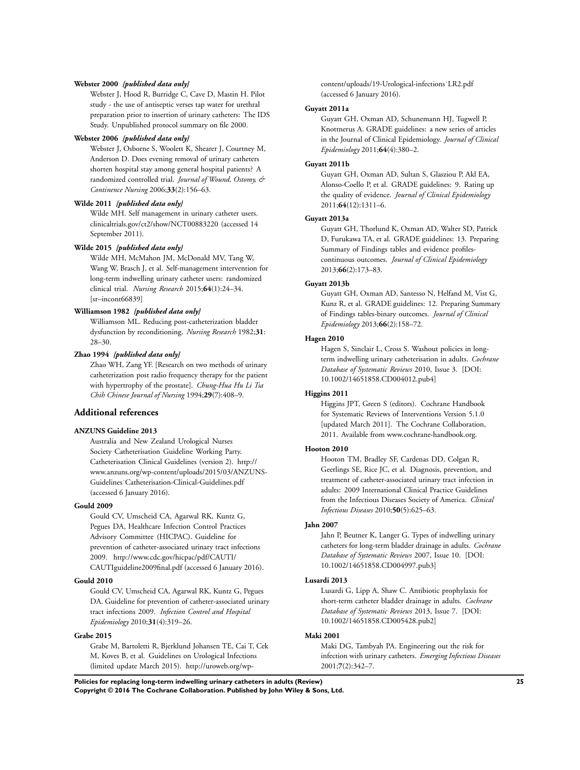**Webster 2000** *{published data only}*

Webster J, Hood R, Burridge C, Cave D, Mastin H. Pilot study - the use of antiseptic verses tap water for urethral preparation prior to insertion of urinary catheters: The IDS Study. Unpublished protocol summary on file 2000.

**Webster 2006** *{published data only}*

Webster J, Osborne S, Woolett K, Shearer J, Courtney M, Anderson D. Does evening removal of urinary catheters shorten hospital stay among general hospital patients? A randomized controlled trial. *Journal of Wound, Ostomy, & Continence Nursing* 2006;**33**(2):156–63.

**Wilde 2011** *{published data only}*

Wilde MH. Self management in urinary catheter users. clinicaltrials.gov/ct2/show/NCT00883220 (accessed 14 September 2011).

**Wilde 2015** *{published data only}*

Wilde MH, McMahon JM, McDonald MV, Tang W, Wang W, Brasch J, et al. Self-management intervention for long-term indwelling urinary catheter users: randomized clinical trial. *Nursing Research* 2015;**64**(1):24–34. [sr–incont66839]

**Williamson 1982** *{published data only}*

Williamson ML. Reducing post-catheterization bladder dysfunction by reconditioning. *Nursing Research* 1982;**31**: 28–30.

**Zhao 1994** *{published data only}*

Zhao WH, Zang YF. [Research on two methods of urinary catheterization post radio frequency therapy for the patient with hypertrophy of the prostate]. *Chung-Hua Hu Li Tsa Chih Chinese Journal of Nursing* 1994;**29**(7):408–9.

## Additional references

**ANZUNS Guideline 2013**

Australia and New Zealand Urological Nurses Society Catheterisation Guideline Working Party. Catheterisation Clinical Guidelines (version 2). http://www.anzuns.org/wp-content/uploads/2015/03/ANZUNS-Guidelines˙Catheterisation-Clinical-Guidelines.pdf (accessed 6 January 2016).

**Gould 2009**

Gould CV, Umscheid CA, Agarwal RK, Kuntz G, Pegues DA, Healthcare Infection Control Practices Advisory Committee (HICPAC). Guideline for prevention of catheter-associated urinary tract infections 2009. http://www.cdc.gov/hicpac/pdf/CAUTI/CAUTIguideline2009final.pdf (accessed 6 January 2016).

**Gould 2010**

Gould CV, Umscheid CA, Agarwal RK, Kuntz G, Pegues DA. Guideline for prevention of catheter-associated urinary tract infections 2009. *Infection Control and Hospital Epidemiology* 2010;**31**(4):319–26.

**Grabe 2015**

Grabe M, Bartoletti R, Bjerklund Johansen TE, Cai T, Cek M, Koves B, et al. Guidelines on Urological Infections (limited update March 2015). http://uroweb.org/wp-content/uploads/19-Urological-infections˙LR2.pdf (accessed 6 January 2016).

**Guyatt 2011a**

Guyatt GH, Oxman AD, Schunemann HJ, Tugwell P, Knottnerus A. GRADE guidelines: a new series of articles in the Journal of Clinical Epidemiology. *Journal of Clinical Epidemiology* 2011;**64**(4):380–2.

**Guyatt 2011b**

Guyatt GH, Oxman AD, Sultan S, Glasziou P, Akl EA, Alonso-Coello P, et al. GRADE guidelines: 9. Rating up the quality of evidence. *Journal of Clinical Epidemiology* 2011;**64**(12):1311–6.

**Guyatt 2013a**

Guyatt GH, Thorlund K, Oxman AD, Walter SD, Patrick D, Furukawa TA, et al. GRADE guidelines: 13. Preparing Summary of Findings tables and evidence profiles-continuous outcomes. *Journal of Clinical Epidemiology* 2013;**66**(2):173–83.

**Guyatt 2013b**

Guyatt GH, Oxman AD, Santesso N, Helfand M, Vist G, Kunz R, et al. GRADE guidelines: 12. Preparing Summary of Findings tables-binary outcomes. *Journal of Clinical Epidemiology* 2013;**66**(2):158–72.

**Hagen 2010**

Hagen S, Sinclair L, Cross S. Washout policies in long-term indwelling urinary catheterisation in adults. *Cochrane Database of Systematic Reviews* 2010, Issue 3. [DOI: 10.1002/14651858.CD004012.pub4]

**Higgins 2011**

Higgins JPT, Green S (editors). Cochrane Handbook for Systematic Reviews of Interventions Version 5.1.0 [updated March 2011]. The Cochrane Collaboration, 2011. Available from www.cochrane-handbook.org.

**Hooton 2010**

Hooton TM, Bradley SF, Cardenas DD, Colgan R, Geerlings SE, Rice JC, et al. Diagnosis, prevention, and treatment of catheter-associated urinary tract infection in adults: 2009 International Clinical Practice Guidelines from the Infectious Diseases Society of America. *Clinical Infectious Diseases* 2010;**50**(5):625–63.

**Jahn 2007**

Jahn P, Beutner K, Langer G. Types of indwelling urinary catheters for long-term bladder drainage in adults. *Cochrane Database of Systematic Reviews* 2007, Issue 10. [DOI: 10.1002/14651858.CD004997.pub3]

**Lusardi 2013**

Lusardi G, Lipp A, Shaw C. Antibiotic prophylaxis for short-term catheter bladder drainage in adults. *Cochrane Database of Systematic Reviews* 2013, Issue 7. [DOI: 10.1002/14651858.CD005428.pub2]

**Maki 2001**

Maki DG, Tambyah PA. Engineering out the risk for infection with urinary catheters. *Emerging Infectious Diseases* 2001;**7**(2):342–7.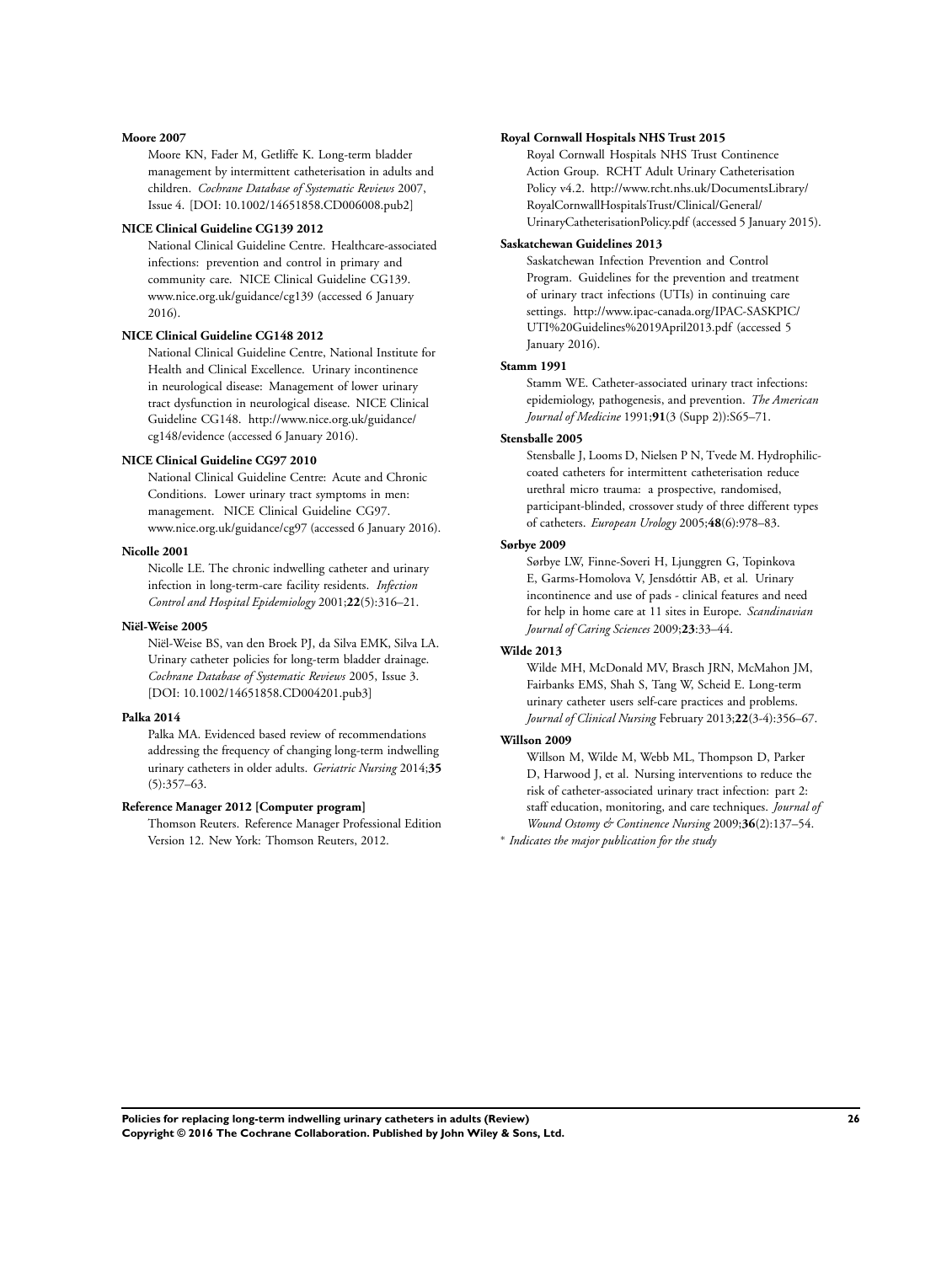**Moore 2007**

Moore KN, Fader M, Getliffe K. Long-term bladder management by intermittent catheterisation in adults and children. *Cochrane Database of Systematic Reviews* 2007, Issue 4. [DOI: 10.1002/14651858.CD006008.pub2]

**NICE Clinical Guideline CG139 2012**

National Clinical Guideline Centre. Healthcare-associated infections: prevention and control in primary and community care. NICE Clinical Guideline CG139. www.nice.org.uk/guidance/cg139 (accessed 6 January 2016).

**NICE Clinical Guideline CG148 2012**

National Clinical Guideline Centre, National Institute for Health and Clinical Excellence. Urinary incontinence in neurological disease: Management of lower urinary tract dysfunction in neurological disease. NICE Clinical Guideline CG148. http://www.nice.org.uk/guidance/cg148/evidence (accessed 6 January 2016).

**NICE Clinical Guideline CG97 2010**

National Clinical Guideline Centre: Acute and Chronic Conditions. Lower urinary tract symptoms in men: management. NICE Clinical Guideline CG97. www.nice.org.uk/guidance/cg97 (accessed 6 January 2016).

**Nicolle 2001**

Nicolle LE. The chronic indwelling catheter and urinary infection in long-term-care facility residents. *Infection Control and Hospital Epidemiology* 2001;**22**(5):316–21.

**Niël-Weise 2005**

Niël-Weise BS, van den Broek PJ, da Silva EMK, Silva LA. Urinary catheter policies for long-term bladder drainage. *Cochrane Database of Systematic Reviews* 2005, Issue 3. [DOI: 10.1002/14651858.CD004201.pub3]

**Palka 2014**

Palka MA. Evidenced based review of recommendations addressing the frequency of changing long-term indwelling urinary catheters in older adults. *Geriatric Nursing* 2014;**35** (5):357–63.

**Reference Manager 2012 [Computer program]**

Thomson Reuters. Reference Manager Professional Edition Version 12. New York: Thomson Reuters, 2012.

**Royal Cornwall Hospitals NHS Trust 2015**

Royal Cornwall Hospitals NHS Trust Continence Action Group. RCHT Adult Urinary Catheterisation Policy v4.2. http://www.rcht.nhs.uk/DocumentsLibrary/RoyalCornwallHospitalsTrust/Clinical/General/UrinaryCatheterisationPolicy.pdf (accessed 5 January 2015).

**Saskatchewan Guidelines 2013**

Saskatchewan Infection Prevention and Control Program. Guidelines for the prevention and treatment of urinary tract infections (UTIs) in continuing care settings. http://www.ipac-canada.org/IPAC-SASKPIC/UTI%20Guidelines%2019April2013.pdf (accessed 5 January 2016).

**Stamm 1991**

Stamm WE. Catheter-associated urinary tract infections: epidemiology, pathogenesis, and prevention. *The American Journal of Medicine* 1991;**91**(3 (Supp 2)):S65–71.

**Stensballe 2005**

Stensballe J, Looms D, Nielsen P N, Tvede M. Hydrophilic-coated catheters for intermittent catheterisation reduce urethral micro trauma: a prospective, randomised, participant-blinded, crossover study of three different types of catheters. *European Urology* 2005;**48**(6):978–83.

**Sørbye 2009**

Sørbye LW, Finne-Soveri H, Ljunggren G, Topinkova E, Garms-Homolova V, Jensdóttir AB, et al. Urinary incontinence and use of pads - clinical features and need for help in home care at 11 sites in Europe. *Scandinavian Journal of Caring Sciences* 2009;**23**:33–44.

**Wilde 2013**

Wilde MH, McDonald MV, Brasch JRN, McMahon JM, Fairbanks EMS, Shah S, Tang W, Scheid E. Long-term urinary catheter users self-care practices and problems. *Journal of Clinical Nursing* February 2013;**22**(3-4):356–67.

**Willson 2009**

Willson M, Wilde M, Webb ML, Thompson D, Parker D, Harwood J, et al. Nursing interventions to reduce the risk of catheter-associated urinary tract infection: part 2: staff education, monitoring, and care techniques. *Journal of Wound Ostomy & Continence Nursing* 2009;**36**(2):137–54.

* *Indicates the major publication for the study*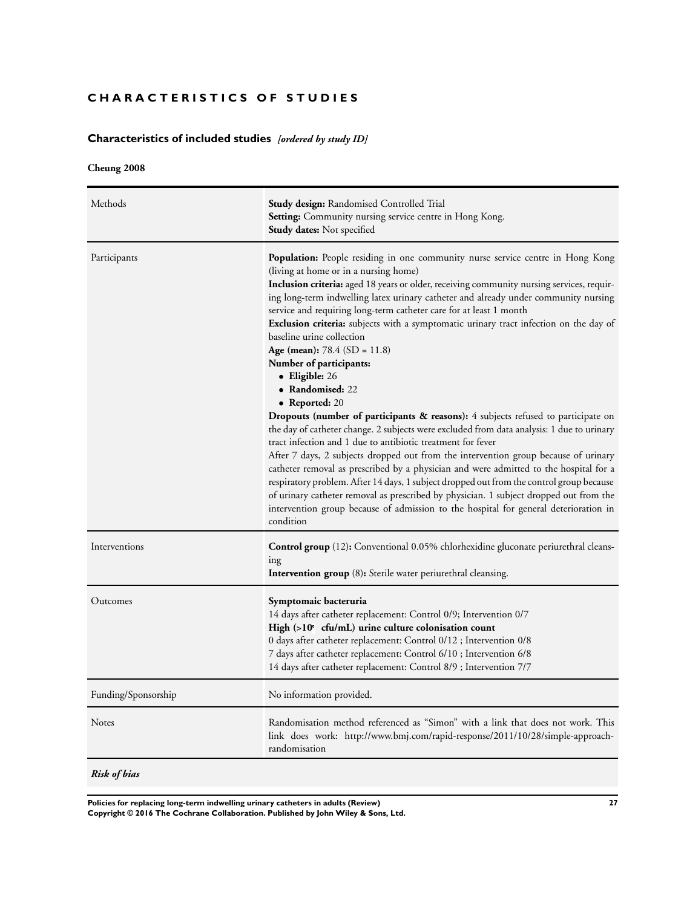# CHARACTERISTICS OF STUDIES

## Characteristics of included studies *[ordered by study ID]*

### Cheung 2008

| | |
|---|---|
| Methods | **Study design:** Randomised Controlled Trial<br>**Setting:** Community nursing service centre in Hong Kong.<br>**Study dates:** Not specified |
| Participants | **Population:** People residing in one community nurse service centre in Hong Kong (living at home or in a nursing home)<br>**Inclusion criteria:** aged 18 years or older, receiving community nursing services, requiring long-term indwelling latex urinary catheter and already under community nursing service and requiring long-term catheter care for at least 1 month<br>**Exclusion criteria:** subjects with a symptomatic urinary tract infection on the day of baseline urine collection<br>**Age (mean):** 78.4 (SD = 11.8)<br>**Number of participants:**<br>• **Eligible:** 26<br>• **Randomised:** 22<br>• **Reported:** 20<br>**Dropouts (number of participants & reasons):** 4 subjects refused to participate on the day of catheter change. 2 subjects were excluded from data analysis: 1 due to urinary tract infection and 1 due to antibiotic treatment for fever<br>After 7 days, 2 subjects dropped out from the intervention group because of urinary catheter removal as prescribed by a physician and were admitted to the hospital for a respiratory problem. After 14 days, 1 subject dropped out from the control group because of urinary catheter removal as prescribed by physician. 1 subject dropped out from the intervention group because of admission to the hospital for general deterioration in condition |
| Interventions | **Control group** (12)**:** Conventional 0.05% chlorhexidine gluconate periurethral cleansing<br>**Intervention group** (8)**:** Sterile water periurethral cleansing. |
| Outcomes | **Symptomaic bacteruria**<br>14 days after catheter replacement: Control 0/9; Intervention 0/7<br>**High (>$10^5$ cfu/mL) urine culture colonisation count**<br>0 days after catheter replacement: Control 0/12 ; Intervention 0/8<br>7 days after catheter replacement: Control 6/10 ; Intervention 6/8<br>14 days after catheter replacement: Control 8/9 ; Intervention 7/7 |
| Funding/Sponsorship | No information provided. |
| Notes | Randomisation method referenced as "Simon" with a link that does not work. This link does work: http://www.bmj.com/rapid-response/2011/10/28/simple-approach-randomisation |

***Risk of bias***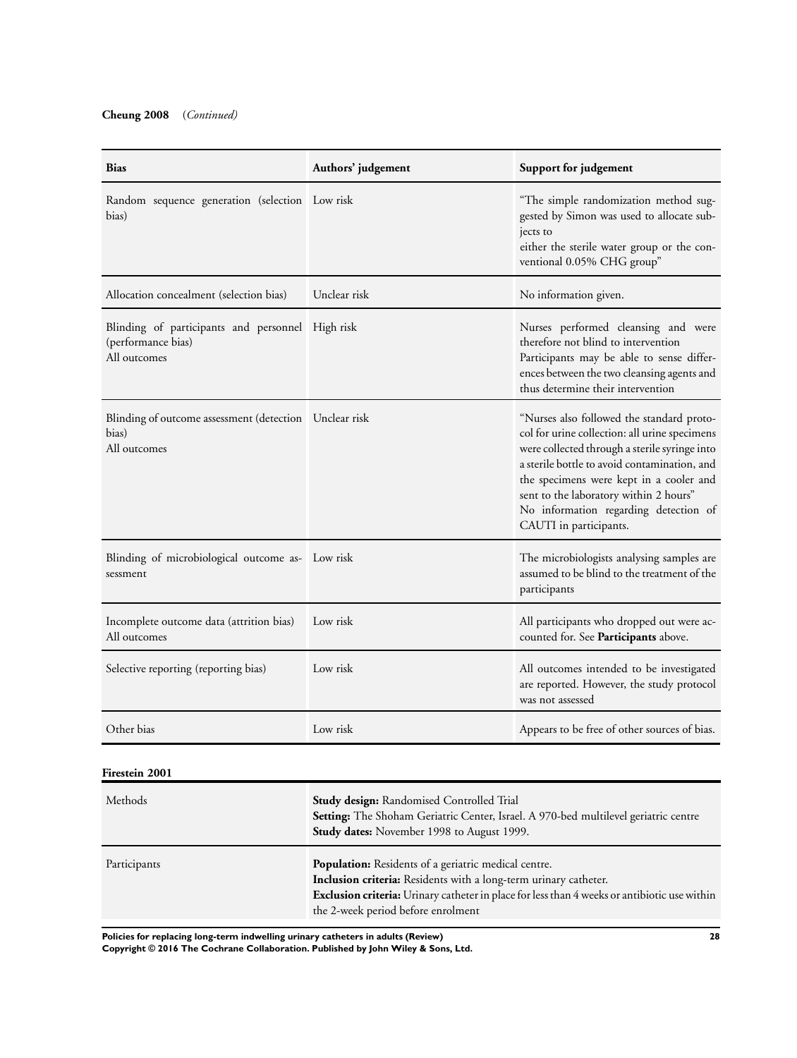**Cheung 2008** (*Continued*)

| Bias | Authors' judgement | Support for judgement |
|---|---|---|
| Random sequence generation (selection bias) | Low risk | "The simple randomization method suggested by Simon was used to allocate subjects to either the sterile water group or the conventional 0.05% CHG group" |
| Allocation concealment (selection bias) | Unclear risk | No information given. |
| Blinding of participants and personnel (performance bias) All outcomes | High risk | Nurses performed cleansing and were therefore not blind to intervention Participants may be able to sense differences between the two cleansing agents and thus determine their intervention |
| Blinding of outcome assessment (detection bias) All outcomes | Unclear risk | "Nurses also followed the standard protocol for urine collection: all urine specimens were collected through a sterile syringe into a sterile bottle to avoid contamination, and the specimens were kept in a cooler and sent to the laboratory within 2 hours" No information regarding detection of CAUTI in participants. |
| Blinding of microbiological outcome assessment | Low risk | The microbiologists analysing samples are assumed to be blind to the treatment of the participants |
| Incomplete outcome data (attrition bias) All outcomes | Low risk | All participants who dropped out were accounted for. See **Participants** above. |
| Selective reporting (reporting bias) | Low risk | All outcomes intended to be investigated are reported. However, the study protocol was not assessed |
| Other bias | Low risk | Appears to be free of other sources of bias. |

**Firestein 2001**

| | |
|---|---|
| Methods | **Study design:** Randomised Controlled Trial<br>**Setting:** The Shoham Geriatric Center, Israel. A 970-bed multilevel geriatric centre<br>**Study dates:** November 1998 to August 1999. |
| Participants | **Population:** Residents of a geriatric medical centre.<br>**Inclusion criteria:** Residents with a long-term urinary catheter.<br>**Exclusion criteria:** Urinary catheter in place for less than 4 weeks or antibiotic use within the 2-week period before enrolment |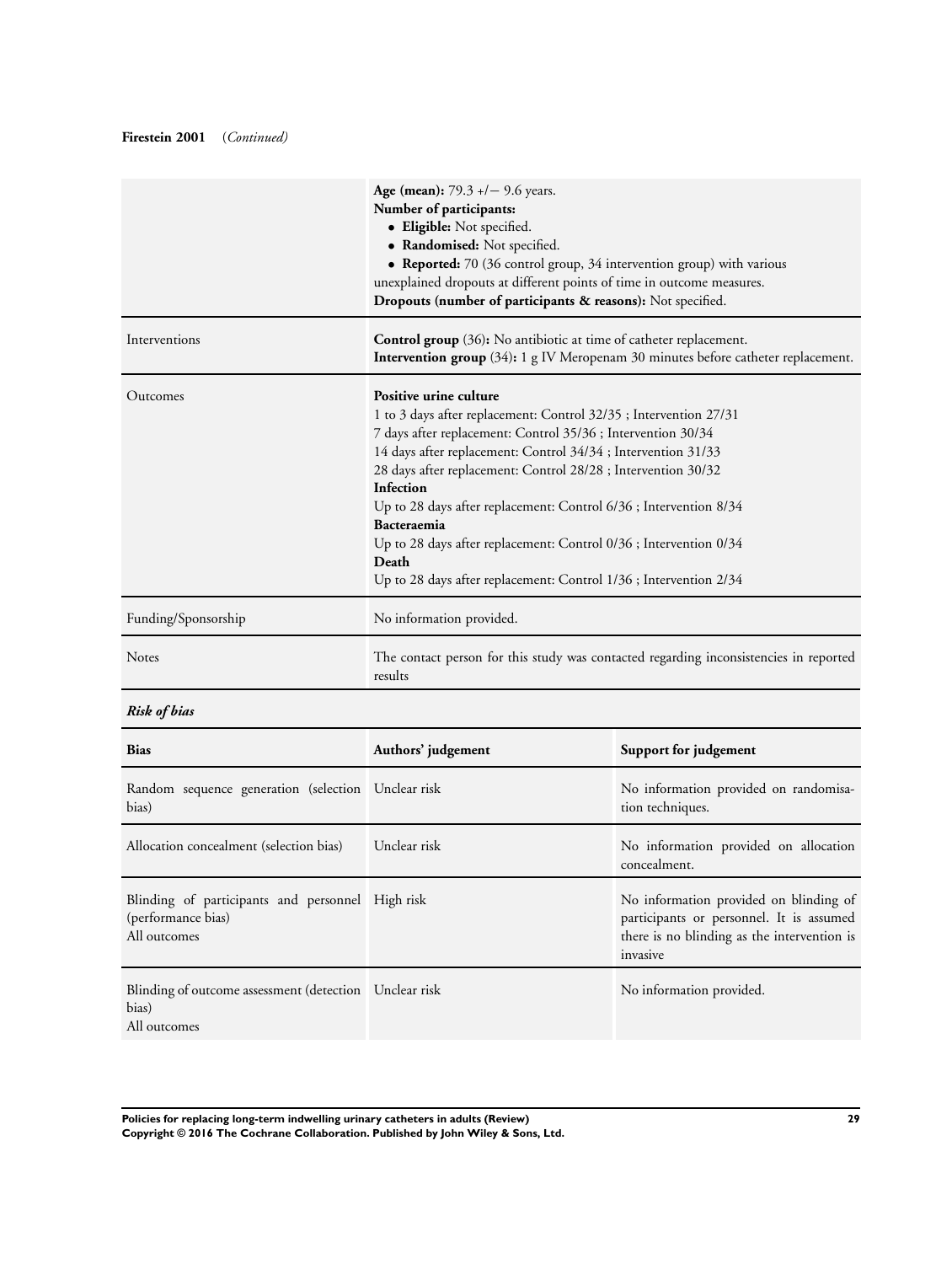**Firestein 2001** *(Continued)*

| | |
|---|---|
| | **Age (mean):** 79.3 +/− 9.6 years.<br>**Number of participants:**<br>• **Eligible:** Not specified.<br>• **Randomised:** Not specified.<br>• **Reported:** 70 (36 control group, 34 intervention group) with various unexplained dropouts at different points of time in outcome measures.<br>**Dropouts (number of participants & reasons):** Not specified. |
| Interventions | **Control group** (36)**:** No antibiotic at time of catheter replacement.<br>**Intervention group** (34)**:** 1 g IV Meropenam 30 minutes before catheter replacement. |
| Outcomes | **Positive urine culture**<br>1 to 3 days after replacement: Control 32/35 ; Intervention 27/31<br>7 days after replacement: Control 35/36 ; Intervention 30/34<br>14 days after replacement: Control 34/34 ; Intervention 31/33<br>28 days after replacement: Control 28/28 ; Intervention 30/32<br>**Infection**<br>Up to 28 days after replacement: Control 6/36 ; Intervention 8/34<br>**Bacteraemia**<br>Up to 28 days after replacement: Control 0/36 ; Intervention 0/34<br>**Death**<br>Up to 28 days after replacement: Control 1/36 ; Intervention 2/34 |
| Funding/Sponsorship | No information provided. |
| Notes | The contact person for this study was contacted regarding inconsistencies in reported results |

***Risk of bias***

| Bias | Authors' judgement | Support for judgement |
|---|---|---|
| Random sequence generation (selection bias) | Unclear risk | No information provided on randomisation techniques. |
| Allocation concealment (selection bias) | Unclear risk | No information provided on allocation concealment. |
| Blinding of participants and personnel (performance bias)<br>All outcomes | High risk | No information provided on blinding of participants or personnel. It is assumed there is no blinding as the intervention is invasive |
| Blinding of outcome assessment (detection bias)<br>All outcomes | Unclear risk | No information provided. |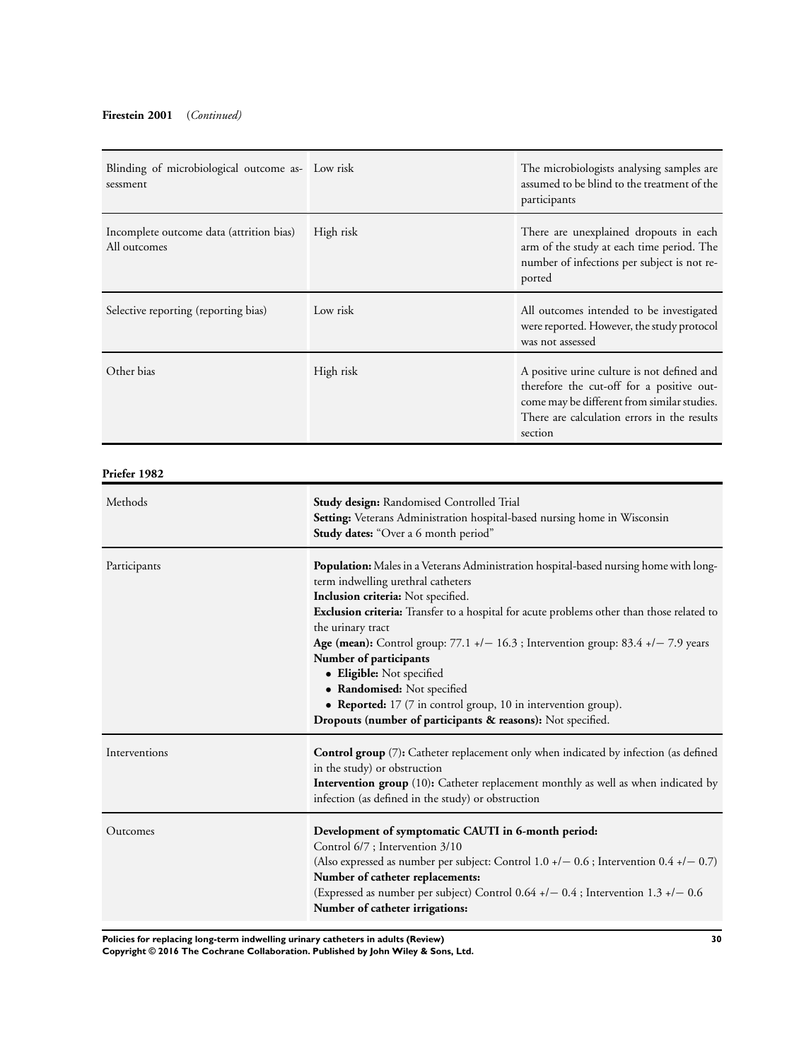**Firestein 2001** *(Continued)*

| | | |
|---|---|---|
| Blinding of microbiological outcome assessment | Low risk | The microbiologists analysing samples are assumed to be blind to the treatment of the participants |
| Incomplete outcome data (attrition bias) All outcomes | High risk | There are unexplained dropouts in each arm of the study at each time period. The number of infections per subject is not reported |
| Selective reporting (reporting bias) | Low risk | All outcomes intended to be investigated were reported. However, the study protocol was not assessed |
| Other bias | High risk | A positive urine culture is not defined and therefore the cut-off for a positive outcome may be different from similar studies. There are calculation errors in the results section |

**Priefer 1982**

| | |
|---|---|
| Methods | **Study design:** Randomised Controlled Trial<br>**Setting:** Veterans Administration hospital-based nursing home in Wisconsin<br>**Study dates:** "Over a 6 month period" |
| Participants | **Population:** Males in a Veterans Administration hospital-based nursing home with long-term indwelling urethral catheters<br>**Inclusion criteria:** Not specified.<br>**Exclusion criteria:** Transfer to a hospital for acute problems other than those related to the urinary tract<br>**Age (mean):** Control group: 77.1 +/− 16.3 ; Intervention group: 83.4 +/− 7.9 years<br>**Number of participants**<br>• **Eligible:** Not specified<br>• **Randomised:** Not specified<br>• **Reported:** 17 (7 in control group, 10 in intervention group).<br>**Dropouts (number of participants & reasons):** Not specified. |
| Interventions | **Control group** (7)**:** Catheter replacement only when indicated by infection (as defined in the study) or obstruction<br>**Intervention group** (10)**:** Catheter replacement monthly as well as when indicated by infection (as defined in the study) or obstruction |
| Outcomes | **Development of symptomatic CAUTI in 6-month period:**<br>Control 6/7 ; Intervention 3/10<br>(Also expressed as number per subject: Control 1.0 +/− 0.6 ; Intervention 0.4 +/− 0.7)<br>**Number of catheter replacements:**<br>(Expressed as number per subject) Control 0.64 +/− 0.4 ; Intervention 1.3 +/− 0.6<br>**Number of catheter irrigations:** |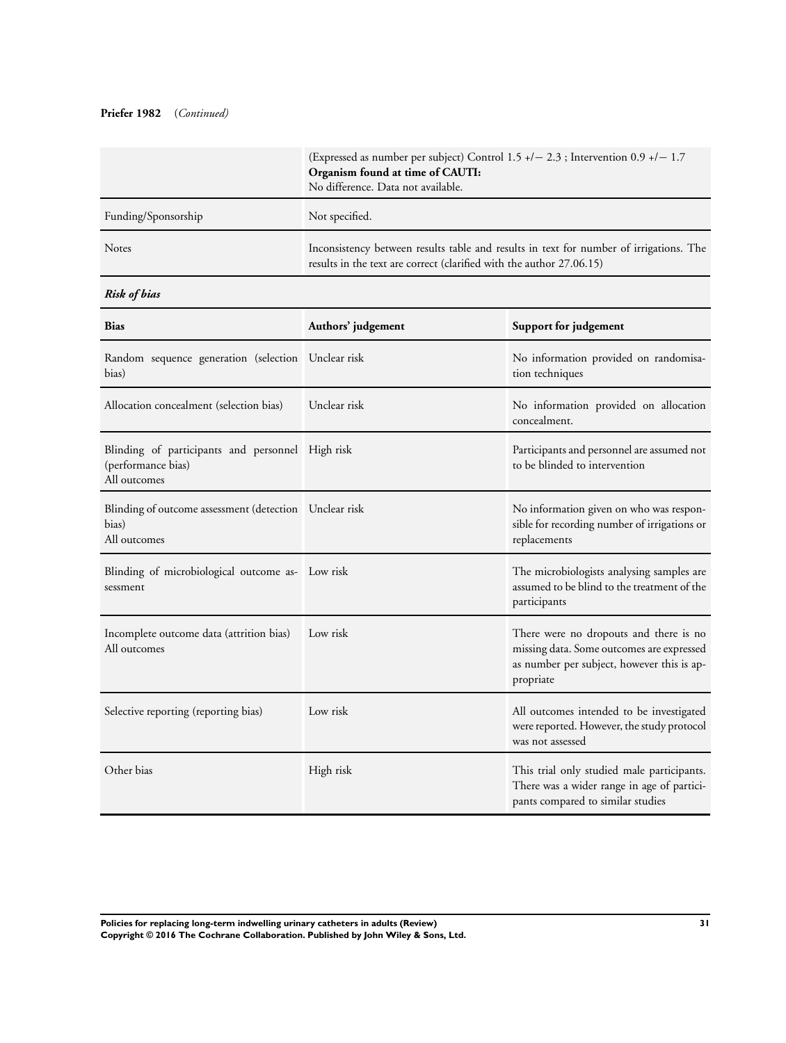**Priefer 1982** (*Continued*)

| | |
|---|---|
| | (Expressed as number per subject) Control 1.5 +/− 2.3 ; Intervention 0.9 +/− 1.7<br>**Organism found at time of CAUTI:**<br>No difference. Data not available. |
| Funding/Sponsorship | Not specified. |
| Notes | Inconsistency between results table and results in text for number of irrigations. The results in the text are correct (clarified with the author 27.06.15) |

***Risk of bias***

| Bias | Authors' judgement | Support for judgement |
|---|---|---|
| Random sequence generation (selection bias) | Unclear risk | No information provided on randomisation techniques |
| Allocation concealment (selection bias) | Unclear risk | No information provided on allocation concealment. |
| Blinding of participants and personnel (performance bias)<br>All outcomes | High risk | Participants and personnel are assumed not to be blinded to intervention |
| Blinding of outcome assessment (detection bias)<br>All outcomes | Unclear risk | No information given on who was responsible for recording number of irrigations or replacements |
| Blinding of microbiological outcome assessment | Low risk | The microbiologists analysing samples are assumed to be blind to the treatment of the participants |
| Incomplete outcome data (attrition bias)<br>All outcomes | Low risk | There were no dropouts and there is no missing data. Some outcomes are expressed as number per subject, however this is appropriate |
| Selective reporting (reporting bias) | Low risk | All outcomes intended to be investigated were reported. However, the study protocol was not assessed |
| Other bias | High risk | This trial only studied male participants. There was a wider range in age of participants compared to similar studies |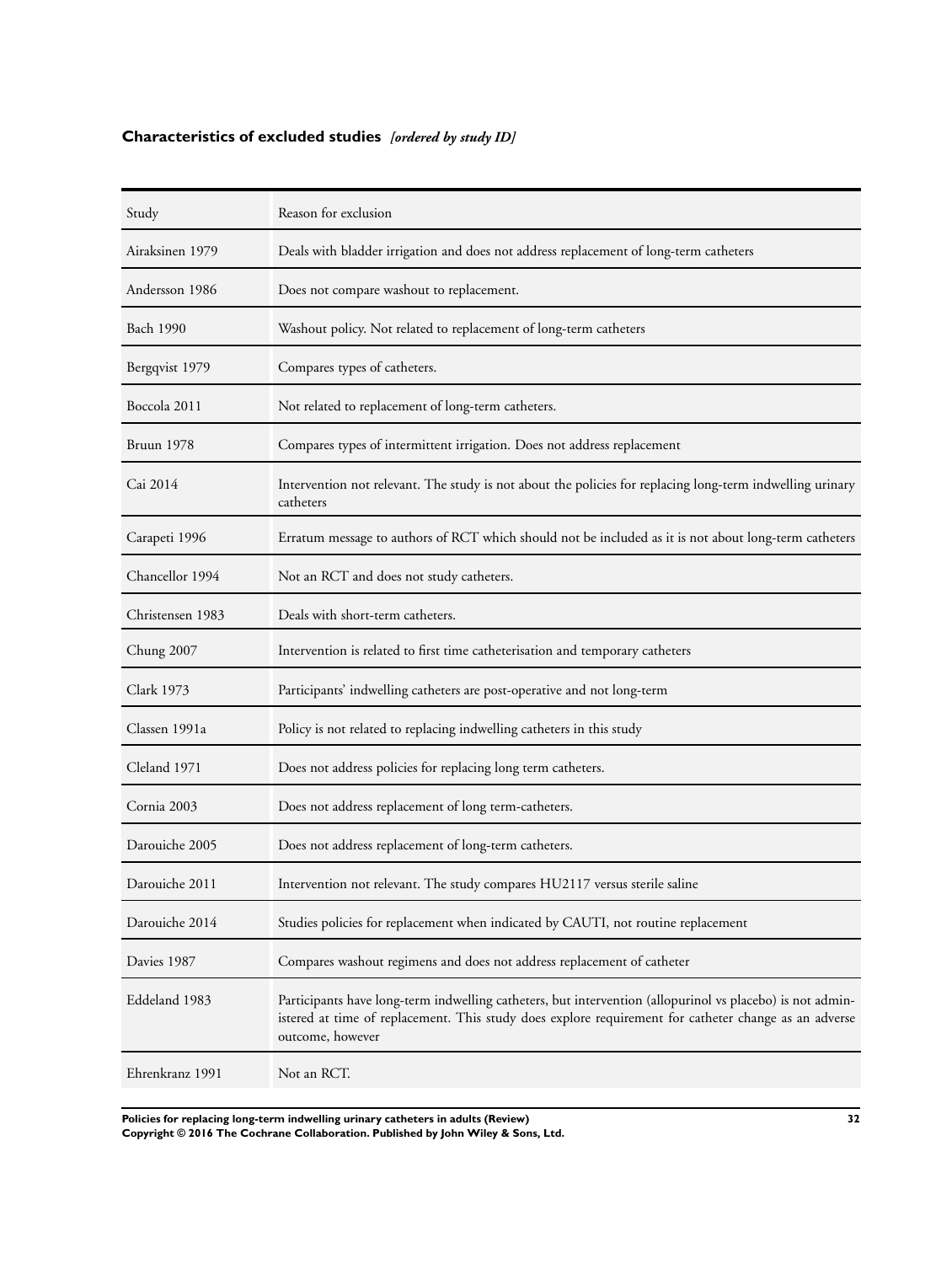### **Characteristics of excluded studies** *[ordered by study ID]*

| Study | Reason for exclusion |
|---|---|
| Airaksinen 1979 | Deals with bladder irrigation and does not address replacement of long-term catheters |
| Andersson 1986 | Does not compare washout to replacement. |
| Bach 1990 | Washout policy. Not related to replacement of long-term catheters |
| Bergqvist 1979 | Compares types of catheters. |
| Boccola 2011 | Not related to replacement of long-term catheters. |
| Bruun 1978 | Compares types of intermittent irrigation. Does not address replacement |
| Cai 2014 | Intervention not relevant. The study is not about the policies for replacing long-term indwelling urinary catheters |
| Carapeti 1996 | Erratum message to authors of RCT which should not be included as it is not about long-term catheters |
| Chancellor 1994 | Not an RCT and does not study catheters. |
| Christensen 1983 | Deals with short-term catheters. |
| Chung 2007 | Intervention is related to first time catheterisation and temporary catheters |
| Clark 1973 | Participants' indwelling catheters are post-operative and not long-term |
| Classen 1991a | Policy is not related to replacing indwelling catheters in this study |
| Cleland 1971 | Does not address policies for replacing long term catheters. |
| Cornia 2003 | Does not address replacement of long term-catheters. |
| Darouiche 2005 | Does not address replacement of long-term catheters. |
| Darouiche 2011 | Intervention not relevant. The study compares HU2117 versus sterile saline |
| Darouiche 2014 | Studies policies for replacement when indicated by CAUTI, not routine replacement |
| Davies 1987 | Compares washout regimens and does not address replacement of catheter |
| Eddeland 1983 | Participants have long-term indwelling catheters, but intervention (allopurinol vs placebo) is not administered at time of replacement. This study does explore requirement for catheter change as an adverse outcome, however |
| Ehrenkranz 1991 | Not an RCT. |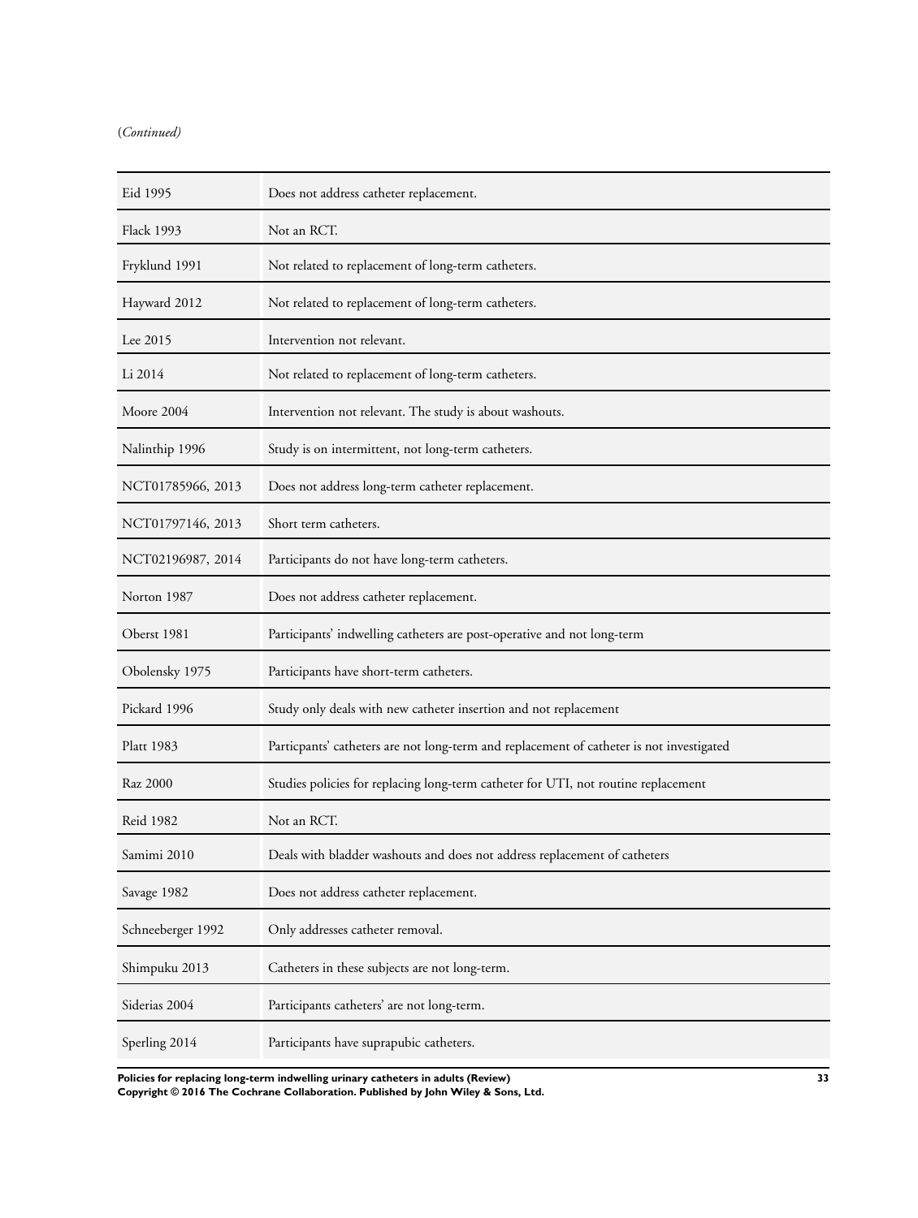(*Continued*)

| | |
|---|---|
| Eid 1995 | Does not address catheter replacement. |
| Flack 1993 | Not an RCT. |
| Fryklund 1991 | Not related to replacement of long-term catheters. |
| Hayward 2012 | Not related to replacement of long-term catheters. |
| Lee 2015 | Intervention not relevant. |
| Li 2014 | Not related to replacement of long-term catheters. |
| Moore 2004 | Intervention not relevant. The study is about washouts. |
| Nalinthip 1996 | Study is on intermittent, not long-term catheters. |
| NCT01785966, 2013 | Does not address long-term catheter replacement. |
| NCT01797146, 2013 | Short term catheters. |
| NCT02196987, 2014 | Participants do not have long-term catheters. |
| Norton 1987 | Does not address catheter replacement. |
| Oberst 1981 | Participants' indwelling catheters are post-operative and not long-term |
| Obolensky 1975 | Participants have short-term catheters. |
| Pickard 1996 | Study only deals with new catheter insertion and not replacement |
| Platt 1983 | Particpants' catheters are not long-term and replacement of catheter is not investigated |
| Raz 2000 | Studies policies for replacing long-term catheter for UTI, not routine replacement |
| Reid 1982 | Not an RCT. |
| Samimi 2010 | Deals with bladder washouts and does not address replacement of catheters |
| Savage 1982 | Does not address catheter replacement. |
| Schneeberger 1992 | Only addresses catheter removal. |
| Shimpuku 2013 | Catheters in these subjects are not long-term. |
| Siderias 2004 | Participants catheters' are not long-term. |
| Sperling 2014 | Participants have suprapubic catheters. |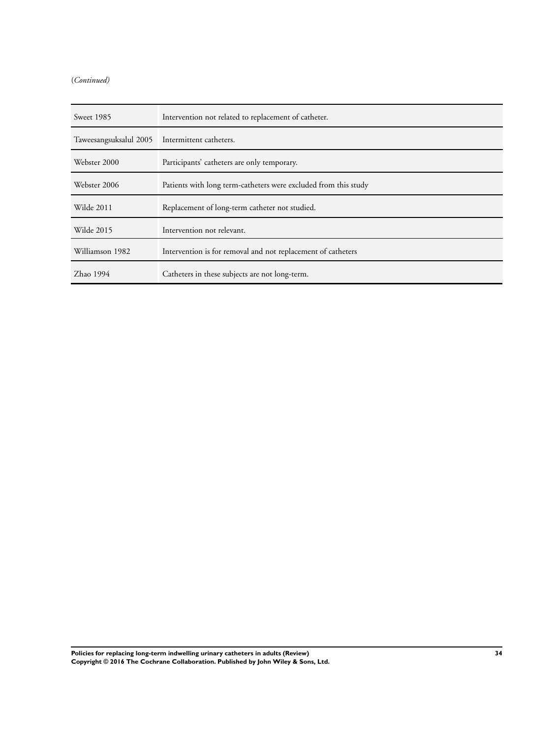(*Continued*)

| | |
|---|---|
| Sweet 1985 | Intervention not related to replacement of catheter. |
| Taweesangsuksalul 2005 | Intermittent catheters. |
| Webster 2000 | Participants' catheters are only temporary. |
| Webster 2006 | Patients with long term-catheters were excluded from this study |
| Wilde 2011 | Replacement of long-term catheter not studied. |
| Wilde 2015 | Intervention not relevant. |
| Williamson 1982 | Intervention is for removal and not replacement of catheters |
| Zhao 1994 | Catheters in these subjects are not long-term. |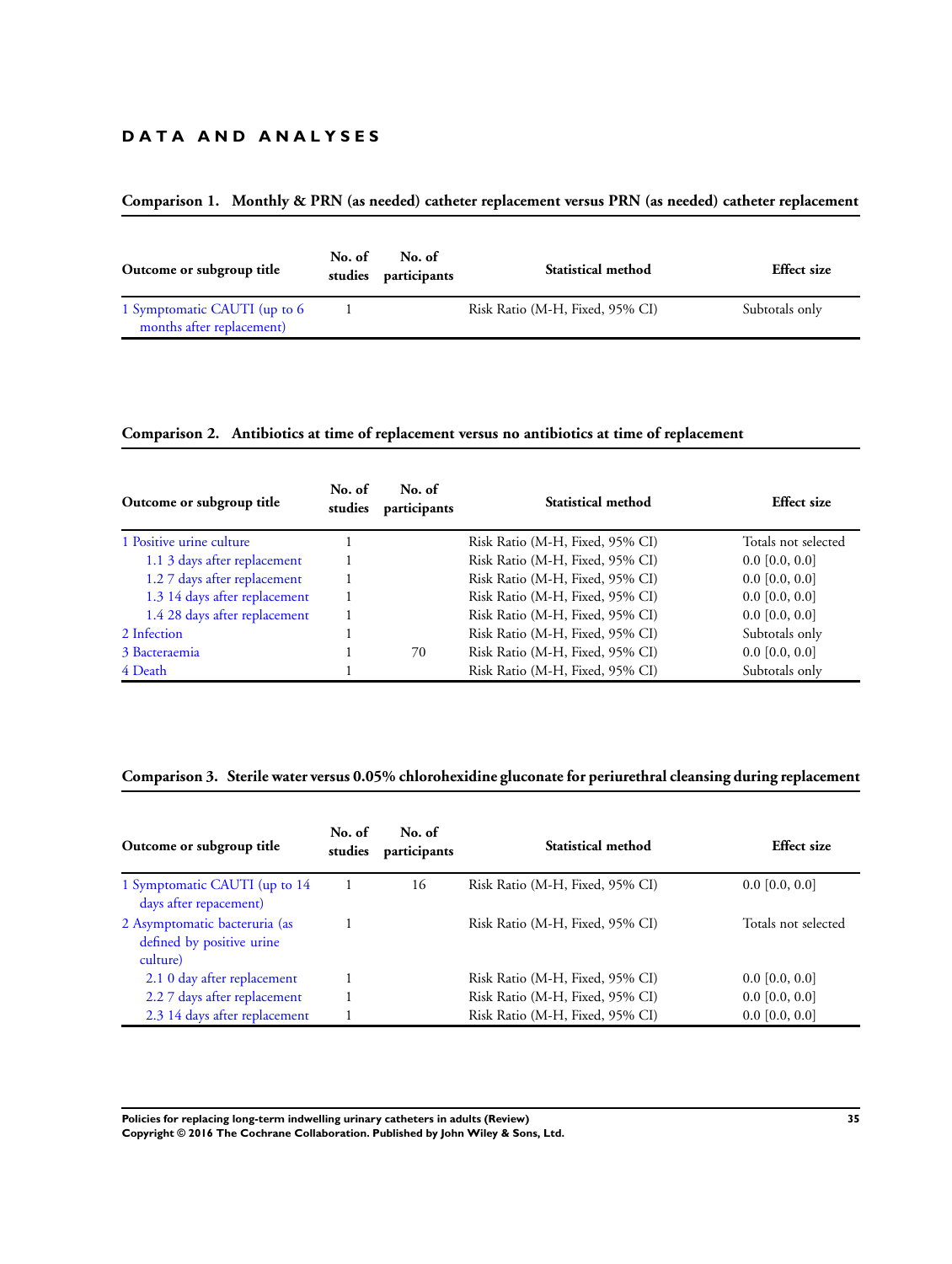# DATA AND ANALYSES

### Comparison 1. Monthly & PRN (as needed) catheter replacement versus PRN (as needed) catheter replacement

| Outcome or subgroup title | No. of studies | No. of participants | Statistical method | Effect size |
|---|---|---|---|---|
| 1 Symptomatic CAUTI (up to 6 months after replacement) | 1 | | Risk Ratio (M-H, Fixed, 95% CI) | Subtotals only |

### Comparison 2. Antibiotics at time of replacement versus no antibiotics at time of replacement

| Outcome or subgroup title | No. of studies | No. of participants | Statistical method | Effect size |
|---|---|---|---|---|
| 1 Positive urine culture | 1 | | Risk Ratio (M-H, Fixed, 95% CI) | Totals not selected |
| 1.1 3 days after replacement | 1 | | Risk Ratio (M-H, Fixed, 95% CI) | 0.0 [0.0, 0.0] |
| 1.2 7 days after replacement | 1 | | Risk Ratio (M-H, Fixed, 95% CI) | 0.0 [0.0, 0.0] |
| 1.3 14 days after replacement | 1 | | Risk Ratio (M-H, Fixed, 95% CI) | 0.0 [0.0, 0.0] |
| 1.4 28 days after replacement | 1 | | Risk Ratio (M-H, Fixed, 95% CI) | 0.0 [0.0, 0.0] |
| 2 Infection | 1 | | Risk Ratio (M-H, Fixed, 95% CI) | Subtotals only |
| 3 Bacteraemia | 1 | 70 | Risk Ratio (M-H, Fixed, 95% CI) | 0.0 [0.0, 0.0] |
| 4 Death | 1 | | Risk Ratio (M-H, Fixed, 95% CI) | Subtotals only |

### Comparison 3. Sterile water versus 0.05% chlorohexidine gluconate for periurethral cleansing during replacement

| Outcome or subgroup title | No. of studies | No. of participants | Statistical method | Effect size |
|---|---|---|---|---|
| 1 Symptomatic CAUTI (up to 14 days after repacement) | 1 | 16 | Risk Ratio (M-H, Fixed, 95% CI) | 0.0 [0.0, 0.0] |
| 2 Asymptomatic bacteruria (as defined by positive urine culture) | 1 | | Risk Ratio (M-H, Fixed, 95% CI) | Totals not selected |
| 2.1 0 day after replacement | 1 | | Risk Ratio (M-H, Fixed, 95% CI) | 0.0 [0.0, 0.0] |
| 2.2 7 days after replacement | 1 | | Risk Ratio (M-H, Fixed, 95% CI) | 0.0 [0.0, 0.0] |
| 2.3 14 days after replacement | 1 | | Risk Ratio (M-H, Fixed, 95% CI) | 0.0 [0.0, 0.0] |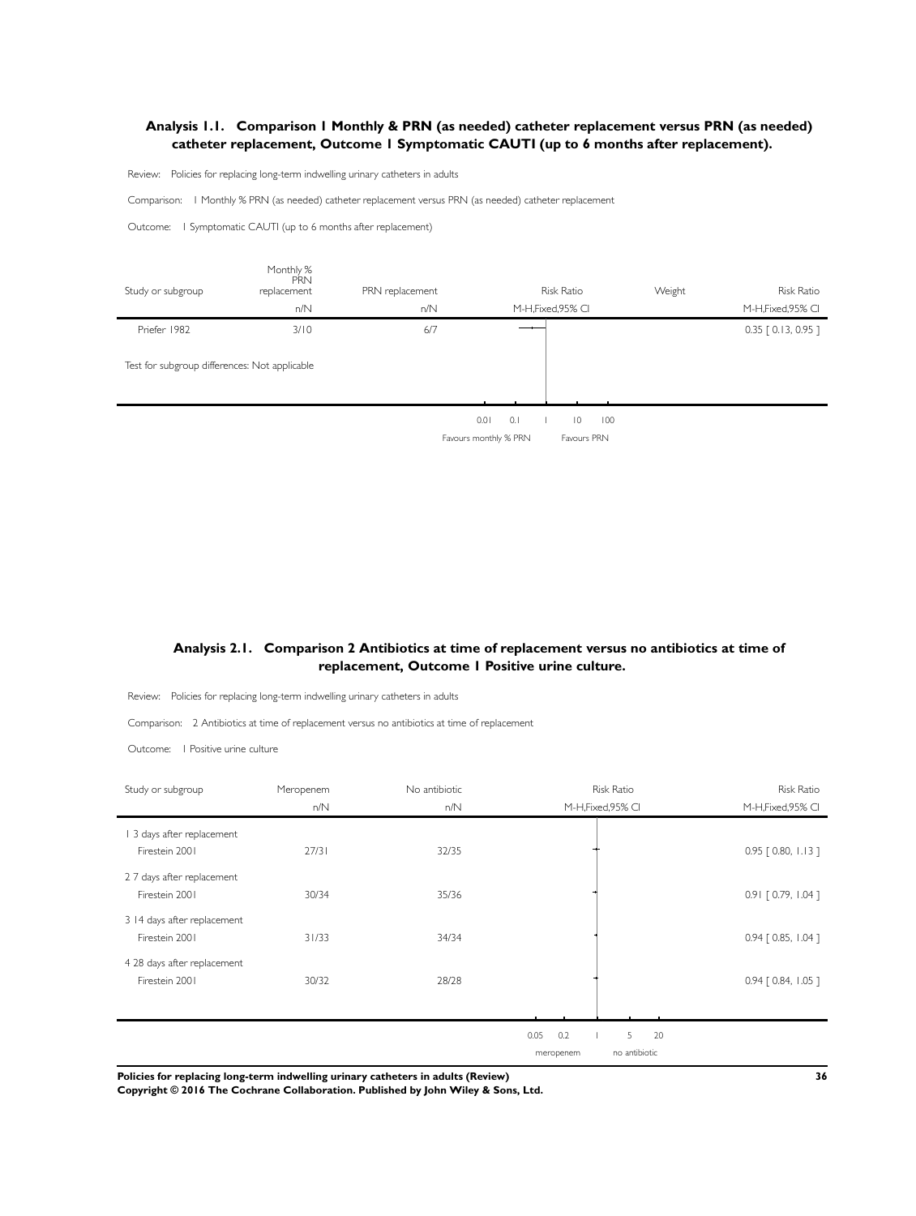### Analysis 1.1. Comparison 1 Monthly & PRN (as needed) catheter replacement versus PRN (as needed) catheter replacement, Outcome 1 Symptomatic CAUTI (up to 6 months after replacement).

Review: Policies for replacing long-term indwelling urinary catheters in adults

Comparison: 1 Monthly % PRN (as needed) catheter replacement versus PRN (as needed) catheter replacement

Outcome: 1 Symptomatic CAUTI (up to 6 months after replacement)

| Study or subgroup | Monthly % PRN replacement | PRN replacement | Risk Ratio | Weight | Risk Ratio |
|---|---|---|---|---|---|
| | n/N | n/N | M-H,Fixed,95% CI | | M-H,Fixed,95% CI |
| Priefer 1982 | 3/10 | 6/7 | | | 0.35 [ 0.13, 0.95 ] |
| Test for subgroup differences: Not applicable | | | | | |

0.01 0.1 1 10 100

Favours monthly % PRN Favours PRN

### Analysis 2.1. Comparison 2 Antibiotics at time of replacement versus no antibiotics at time of replacement, Outcome 1 Positive urine culture.

Review: Policies for replacing long-term indwelling urinary catheters in adults

Comparison: 2 Antibiotics at time of replacement versus no antibiotics at time of replacement

Outcome: 1 Positive urine culture

| Study or subgroup | Meropenem | No antibiotic | Risk Ratio | Risk Ratio |
|---|---|---|---|---|
| | n/N | n/N | M-H,Fixed,95% CI | M-H,Fixed,95% CI |
| 1 3 days after replacement | | | | |
| Firestein 2001 | 27/31 | 32/35 | | 0.95 [ 0.80, 1.13 ] |
| 2 7 days after replacement | | | | |
| Firestein 2001 | 30/34 | 35/36 | | 0.91 [ 0.79, 1.04 ] |
| 3 14 days after replacement | | | | |
| Firestein 2001 | 31/33 | 34/34 | | 0.94 [ 0.85, 1.04 ] |
| 4 28 days after replacement | | | | |
| Firestein 2001 | 30/32 | 28/28 | | 0.94 [ 0.84, 1.05 ] |

0.05 0.2 1 5 20

meropenem no antibiotic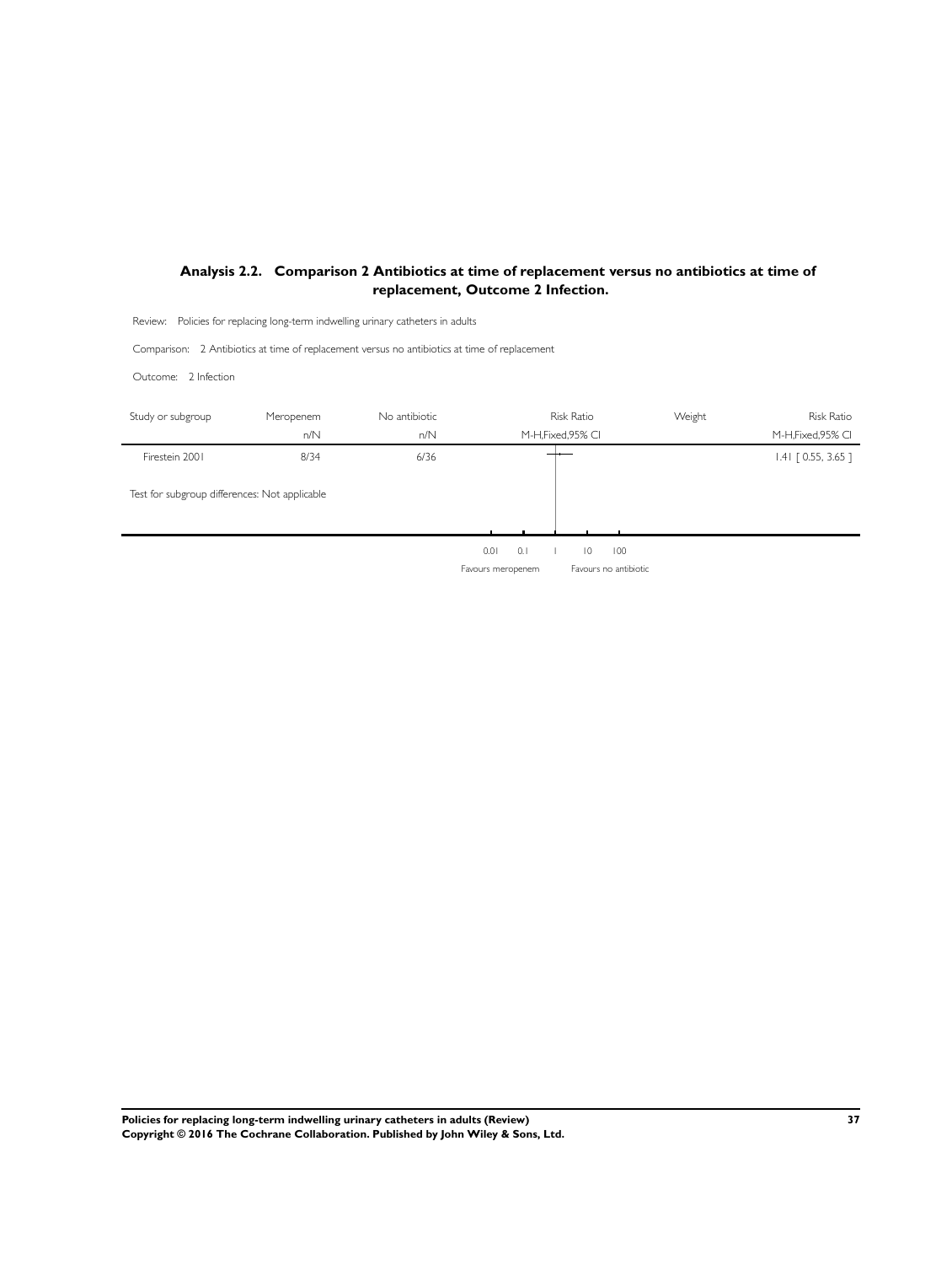## Analysis 2.2. Comparison 2 Antibiotics at time of replacement versus no antibiotics at time of replacement, Outcome 2 Infection.

Review: Policies for replacing long-term indwelling urinary catheters in adults

Comparison: 2 Antibiotics at time of replacement versus no antibiotics at time of replacement

Outcome: 2 Infection

| Study or subgroup | Meropenem n/N | No antibiotic n/N | Risk Ratio M-H,Fixed,95% CI | Weight | Risk Ratio M-H,Fixed,95% CI |
|---|---|---|---|---|---|
| Firestein 2001 | 8/34 | 6/36 | | | 1.41 [ 0.55, 3.65 ] |

Test for subgroup differences: Not applicable

0.01 0.1 1 10 100

Favours meropenem Favours no antibiotic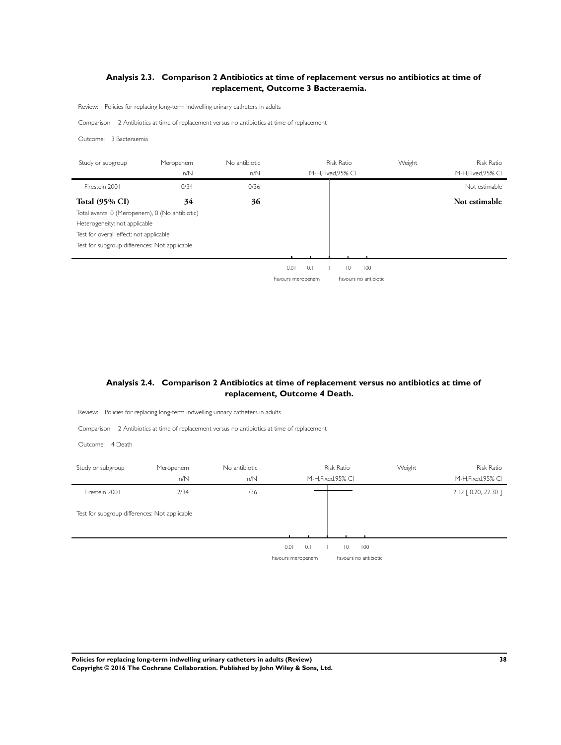### Analysis 2.3. Comparison 2 Antibiotics at time of replacement versus no antibiotics at time of replacement, Outcome 3 Bacteraemia.

Review: Policies for replacing long-term indwelling urinary catheters in adults

Comparison: 2 Antibiotics at time of replacement versus no antibiotics at time of replacement

Outcome: 3 Bacteraemia

| Study or subgroup | Meropenem n/N | No antibiotic n/N | Risk Ratio M-H,Fixed,95% CI | Weight | Risk Ratio M-H,Fixed,95% CI |
|---|---|---|---|---|---|
| Firestein 2001 | 0/34 | 0/36 | | | Not estimable |
| **Total (95% CI)** | **34** | **36** | | | **Not estimable** |

Total events: 0 (Meropenem), 0 (No antibiotic)
Heterogeneity: not applicable
Test for overall effect: not applicable
Test for subgroup differences: Not applicable

0.01 0.1 1 10 100
Favours meropenem Favours no antibiotic

### Analysis 2.4. Comparison 2 Antibiotics at time of replacement versus no antibiotics at time of replacement, Outcome 4 Death.

Review: Policies for replacing long-term indwelling urinary catheters in adults

Comparison: 2 Antibiotics at time of replacement versus no antibiotics at time of replacement

Outcome: 4 Death

| Study or subgroup | Meropenem n/N | No antibiotic n/N | Risk Ratio M-H,Fixed,95% CI | Weight | Risk Ratio M-H,Fixed,95% CI |
|---|---|---|---|---|---|
| Firestein 2001 | 2/34 | 1/36 | | | 2.12 [ 0.20, 22.30 ] |

Test for subgroup differences: Not applicable

0.01 0.1 1 10 100
Favours meropenem Favours no antibiotic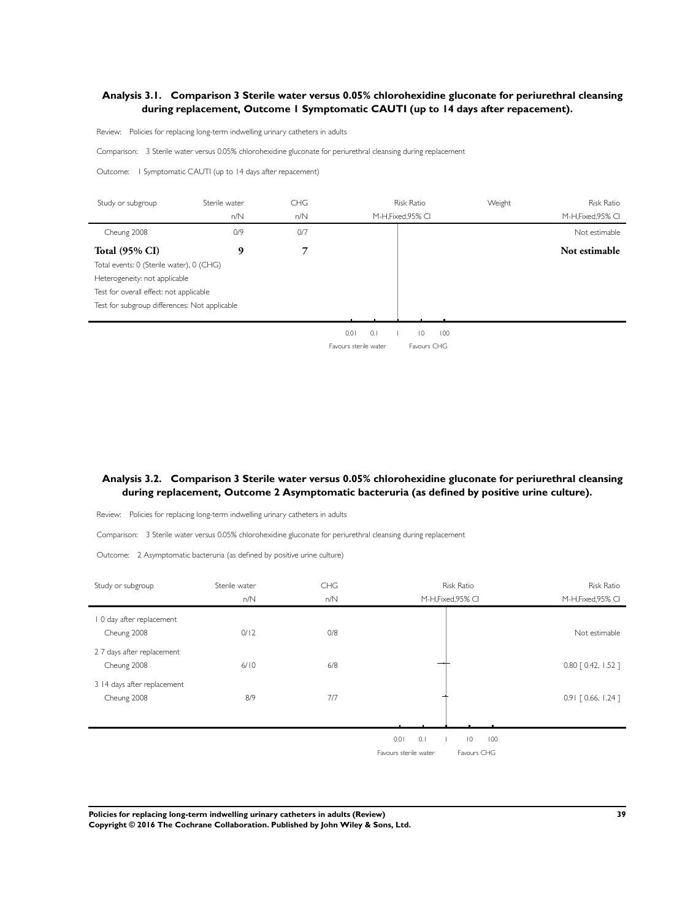### Analysis 3.1. Comparison 3 Sterile water versus 0.05% chlorohexidine gluconate for periurethral cleansing during replacement, Outcome 1 Symptomatic CAUTI (up to 14 days after repacement).

Review: Policies for replacing long-term indwelling urinary catheters in adults

Comparison: 3 Sterile water versus 0.05% chlorohexidine gluconate for periurethral cleansing during replacement

Outcome: 1 Symptomatic CAUTI (up to 14 days after repacement)

| Study or subgroup | Sterile water n/N | CHG n/N | Risk Ratio M-H,Fixed,95% CI | Weight | Risk Ratio M-H,Fixed,95% CI |
|---|---|---|---|---|---|
| Cheung 2008 | 0/9 | 0/7 | | | Not estimable |
| **Total (95% CI)** | **9** | **7** | | | **Not estimable** |
| Total events: 0 (Sterile water), 0 (CHG) | | | | | |
| Heterogeneity: not applicable | | | | | |
| Test for overall effect: not applicable | | | | | |
| Test for subgroup differences: Not applicable | | | | | |

0.01 0.1 1 10 100

Favours sterile water | Favours CHG

### Analysis 3.2. Comparison 3 Sterile water versus 0.05% chlorohexidine gluconate for periurethral cleansing during replacement, Outcome 2 Asymptomatic bacteruria (as defined by positive urine culture).

Review: Policies for replacing long-term indwelling urinary catheters in adults

Comparison: 3 Sterile water versus 0.05% chlorohexidine gluconate for periurethral cleansing during replacement

Outcome: 2 Asymptomatic bacteruria (as defined by positive urine culture)

| Study or subgroup | Sterile water n/N | CHG n/N | Risk Ratio M-H,Fixed,95% CI | Risk Ratio M-H,Fixed,95% CI |
|---|---|---|---|---|
| 1 0 day after replacement | | | | |
| Cheung 2008 | 0/12 | 0/8 | | Not estimable |
| 2 7 days after replacement | | | | |
| Cheung 2008 | 6/10 | 6/8 | | 0.80 [ 0.42, 1.52 ] |
| 3 14 days after replacement | | | | |
| Cheung 2008 | 8/9 | 7/7 | | 0.91 [ 0.66, 1.24 ] |

0.01 0.1 1 10 100

Favours sterile water | Favours CHG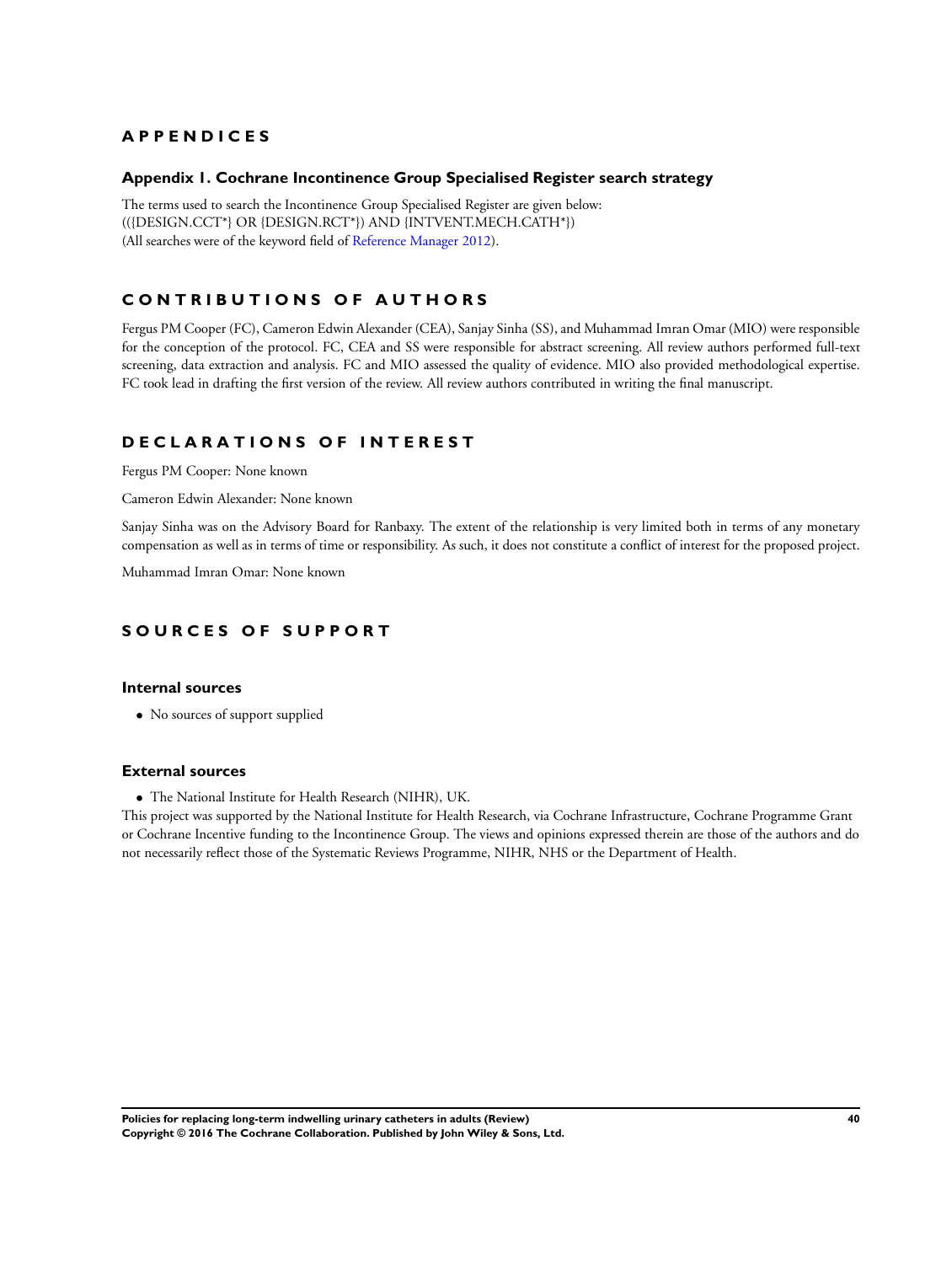# APPENDICES

## Appendix 1. Cochrane Incontinence Group Specialised Register search strategy

The terms used to search the Incontinence Group Specialised Register are given below:
(({DESIGN.CCT*} OR {DESIGN.RCT*}) AND {INTVENT.MECH.CATH*})
(All searches were of the keyword field of Reference Manager 2012).

# CONTRIBUTIONS OF AUTHORS

Fergus PM Cooper (FC), Cameron Edwin Alexander (CEA), Sanjay Sinha (SS), and Muhammad Imran Omar (MIO) were responsible for the conception of the protocol. FC, CEA and SS were responsible for abstract screening. All review authors performed full-text screening, data extraction and analysis. FC and MIO assessed the quality of evidence. MIO also provided methodological expertise. FC took lead in drafting the first version of the review. All review authors contributed in writing the final manuscript.

# DECLARATIONS OF INTEREST

Fergus PM Cooper: None known

Cameron Edwin Alexander: None known

Sanjay Sinha was on the Advisory Board for Ranbaxy. The extent of the relationship is very limited both in terms of any monetary compensation as well as in terms of time or responsibility. As such, it does not constitute a conflict of interest for the proposed project.

Muhammad Imran Omar: None known

# SOURCES OF SUPPORT

### Internal sources

- No sources of support supplied

### External sources

- The National Institute for Health Research (NIHR), UK.

This project was supported by the National Institute for Health Research, via Cochrane Infrastructure, Cochrane Programme Grant or Cochrane Incentive funding to the Incontinence Group. The views and opinions expressed therein are those of the authors and do not necessarily reflect those of the Systematic Reviews Programme, NIHR, NHS or the Department of Health.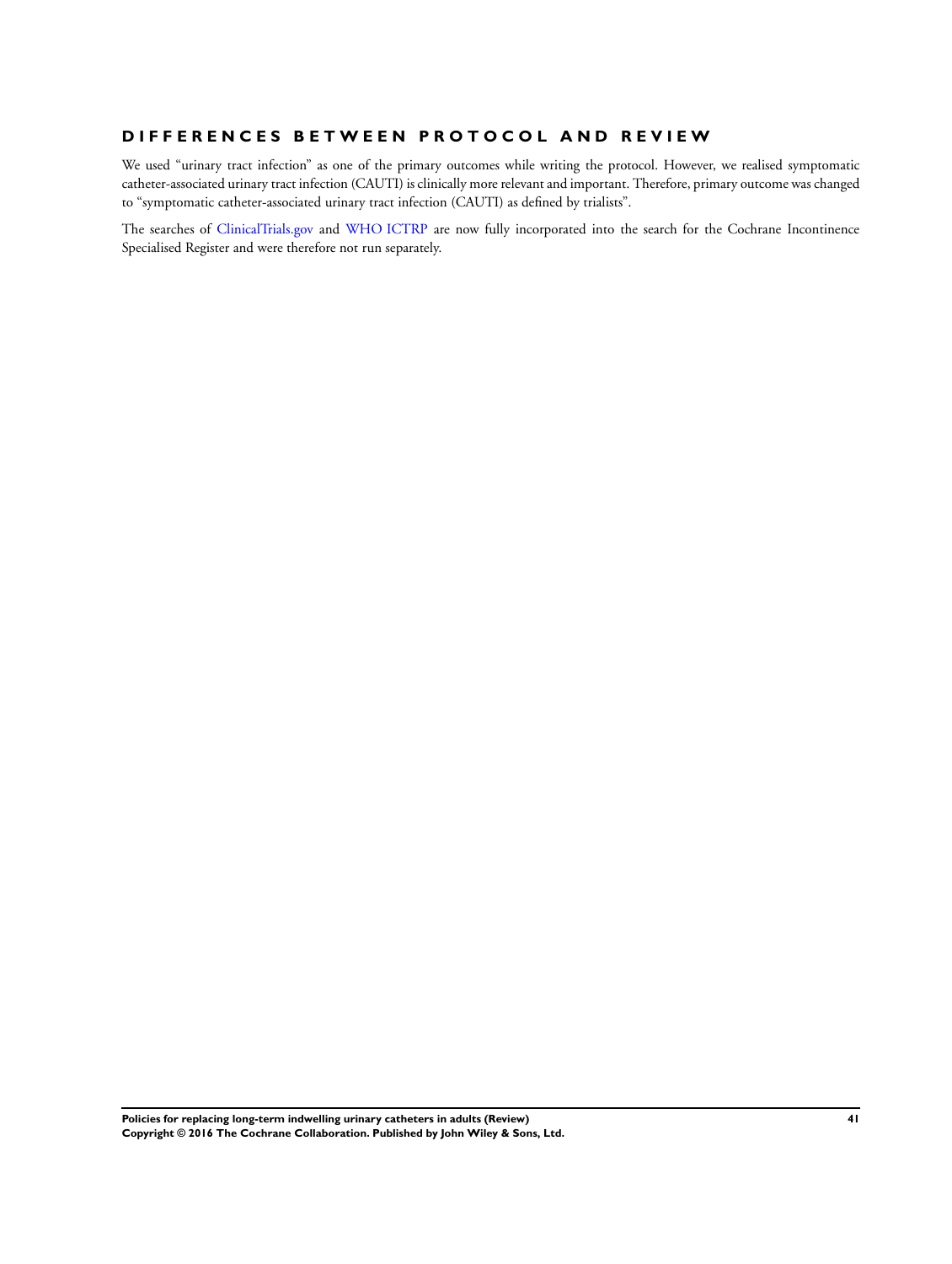## DIFFERENCES BETWEEN PROTOCOL AND REVIEW

We used "urinary tract infection" as one of the primary outcomes while writing the protocol. However, we realised symptomatic catheter-associated urinary tract infection (CAUTI) is clinically more relevant and important. Therefore, primary outcome was changed to "symptomatic catheter-associated urinary tract infection (CAUTI) as defined by trialists".

The searches of ClinicalTrials.gov and WHO ICTRP are now fully incorporated into the search for the Cochrane Incontinence Specialised Register and were therefore not run separately.